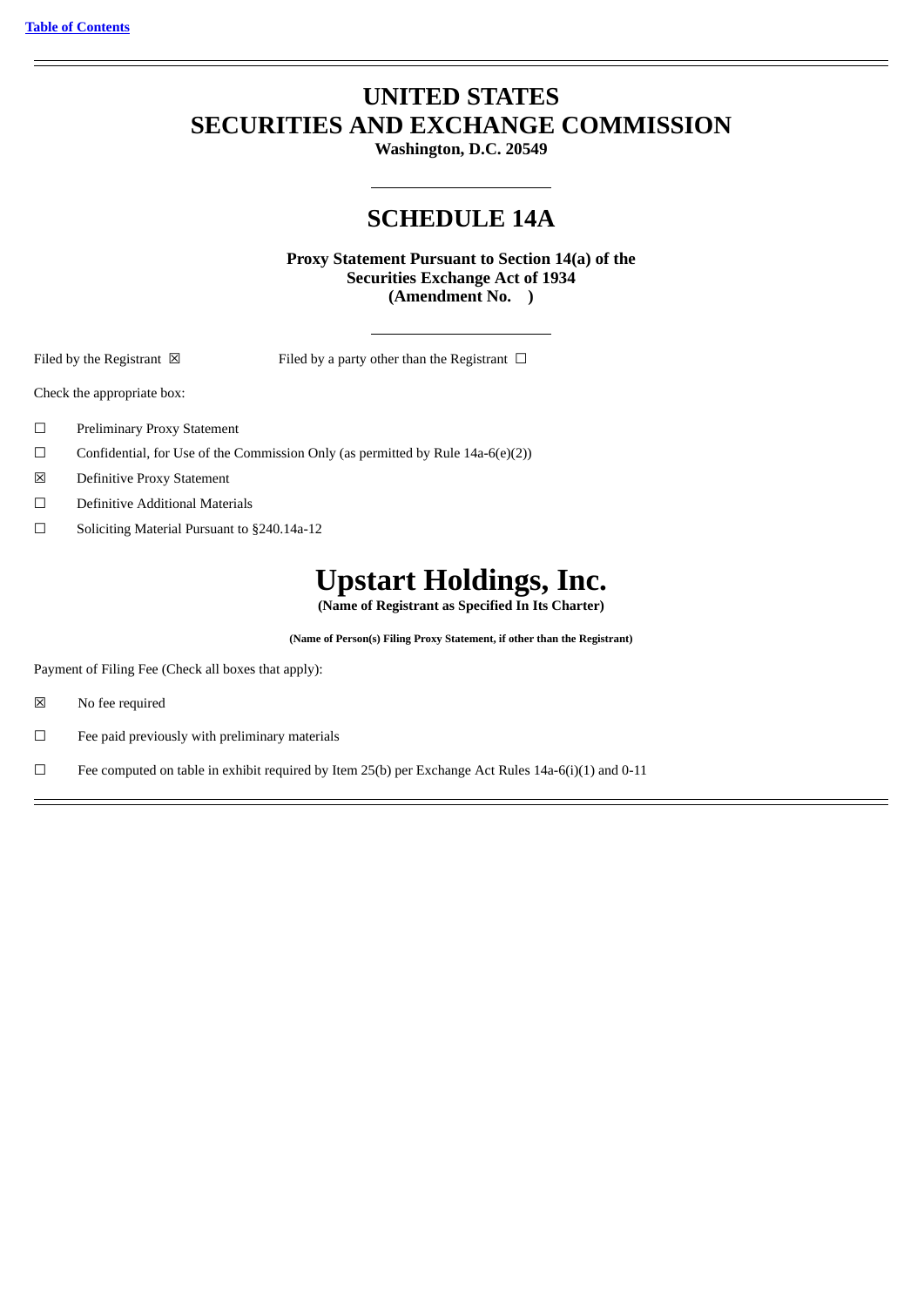[Table of Contents](#)

# UNITED STATES
# SECURITIES AND EXCHANGE COMMISSION

**Washington, D.C. 20549**

## SCHEDULE 14A

**Proxy Statement Pursuant to Section 14(a) of the Securities Exchange Act of 1934 (Amendment No.   )**

Filed by the Registrant ☒        Filed by a party other than the Registrant ☐

Check the appropriate box:

☐ Preliminary Proxy Statement

☐ Confidential, for Use of the Commission Only (as permitted by Rule 14a-6(e)(2))

☒ Definitive Proxy Statement

☐ Definitive Additional Materials

☐ Soliciting Material Pursuant to §240.14a-12

# Upstart Holdings, Inc.

**(Name of Registrant as Specified In Its Charter)**

**(Name of Person(s) Filing Proxy Statement, if other than the Registrant)**

Payment of Filing Fee (Check all boxes that apply):

☒ No fee required

☐ Fee paid previously with preliminary materials

☐ Fee computed on table in exhibit required by Item 25(b) per Exchange Act Rules 14a-6(i)(1) and 0-11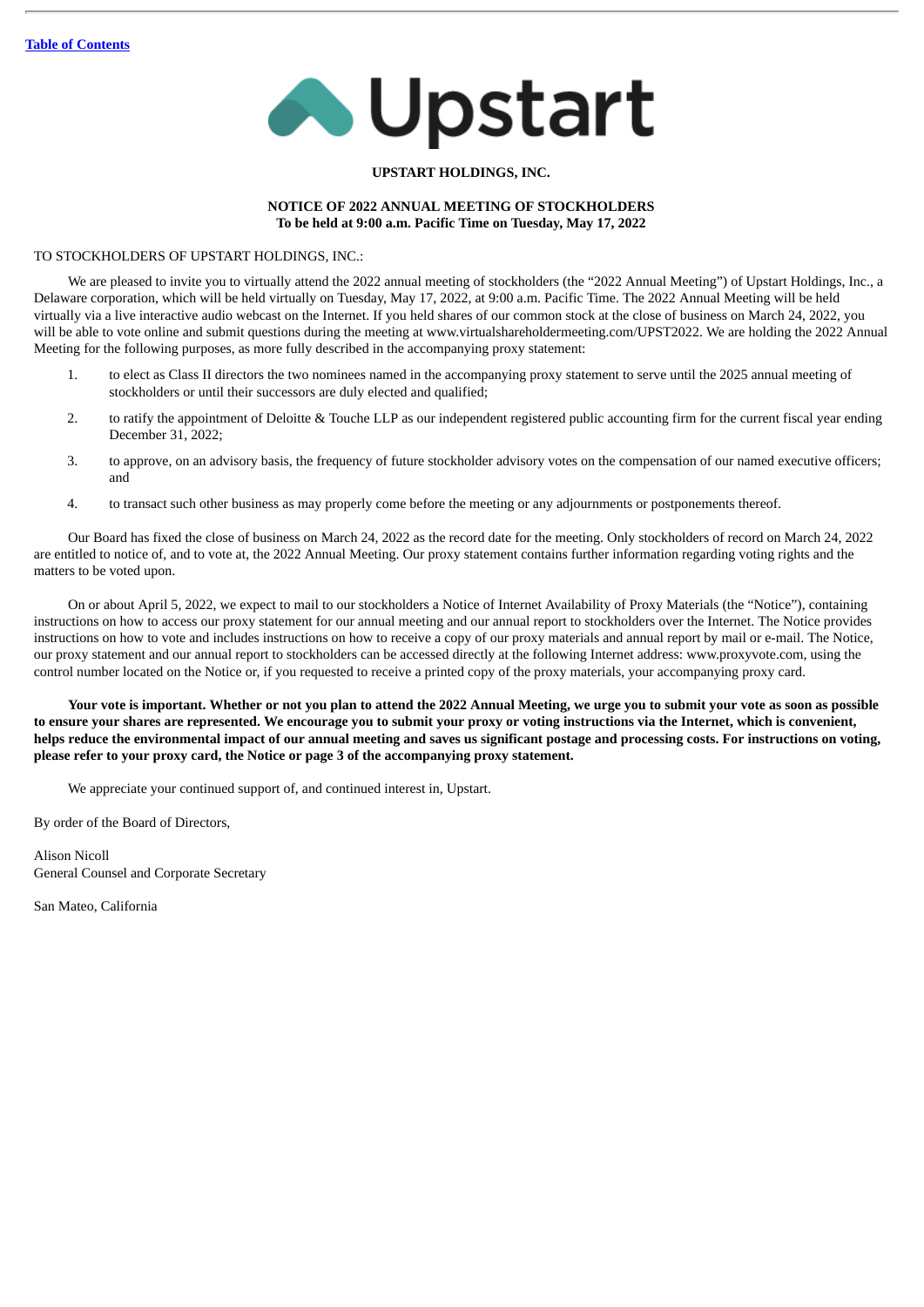[Table of Contents](#)

Upstart

**UPSTART HOLDINGS, INC.**

**NOTICE OF 2022 ANNUAL MEETING OF STOCKHOLDERS**
**To be held at 9:00 a.m. Pacific Time on Tuesday, May 17, 2022**

TO STOCKHOLDERS OF UPSTART HOLDINGS, INC.:

We are pleased to invite you to virtually attend the 2022 annual meeting of stockholders (the "2022 Annual Meeting") of Upstart Holdings, Inc., a Delaware corporation, which will be held virtually on Tuesday, May 17, 2022, at 9:00 a.m. Pacific Time. The 2022 Annual Meeting will be held virtually via a live interactive audio webcast on the Internet. If you held shares of our common stock at the close of business on March 24, 2022, you will be able to vote online and submit questions during the meeting at www.virtualshareholdermeeting.com/UPST2022. We are holding the 2022 Annual Meeting for the following purposes, as more fully described in the accompanying proxy statement:

1. to elect as Class II directors the two nominees named in the accompanying proxy statement to serve until the 2025 annual meeting of stockholders or until their successors are duly elected and qualified;

2. to ratify the appointment of Deloitte & Touche LLP as our independent registered public accounting firm for the current fiscal year ending December 31, 2022;

3. to approve, on an advisory basis, the frequency of future stockholder advisory votes on the compensation of our named executive officers; and

4. to transact such other business as may properly come before the meeting or any adjournments or postponements thereof.

Our Board has fixed the close of business on March 24, 2022 as the record date for the meeting. Only stockholders of record on March 24, 2022 are entitled to notice of, and to vote at, the 2022 Annual Meeting. Our proxy statement contains further information regarding voting rights and the matters to be voted upon.

On or about April 5, 2022, we expect to mail to our stockholders a Notice of Internet Availability of Proxy Materials (the "Notice"), containing instructions on how to access our proxy statement for our annual meeting and our annual report to stockholders over the Internet. The Notice provides instructions on how to vote and includes instructions on how to receive a copy of our proxy materials and annual report by mail or e-mail. The Notice, our proxy statement and our annual report to stockholders can be accessed directly at the following Internet address: www.proxyvote.com, using the control number located on the Notice or, if you requested to receive a printed copy of the proxy materials, your accompanying proxy card.

**Your vote is important. Whether or not you plan to attend the 2022 Annual Meeting, we urge you to submit your vote as soon as possible to ensure your shares are represented. We encourage you to submit your proxy or voting instructions via the Internet, which is convenient, helps reduce the environmental impact of our annual meeting and saves us significant postage and processing costs. For instructions on voting, please refer to your proxy card, the Notice or page 3 of the accompanying proxy statement.**

We appreciate your continued support of, and continued interest in, Upstart.

By order of the Board of Directors,

Alison Nicoll
General Counsel and Corporate Secretary

San Mateo, California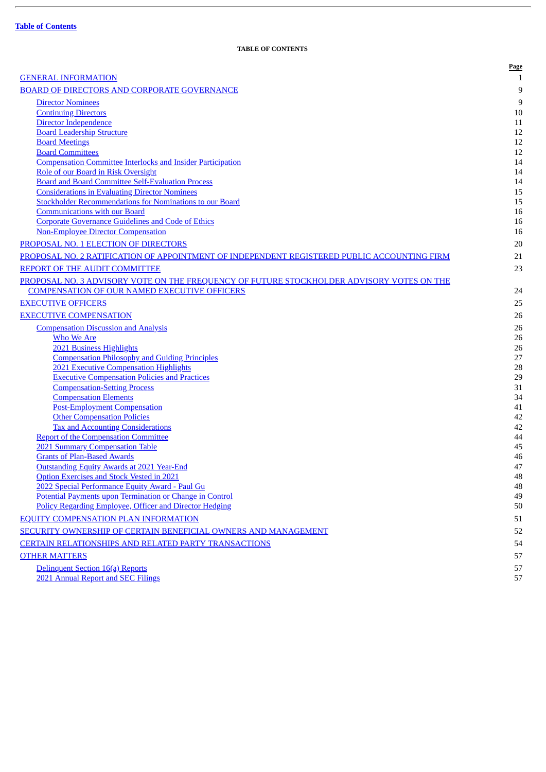**Table of Contents**

**TABLE OF CONTENTS**

| | Page |
|---|---|
| GENERAL INFORMATION | 1 |
| BOARD OF DIRECTORS AND CORPORATE GOVERNANCE | 9 |
| Director Nominees | 9 |
| Continuing Directors | 10 |
| Director Independence | 11 |
| Board Leadership Structure | 12 |
| Board Meetings | 12 |
| Board Committees | 12 |
| Compensation Committee Interlocks and Insider Participation | 14 |
| Role of our Board in Risk Oversight | 14 |
| Board and Board Committee Self-Evaluation Process | 14 |
| Considerations in Evaluating Director Nominees | 15 |
| Stockholder Recommendations for Nominations to our Board | 15 |
| Communications with our Board | 16 |
| Corporate Governance Guidelines and Code of Ethics | 16 |
| Non-Employee Director Compensation | 16 |
| PROPOSAL NO. 1 ELECTION OF DIRECTORS | 20 |
| PROPOSAL NO. 2 RATIFICATION OF APPOINTMENT OF INDEPENDENT REGISTERED PUBLIC ACCOUNTING FIRM | 21 |
| REPORT OF THE AUDIT COMMITTEE | 23 |
| PROPOSAL NO. 3 ADVISORY VOTE ON THE FREQUENCY OF FUTURE STOCKHOLDER ADVISORY VOTES ON THE COMPENSATION OF OUR NAMED EXECUTIVE OFFICERS | 24 |
| EXECUTIVE OFFICERS | 25 |
| EXECUTIVE COMPENSATION | 26 |
| Compensation Discussion and Analysis | 26 |
| Who We Are | 26 |
| 2021 Business Highlights | 26 |
| Compensation Philosophy and Guiding Principles | 27 |
| 2021 Executive Compensation Highlights | 28 |
| Executive Compensation Policies and Practices | 29 |
| Compensation-Setting Process | 31 |
| Compensation Elements | 34 |
| Post-Employment Compensation | 41 |
| Other Compensation Policies | 42 |
| Tax and Accounting Considerations | 42 |
| Report of the Compensation Committee | 44 |
| 2021 Summary Compensation Table | 45 |
| Grants of Plan-Based Awards | 46 |
| Outstanding Equity Awards at 2021 Year-End | 47 |
| Option Exercises and Stock Vested in 2021 | 48 |
| 2022 Special Performance Equity Award - Paul Gu | 48 |
| Potential Payments upon Termination or Change in Control | 49 |
| Policy Regarding Employee, Officer and Director Hedging | 50 |
| EQUITY COMPENSATION PLAN INFORMATION | 51 |
| SECURITY OWNERSHIP OF CERTAIN BENEFICIAL OWNERS AND MANAGEMENT | 52 |
| CERTAIN RELATIONSHIPS AND RELATED PARTY TRANSACTIONS | 54 |
| OTHER MATTERS | 57 |
| Delinquent Section 16(a) Reports | 57 |
| 2021 Annual Report and SEC Filings | 57 |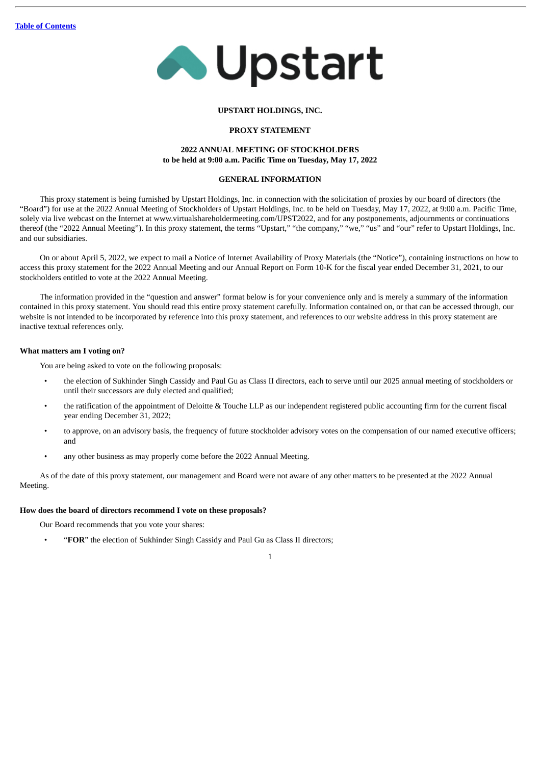[Table of Contents]()

**UPSTART HOLDINGS, INC.**

**PROXY STATEMENT**

**2022 ANNUAL MEETING OF STOCKHOLDERS**
**to be held at 9:00 a.m. Pacific Time on Tuesday, May 17, 2022**

**GENERAL INFORMATION**

This proxy statement is being furnished by Upstart Holdings, Inc. in connection with the solicitation of proxies by our board of directors (the "Board") for use at the 2022 Annual Meeting of Stockholders of Upstart Holdings, Inc. to be held on Tuesday, May 17, 2022, at 9:00 a.m. Pacific Time, solely via live webcast on the Internet at www.virtualshareholdermeeting.com/UPST2022, and for any postponements, adjournments or continuations thereof (the "2022 Annual Meeting"). In this proxy statement, the terms "Upstart," "the company," "we," "us" and "our" refer to Upstart Holdings, Inc. and our subsidiaries.

On or about April 5, 2022, we expect to mail a Notice of Internet Availability of Proxy Materials (the "Notice"), containing instructions on how to access this proxy statement for the 2022 Annual Meeting and our Annual Report on Form 10-K for the fiscal year ended December 31, 2021, to our stockholders entitled to vote at the 2022 Annual Meeting.

The information provided in the "question and answer" format below is for your convenience only and is merely a summary of the information contained in this proxy statement. You should read this entire proxy statement carefully. Information contained on, or that can be accessed through, our website is not intended to be incorporated by reference into this proxy statement, and references to our website address in this proxy statement are inactive textual references only.

**What matters am I voting on?**

You are being asked to vote on the following proposals:

- the election of Sukhinder Singh Cassidy and Paul Gu as Class II directors, each to serve until our 2025 annual meeting of stockholders or until their successors are duly elected and qualified;
- the ratification of the appointment of Deloitte & Touche LLP as our independent registered public accounting firm for the current fiscal year ending December 31, 2022;
- to approve, on an advisory basis, the frequency of future stockholder advisory votes on the compensation of our named executive officers; and
- any other business as may properly come before the 2022 Annual Meeting.

As of the date of this proxy statement, our management and Board were not aware of any other matters to be presented at the 2022 Annual Meeting.

**How does the board of directors recommend I vote on these proposals?**

Our Board recommends that you vote your shares:

- "**FOR**" the election of Sukhinder Singh Cassidy and Paul Gu as Class II directors;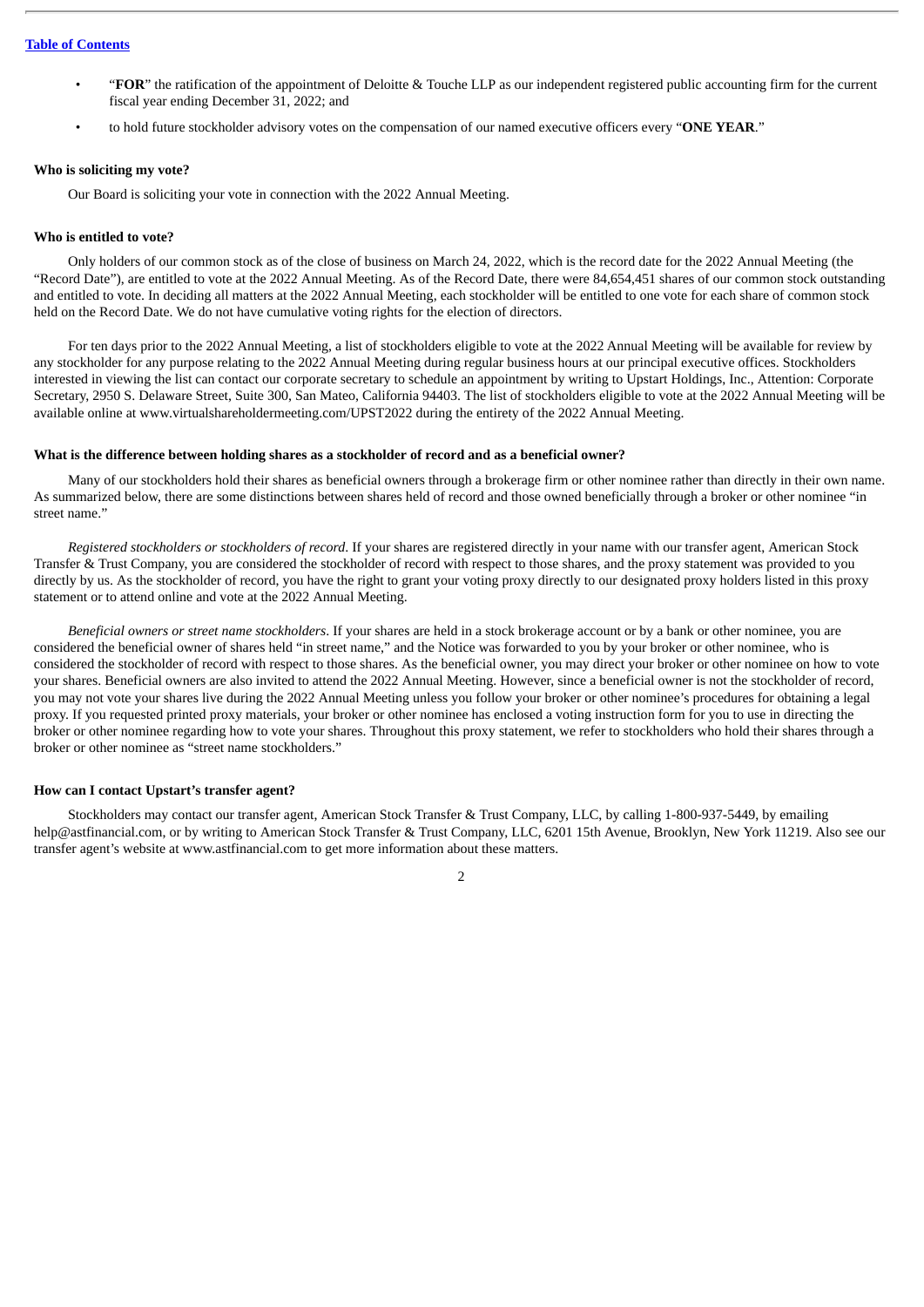- "**FOR**" the ratification of the appointment of Deloitte & Touche LLP as our independent registered public accounting firm for the current fiscal year ending December 31, 2022; and
- to hold future stockholder advisory votes on the compensation of our named executive officers every "**ONE YEAR**."

**Who is soliciting my vote?**

Our Board is soliciting your vote in connection with the 2022 Annual Meeting.

**Who is entitled to vote?**

Only holders of our common stock as of the close of business on March 24, 2022, which is the record date for the 2022 Annual Meeting (the "Record Date"), are entitled to vote at the 2022 Annual Meeting. As of the Record Date, there were 84,654,451 shares of our common stock outstanding and entitled to vote. In deciding all matters at the 2022 Annual Meeting, each stockholder will be entitled to one vote for each share of common stock held on the Record Date. We do not have cumulative voting rights for the election of directors.

For ten days prior to the 2022 Annual Meeting, a list of stockholders eligible to vote at the 2022 Annual Meeting will be available for review by any stockholder for any purpose relating to the 2022 Annual Meeting during regular business hours at our principal executive offices. Stockholders interested in viewing the list can contact our corporate secretary to schedule an appointment by writing to Upstart Holdings, Inc., Attention: Corporate Secretary, 2950 S. Delaware Street, Suite 300, San Mateo, California 94403. The list of stockholders eligible to vote at the 2022 Annual Meeting will be available online at www.virtualshareholdermeeting.com/UPST2022 during the entirety of the 2022 Annual Meeting.

**What is the difference between holding shares as a stockholder of record and as a beneficial owner?**

Many of our stockholders hold their shares as beneficial owners through a brokerage firm or other nominee rather than directly in their own name. As summarized below, there are some distinctions between shares held of record and those owned beneficially through a broker or other nominee "in street name."

*Registered stockholders or stockholders of record*. If your shares are registered directly in your name with our transfer agent, American Stock Transfer & Trust Company, you are considered the stockholder of record with respect to those shares, and the proxy statement was provided to you directly by us. As the stockholder of record, you have the right to grant your voting proxy directly to our designated proxy holders listed in this proxy statement or to attend online and vote at the 2022 Annual Meeting.

*Beneficial owners or street name stockholders*. If your shares are held in a stock brokerage account or by a bank or other nominee, you are considered the beneficial owner of shares held "in street name," and the Notice was forwarded to you by your broker or other nominee, who is considered the stockholder of record with respect to those shares. As the beneficial owner, you may direct your broker or other nominee on how to vote your shares. Beneficial owners are also invited to attend the 2022 Annual Meeting. However, since a beneficial owner is not the stockholder of record, you may not vote your shares live during the 2022 Annual Meeting unless you follow your broker or other nominee's procedures for obtaining a legal proxy. If you requested printed proxy materials, your broker or other nominee has enclosed a voting instruction form for you to use in directing the broker or other nominee regarding how to vote your shares. Throughout this proxy statement, we refer to stockholders who hold their shares through a broker or other nominee as "street name stockholders."

**How can I contact Upstart's transfer agent?**

Stockholders may contact our transfer agent, American Stock Transfer & Trust Company, LLC, by calling 1-800-937-5449, by emailing help@astfinancial.com, or by writing to American Stock Transfer & Trust Company, LLC, 6201 15th Avenue, Brooklyn, New York 11219. Also see our transfer agent's website at www.astfinancial.com to get more information about these matters.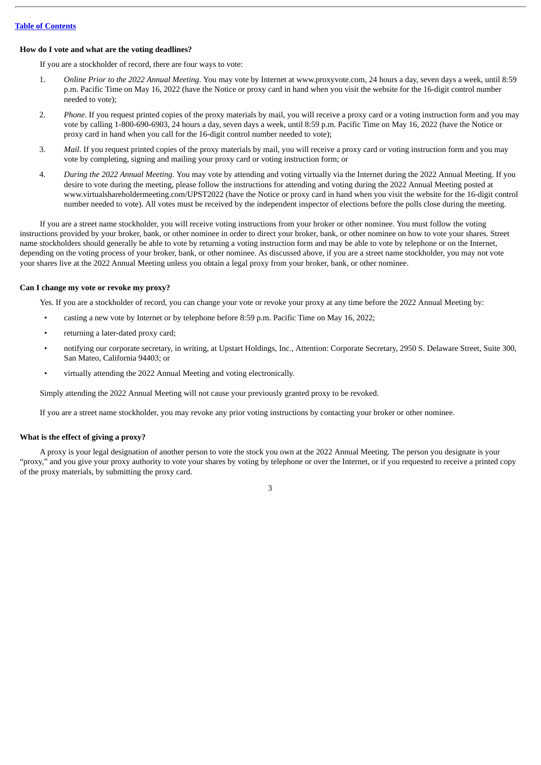[Table of Contents](#)

**How do I vote and what are the voting deadlines?**

If you are a stockholder of record, there are four ways to vote:

1. *Online Prior to the 2022 Annual Meeting*. You may vote by Internet at www.proxyvote.com, 24 hours a day, seven days a week, until 8:59 p.m. Pacific Time on May 16, 2022 (have the Notice or proxy card in hand when you visit the website for the 16-digit control number needed to vote);
2. *Phone*. If you request printed copies of the proxy materials by mail, you will receive a proxy card or a voting instruction form and you may vote by calling 1-800-690-6903, 24 hours a day, seven days a week, until 8:59 p.m. Pacific Time on May 16, 2022 (have the Notice or proxy card in hand when you call for the 16-digit control number needed to vote);
3. *Mail*. If you request printed copies of the proxy materials by mail, you will receive a proxy card or voting instruction form and you may vote by completing, signing and mailing your proxy card or voting instruction form; or
4. *During the 2022 Annual Meeting*. You may vote by attending and voting virtually via the Internet during the 2022 Annual Meeting. If you desire to vote during the meeting, please follow the instructions for attending and voting during the 2022 Annual Meeting posted at www.virtualshareholdermeeting.com/UPST2022 (have the Notice or proxy card in hand when you visit the website for the 16-digit control number needed to vote). All votes must be received by the independent inspector of elections before the polls close during the meeting.

If you are a street name stockholder, you will receive voting instructions from your broker or other nominee. You must follow the voting instructions provided by your broker, bank, or other nominee in order to direct your broker, bank, or other nominee on how to vote your shares. Street name stockholders should generally be able to vote by returning a voting instruction form and may be able to vote by telephone or on the Internet, depending on the voting process of your broker, bank, or other nominee. As discussed above, if you are a street name stockholder, you may not vote your shares live at the 2022 Annual Meeting unless you obtain a legal proxy from your broker, bank, or other nominee.

**Can I change my vote or revoke my proxy?**

Yes. If you are a stockholder of record, you can change your vote or revoke your proxy at any time before the 2022 Annual Meeting by:

- casting a new vote by Internet or by telephone before 8:59 p.m. Pacific Time on May 16, 2022;
- returning a later-dated proxy card;
- notifying our corporate secretary, in writing, at Upstart Holdings, Inc., Attention: Corporate Secretary, 2950 S. Delaware Street, Suite 300, San Mateo, California 94403; or
- virtually attending the 2022 Annual Meeting and voting electronically.

Simply attending the 2022 Annual Meeting will not cause your previously granted proxy to be revoked.

If you are a street name stockholder, you may revoke any prior voting instructions by contacting your broker or other nominee.

**What is the effect of giving a proxy?**

A proxy is your legal designation of another person to vote the stock you own at the 2022 Annual Meeting. The person you designate is your "proxy," and you give your proxy authority to vote your shares by voting by telephone or over the Internet, or if you requested to receive a printed copy of the proxy materials, by submitting the proxy card.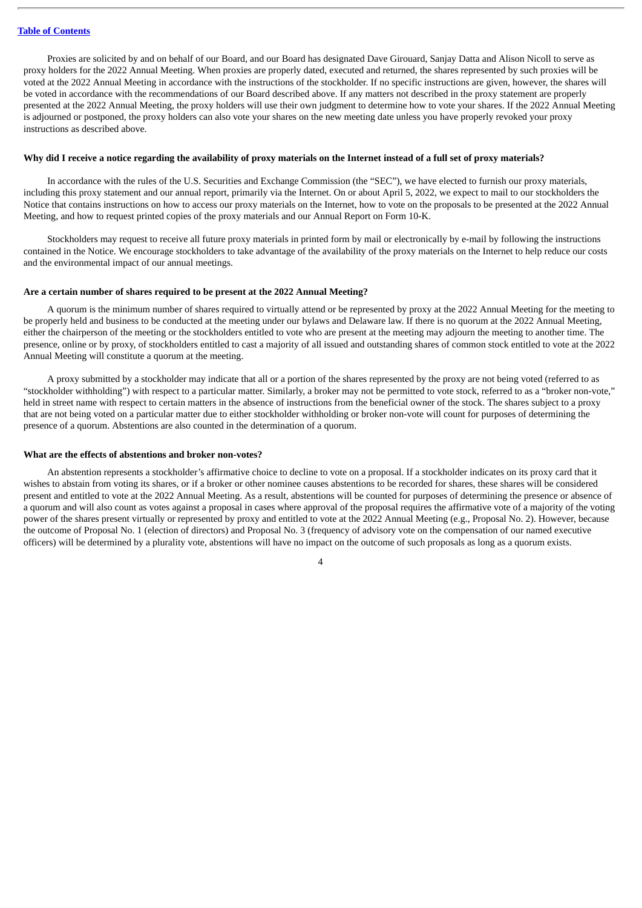Proxies are solicited by and on behalf of our Board, and our Board has designated Dave Girouard, Sanjay Datta and Alison Nicoll to serve as proxy holders for the 2022 Annual Meeting. When proxies are properly dated, executed and returned, the shares represented by such proxies will be voted at the 2022 Annual Meeting in accordance with the instructions of the stockholder. If no specific instructions are given, however, the shares will be voted in accordance with the recommendations of our Board described above. If any matters not described in the proxy statement are properly presented at the 2022 Annual Meeting, the proxy holders will use their own judgment to determine how to vote your shares. If the 2022 Annual Meeting is adjourned or postponed, the proxy holders can also vote your shares on the new meeting date unless you have properly revoked your proxy instructions as described above.

**Why did I receive a notice regarding the availability of proxy materials on the Internet instead of a full set of proxy materials?**

In accordance with the rules of the U.S. Securities and Exchange Commission (the "SEC"), we have elected to furnish our proxy materials, including this proxy statement and our annual report, primarily via the Internet. On or about April 5, 2022, we expect to mail to our stockholders the Notice that contains instructions on how to access our proxy materials on the Internet, how to vote on the proposals to be presented at the 2022 Annual Meeting, and how to request printed copies of the proxy materials and our Annual Report on Form 10-K.

Stockholders may request to receive all future proxy materials in printed form by mail or electronically by e-mail by following the instructions contained in the Notice. We encourage stockholders to take advantage of the availability of the proxy materials on the Internet to help reduce our costs and the environmental impact of our annual meetings.

**Are a certain number of shares required to be present at the 2022 Annual Meeting?**

A quorum is the minimum number of shares required to virtually attend or be represented by proxy at the 2022 Annual Meeting for the meeting to be properly held and business to be conducted at the meeting under our bylaws and Delaware law. If there is no quorum at the 2022 Annual Meeting, either the chairperson of the meeting or the stockholders entitled to vote who are present at the meeting may adjourn the meeting to another time. The presence, online or by proxy, of stockholders entitled to cast a majority of all issued and outstanding shares of common stock entitled to vote at the 2022 Annual Meeting will constitute a quorum at the meeting.

A proxy submitted by a stockholder may indicate that all or a portion of the shares represented by the proxy are not being voted (referred to as "stockholder withholding") with respect to a particular matter. Similarly, a broker may not be permitted to vote stock, referred to as a "broker non-vote," held in street name with respect to certain matters in the absence of instructions from the beneficial owner of the stock. The shares subject to a proxy that are not being voted on a particular matter due to either stockholder withholding or broker non-vote will count for purposes of determining the presence of a quorum. Abstentions are also counted in the determination of a quorum.

**What are the effects of abstentions and broker non-votes?**

An abstention represents a stockholder's affirmative choice to decline to vote on a proposal. If a stockholder indicates on its proxy card that it wishes to abstain from voting its shares, or if a broker or other nominee causes abstentions to be recorded for shares, these shares will be considered present and entitled to vote at the 2022 Annual Meeting. As a result, abstentions will be counted for purposes of determining the presence or absence of a quorum and will also count as votes against a proposal in cases where approval of the proposal requires the affirmative vote of a majority of the voting power of the shares present virtually or represented by proxy and entitled to vote at the 2022 Annual Meeting (e.g., Proposal No. 2). However, because the outcome of Proposal No. 1 (election of directors) and Proposal No. 3 (frequency of advisory vote on the compensation of our named executive officers) will be determined by a plurality vote, abstentions will have no impact on the outcome of such proposals as long as a quorum exists.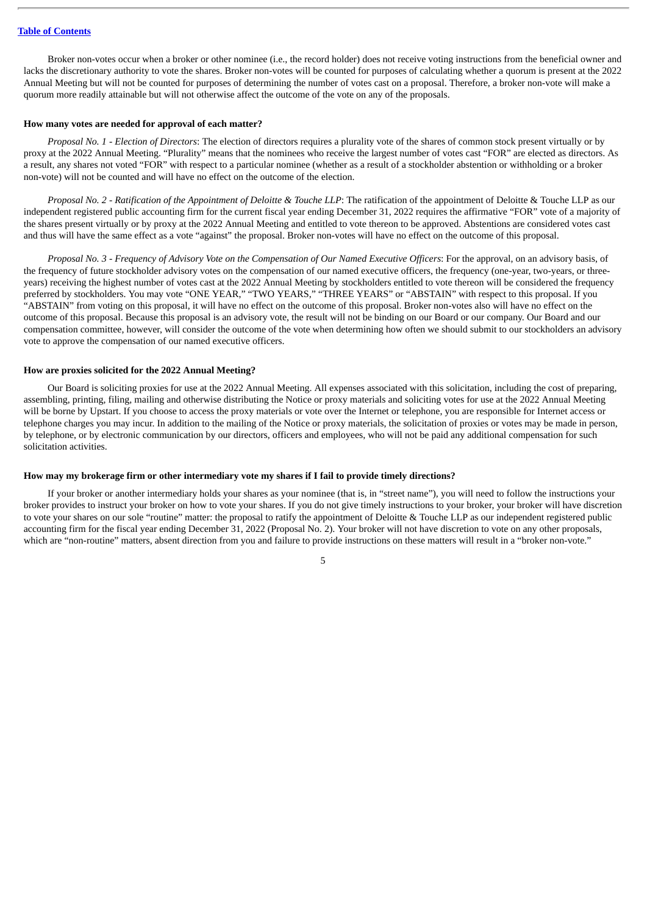Broker non-votes occur when a broker or other nominee (i.e., the record holder) does not receive voting instructions from the beneficial owner and lacks the discretionary authority to vote the shares. Broker non-votes will be counted for purposes of calculating whether a quorum is present at the 2022 Annual Meeting but will not be counted for purposes of determining the number of votes cast on a proposal. Therefore, a broker non-vote will make a quorum more readily attainable but will not otherwise affect the outcome of the vote on any of the proposals.

**How many votes are needed for approval of each matter?**

*Proposal No. 1 - Election of Directors*: The election of directors requires a plurality vote of the shares of common stock present virtually or by proxy at the 2022 Annual Meeting. "Plurality" means that the nominees who receive the largest number of votes cast "FOR" are elected as directors. As a result, any shares not voted "FOR" with respect to a particular nominee (whether as a result of a stockholder abstention or withholding or a broker non-vote) will not be counted and will have no effect on the outcome of the election.

*Proposal No. 2 - Ratification of the Appointment of Deloitte & Touche LLP*: The ratification of the appointment of Deloitte & Touche LLP as our independent registered public accounting firm for the current fiscal year ending December 31, 2022 requires the affirmative "FOR" vote of a majority of the shares present virtually or by proxy at the 2022 Annual Meeting and entitled to vote thereon to be approved. Abstentions are considered votes cast and thus will have the same effect as a vote "against" the proposal. Broker non-votes will have no effect on the outcome of this proposal.

*Proposal No. 3 - Frequency of Advisory Vote on the Compensation of Our Named Executive Officers*: For the approval, on an advisory basis, of the frequency of future stockholder advisory votes on the compensation of our named executive officers, the frequency (one-year, two-years, or three-years) receiving the highest number of votes cast at the 2022 Annual Meeting by stockholders entitled to vote thereon will be considered the frequency preferred by stockholders. You may vote "ONE YEAR," "TWO YEARS," "THREE YEARS" or "ABSTAIN" with respect to this proposal. If you "ABSTAIN" from voting on this proposal, it will have no effect on the outcome of this proposal. Broker non-votes also will have no effect on the outcome of this proposal. Because this proposal is an advisory vote, the result will not be binding on our Board or our company. Our Board and our compensation committee, however, will consider the outcome of the vote when determining how often we should submit to our stockholders an advisory vote to approve the compensation of our named executive officers.

**How are proxies solicited for the 2022 Annual Meeting?**

Our Board is soliciting proxies for use at the 2022 Annual Meeting. All expenses associated with this solicitation, including the cost of preparing, assembling, printing, filing, mailing and otherwise distributing the Notice or proxy materials and soliciting votes for use at the 2022 Annual Meeting will be borne by Upstart. If you choose to access the proxy materials or vote over the Internet or telephone, you are responsible for Internet access or telephone charges you may incur. In addition to the mailing of the Notice or proxy materials, the solicitation of proxies or votes may be made in person, by telephone, or by electronic communication by our directors, officers and employees, who will not be paid any additional compensation for such solicitation activities.

**How may my brokerage firm or other intermediary vote my shares if I fail to provide timely directions?**

If your broker or another intermediary holds your shares as your nominee (that is, in "street name"), you will need to follow the instructions your broker provides to instruct your broker on how to vote your shares. If you do not give timely instructions to your broker, your broker will have discretion to vote your shares on our sole "routine" matter: the proposal to ratify the appointment of Deloitte & Touche LLP as our independent registered public accounting firm for the fiscal year ending December 31, 2022 (Proposal No. 2). Your broker will not have discretion to vote on any other proposals, which are "non-routine" matters, absent direction from you and failure to provide instructions on these matters will result in a "broker non-vote."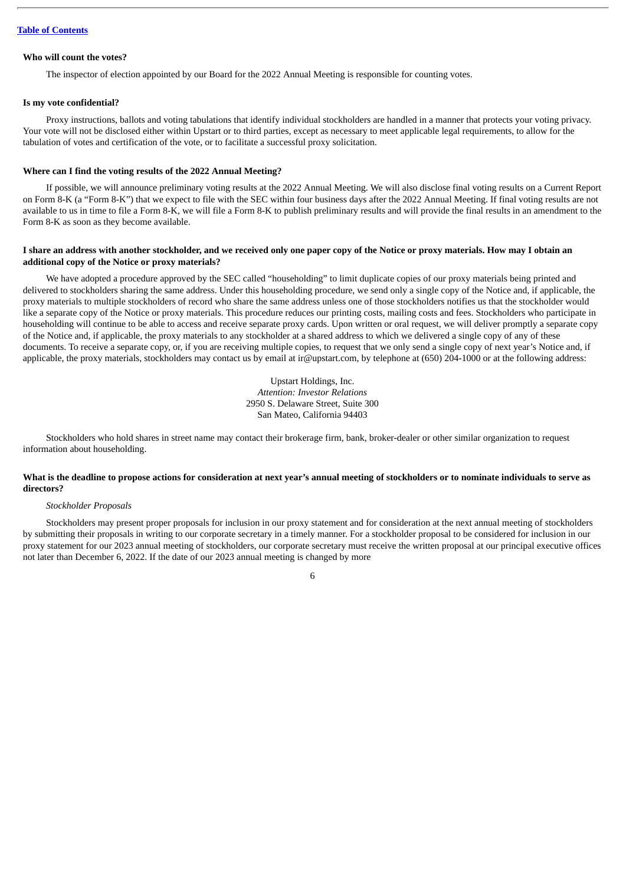**Who will count the votes?**

The inspector of election appointed by our Board for the 2022 Annual Meeting is responsible for counting votes.

**Is my vote confidential?**

Proxy instructions, ballots and voting tabulations that identify individual stockholders are handled in a manner that protects your voting privacy. Your vote will not be disclosed either within Upstart or to third parties, except as necessary to meet applicable legal requirements, to allow for the tabulation of votes and certification of the vote, or to facilitate a successful proxy solicitation.

**Where can I find the voting results of the 2022 Annual Meeting?**

If possible, we will announce preliminary voting results at the 2022 Annual Meeting. We will also disclose final voting results on a Current Report on Form 8-K (a "Form 8-K") that we expect to file with the SEC within four business days after the 2022 Annual Meeting. If final voting results are not available to us in time to file a Form 8-K, we will file a Form 8-K to publish preliminary results and will provide the final results in an amendment to the Form 8-K as soon as they become available.

**I share an address with another stockholder, and we received only one paper copy of the Notice or proxy materials. How may I obtain an additional copy of the Notice or proxy materials?**

We have adopted a procedure approved by the SEC called "householding" to limit duplicate copies of our proxy materials being printed and delivered to stockholders sharing the same address. Under this householding procedure, we send only a single copy of the Notice and, if applicable, the proxy materials to multiple stockholders of record who share the same address unless one of those stockholders notifies us that the stockholder would like a separate copy of the Notice or proxy materials. This procedure reduces our printing costs, mailing costs and fees. Stockholders who participate in householding will continue to be able to access and receive separate proxy cards. Upon written or oral request, we will deliver promptly a separate copy of the Notice and, if applicable, the proxy materials to any stockholder at a shared address to which we delivered a single copy of any of these documents. To receive a separate copy, or, if you are receiving multiple copies, to request that we only send a single copy of next year's Notice and, if applicable, the proxy materials, stockholders may contact us by email at ir@upstart.com, by telephone at (650) 204-1000 or at the following address:

Upstart Holdings, Inc.
*Attention: Investor Relations*
2950 S. Delaware Street, Suite 300
San Mateo, California 94403

Stockholders who hold shares in street name may contact their brokerage firm, bank, broker-dealer or other similar organization to request information about householding.

**What is the deadline to propose actions for consideration at next year's annual meeting of stockholders or to nominate individuals to serve as directors?**

*Stockholder Proposals*

Stockholders may present proper proposals for inclusion in our proxy statement and for consideration at the next annual meeting of stockholders by submitting their proposals in writing to our corporate secretary in a timely manner. For a stockholder proposal to be considered for inclusion in our proxy statement for our 2023 annual meeting of stockholders, our corporate secretary must receive the written proposal at our principal executive offices not later than December 6, 2022. If the date of our 2023 annual meeting is changed by more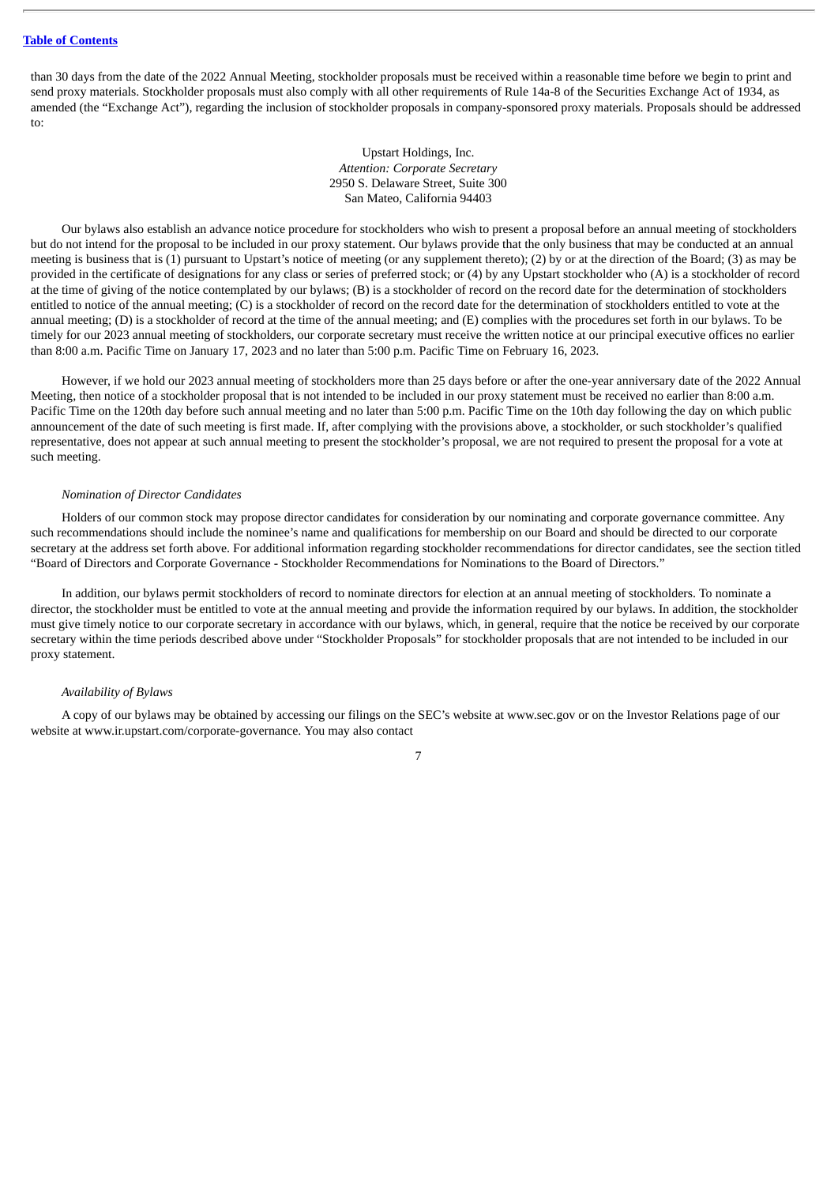than 30 days from the date of the 2022 Annual Meeting, stockholder proposals must be received within a reasonable time before we begin to print and send proxy materials. Stockholder proposals must also comply with all other requirements of Rule 14a-8 of the Securities Exchange Act of 1934, as amended (the "Exchange Act"), regarding the inclusion of stockholder proposals in company-sponsored proxy materials. Proposals should be addressed to:

Upstart Holdings, Inc.
*Attention: Corporate Secretary*
2950 S. Delaware Street, Suite 300
San Mateo, California 94403

Our bylaws also establish an advance notice procedure for stockholders who wish to present a proposal before an annual meeting of stockholders but do not intend for the proposal to be included in our proxy statement. Our bylaws provide that the only business that may be conducted at an annual meeting is business that is (1) pursuant to Upstart's notice of meeting (or any supplement thereto); (2) by or at the direction of the Board; (3) as may be provided in the certificate of designations for any class or series of preferred stock; or (4) by any Upstart stockholder who (A) is a stockholder of record at the time of giving of the notice contemplated by our bylaws; (B) is a stockholder of record on the record date for the determination of stockholders entitled to notice of the annual meeting; (C) is a stockholder of record on the record date for the determination of stockholders entitled to vote at the annual meeting; (D) is a stockholder of record at the time of the annual meeting; and (E) complies with the procedures set forth in our bylaws. To be timely for our 2023 annual meeting of stockholders, our corporate secretary must receive the written notice at our principal executive offices no earlier than 8:00 a.m. Pacific Time on January 17, 2023 and no later than 5:00 p.m. Pacific Time on February 16, 2023.

However, if we hold our 2023 annual meeting of stockholders more than 25 days before or after the one-year anniversary date of the 2022 Annual Meeting, then notice of a stockholder proposal that is not intended to be included in our proxy statement must be received no earlier than 8:00 a.m. Pacific Time on the 120th day before such annual meeting and no later than 5:00 p.m. Pacific Time on the 10th day following the day on which public announcement of the date of such meeting is first made. If, after complying with the provisions above, a stockholder, or such stockholder's qualified representative, does not appear at such annual meeting to present the stockholder's proposal, we are not required to present the proposal for a vote at such meeting.

*Nomination of Director Candidates*

Holders of our common stock may propose director candidates for consideration by our nominating and corporate governance committee. Any such recommendations should include the nominee's name and qualifications for membership on our Board and should be directed to our corporate secretary at the address set forth above. For additional information regarding stockholder recommendations for director candidates, see the section titled "Board of Directors and Corporate Governance - Stockholder Recommendations for Nominations to the Board of Directors."

In addition, our bylaws permit stockholders of record to nominate directors for election at an annual meeting of stockholders. To nominate a director, the stockholder must be entitled to vote at the annual meeting and provide the information required by our bylaws. In addition, the stockholder must give timely notice to our corporate secretary in accordance with our bylaws, which, in general, require that the notice be received by our corporate secretary within the time periods described above under "Stockholder Proposals" for stockholder proposals that are not intended to be included in our proxy statement.

*Availability of Bylaws*

A copy of our bylaws may be obtained by accessing our filings on the SEC's website at www.sec.gov or on the Investor Relations page of our website at www.ir.upstart.com/corporate-governance. You may also contact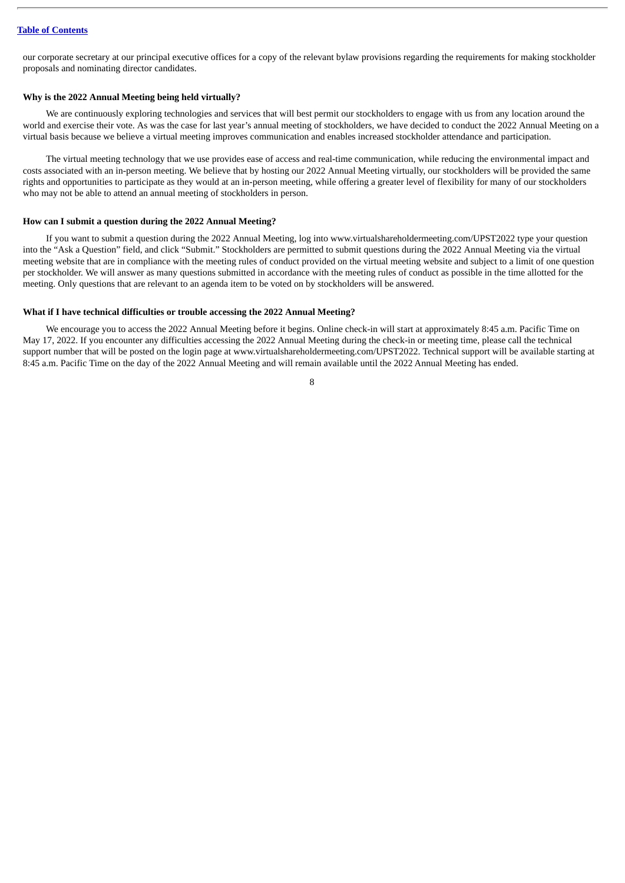our corporate secretary at our principal executive offices for a copy of the relevant bylaw provisions regarding the requirements for making stockholder proposals and nominating director candidates.

**Why is the 2022 Annual Meeting being held virtually?**

We are continuously exploring technologies and services that will best permit our stockholders to engage with us from any location around the world and exercise their vote. As was the case for last year's annual meeting of stockholders, we have decided to conduct the 2022 Annual Meeting on a virtual basis because we believe a virtual meeting improves communication and enables increased stockholder attendance and participation.

The virtual meeting technology that we use provides ease of access and real-time communication, while reducing the environmental impact and costs associated with an in-person meeting. We believe that by hosting our 2022 Annual Meeting virtually, our stockholders will be provided the same rights and opportunities to participate as they would at an in-person meeting, while offering a greater level of flexibility for many of our stockholders who may not be able to attend an annual meeting of stockholders in person.

**How can I submit a question during the 2022 Annual Meeting?**

If you want to submit a question during the 2022 Annual Meeting, log into www.virtualshareholdermeeting.com/UPST2022 type your question into the "Ask a Question" field, and click "Submit." Stockholders are permitted to submit questions during the 2022 Annual Meeting via the virtual meeting website that are in compliance with the meeting rules of conduct provided on the virtual meeting website and subject to a limit of one question per stockholder. We will answer as many questions submitted in accordance with the meeting rules of conduct as possible in the time allotted for the meeting. Only questions that are relevant to an agenda item to be voted on by stockholders will be answered.

**What if I have technical difficulties or trouble accessing the 2022 Annual Meeting?**

We encourage you to access the 2022 Annual Meeting before it begins. Online check-in will start at approximately 8:45 a.m. Pacific Time on May 17, 2022. If you encounter any difficulties accessing the 2022 Annual Meeting during the check-in or meeting time, please call the technical support number that will be posted on the login page at www.virtualshareholdermeeting.com/UPST2022. Technical support will be available starting at 8:45 a.m. Pacific Time on the day of the 2022 Annual Meeting and will remain available until the 2022 Annual Meeting has ended.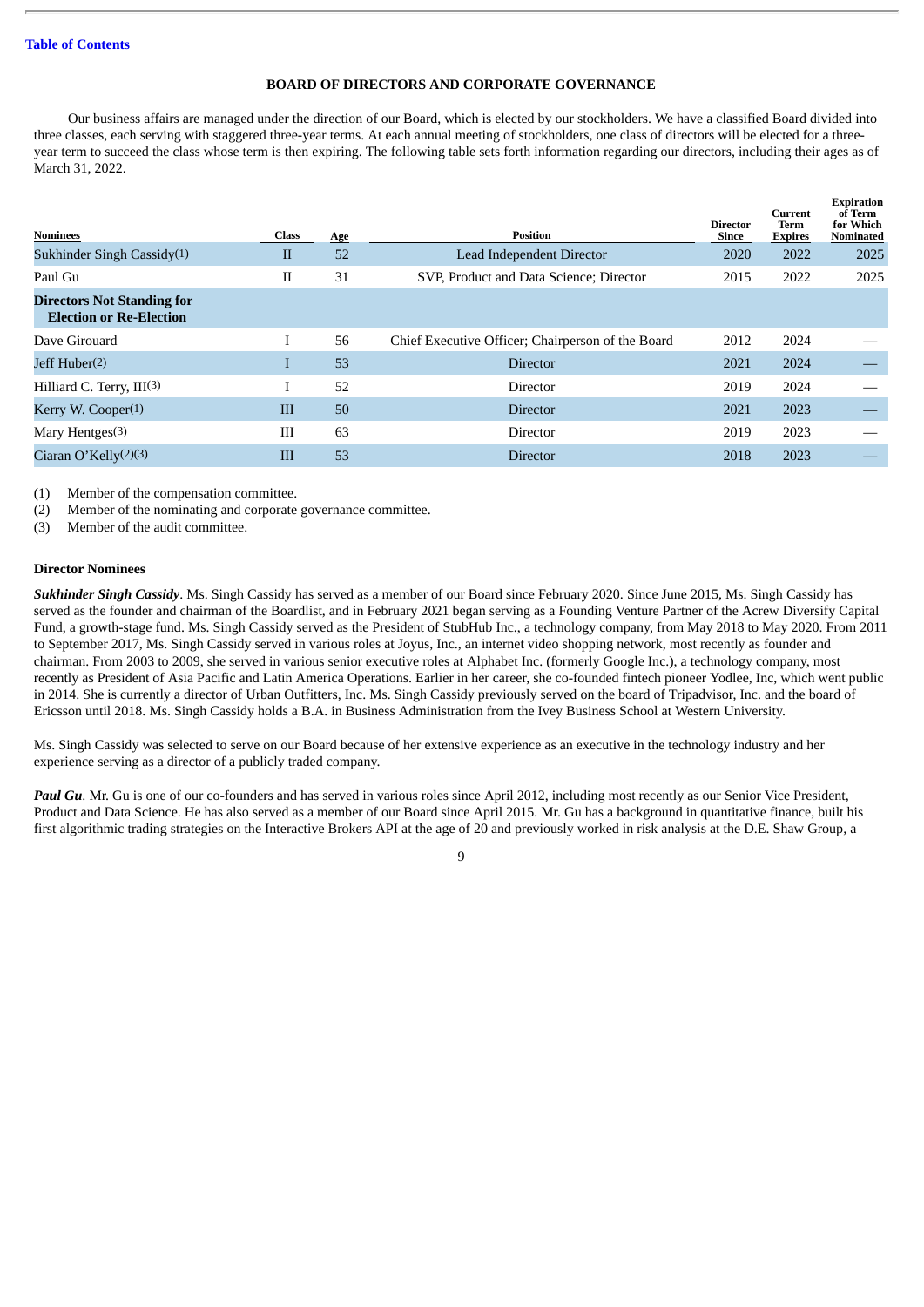[Table of Contents](#)

## BOARD OF DIRECTORS AND CORPORATE GOVERNANCE

Our business affairs are managed under the direction of our Board, which is elected by our stockholders. We have a classified Board divided into three classes, each serving with staggered three-year terms. At each annual meeting of stockholders, one class of directors will be elected for a three-year term to succeed the class whose term is then expiring. The following table sets forth information regarding our directors, including their ages as of March 31, 2022.

| Nominees | Class | Age | Position | Director Since | Current Term Expires | Expiration of Term for Which Nominated |
|---|---|---|---|---|---|---|
| Sukhinder Singh Cassidy(1) | II | 52 | Lead Independent Director | 2020 | 2022 | 2025 |
| Paul Gu | II | 31 | SVP, Product and Data Science; Director | 2015 | 2022 | 2025 |
| **Directors Not Standing for Election or Re-Election** | | | | | | |
| Dave Girouard | I | 56 | Chief Executive Officer; Chairperson of the Board | 2012 | 2024 | — |
| Jeff Huber(2) | I | 53 | Director | 2021 | 2024 | — |
| Hilliard C. Terry, III(3) | I | 52 | Director | 2019 | 2024 | — |
| Kerry W. Cooper(1) | III | 50 | Director | 2021 | 2023 | — |
| Mary Hentges(3) | III | 63 | Director | 2019 | 2023 | — |
| Ciaran O'Kelly(2)(3) | III | 53 | Director | 2018 | 2023 | — |

(1) Member of the compensation committee.
(2) Member of the nominating and corporate governance committee.
(3) Member of the audit committee.

### Director Nominees

***Sukhinder Singh Cassidy***. Ms. Singh Cassidy has served as a member of our Board since February 2020. Since June 2015, Ms. Singh Cassidy has served as the founder and chairman of the Boardlist, and in February 2021 began serving as a Founding Venture Partner of the Acrew Diversify Capital Fund, a growth-stage fund. Ms. Singh Cassidy served as the President of StubHub Inc., a technology company, from May 2018 to May 2020. From 2011 to September 2017, Ms. Singh Cassidy served in various roles at Joyus, Inc., an internet video shopping network, most recently as founder and chairman. From 2003 to 2009, she served in various senior executive roles at Alphabet Inc. (formerly Google Inc.), a technology company, most recently as President of Asia Pacific and Latin America Operations. Earlier in her career, she co-founded fintech pioneer Yodlee, Inc, which went public in 2014. She is currently a director of Urban Outfitters, Inc. Ms. Singh Cassidy previously served on the board of Tripadvisor, Inc. and the board of Ericsson until 2018. Ms. Singh Cassidy holds a B.A. in Business Administration from the Ivey Business School at Western University.

Ms. Singh Cassidy was selected to serve on our Board because of her extensive experience as an executive in the technology industry and her experience serving as a director of a publicly traded company.

***Paul Gu***. Mr. Gu is one of our co-founders and has served in various roles since April 2012, including most recently as our Senior Vice President, Product and Data Science. He has also served as a member of our Board since April 2015. Mr. Gu has a background in quantitative finance, built his first algorithmic trading strategies on the Interactive Brokers API at the age of 20 and previously worked in risk analysis at the D.E. Shaw Group, a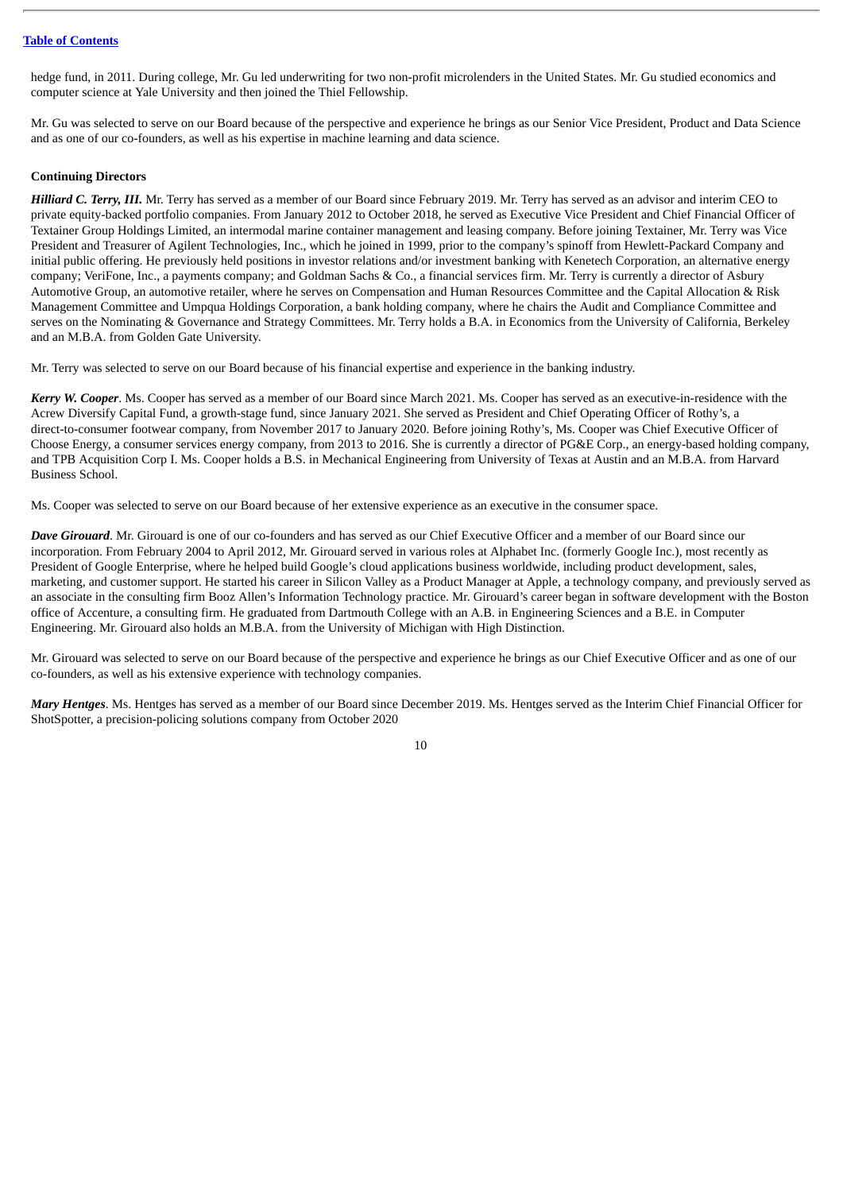hedge fund, in 2011. During college, Mr. Gu led underwriting for two non-profit microlenders in the United States. Mr. Gu studied economics and computer science at Yale University and then joined the Thiel Fellowship.

Mr. Gu was selected to serve on our Board because of the perspective and experience he brings as our Senior Vice President, Product and Data Science and as one of our co-founders, as well as his expertise in machine learning and data science.

**Continuing Directors**

***Hilliard C. Terry, III.*** Mr. Terry has served as a member of our Board since February 2019. Mr. Terry has served as an advisor and interim CEO to private equity-backed portfolio companies. From January 2012 to October 2018, he served as Executive Vice President and Chief Financial Officer of Textainer Group Holdings Limited, an intermodal marine container management and leasing company. Before joining Textainer, Mr. Terry was Vice President and Treasurer of Agilent Technologies, Inc., which he joined in 1999, prior to the company's spinoff from Hewlett-Packard Company and initial public offering. He previously held positions in investor relations and/or investment banking with Kenetech Corporation, an alternative energy company; VeriFone, Inc., a payments company; and Goldman Sachs & Co., a financial services firm. Mr. Terry is currently a director of Asbury Automotive Group, an automotive retailer, where he serves on Compensation and Human Resources Committee and the Capital Allocation & Risk Management Committee and Umpqua Holdings Corporation, a bank holding company, where he chairs the Audit and Compliance Committee and serves on the Nominating & Governance and Strategy Committees. Mr. Terry holds a B.A. in Economics from the University of California, Berkeley and an M.B.A. from Golden Gate University.

Mr. Terry was selected to serve on our Board because of his financial expertise and experience in the banking industry.

***Kerry W. Cooper***. Ms. Cooper has served as a member of our Board since March 2021. Ms. Cooper has served as an executive-in-residence with the Acrew Diversify Capital Fund, a growth-stage fund, since January 2021. She served as President and Chief Operating Officer of Rothy's, a direct-to-consumer footwear company, from November 2017 to January 2020. Before joining Rothy's, Ms. Cooper was Chief Executive Officer of Choose Energy, a consumer services energy company, from 2013 to 2016. She is currently a director of PG&E Corp., an energy-based holding company, and TPB Acquisition Corp I. Ms. Cooper holds a B.S. in Mechanical Engineering from University of Texas at Austin and an M.B.A. from Harvard Business School.

Ms. Cooper was selected to serve on our Board because of her extensive experience as an executive in the consumer space.

***Dave Girouard***. Mr. Girouard is one of our co-founders and has served as our Chief Executive Officer and a member of our Board since our incorporation. From February 2004 to April 2012, Mr. Girouard served in various roles at Alphabet Inc. (formerly Google Inc.), most recently as President of Google Enterprise, where he helped build Google's cloud applications business worldwide, including product development, sales, marketing, and customer support. He started his career in Silicon Valley as a Product Manager at Apple, a technology company, and previously served as an associate in the consulting firm Booz Allen's Information Technology practice. Mr. Girouard's career began in software development with the Boston office of Accenture, a consulting firm. He graduated from Dartmouth College with an A.B. in Engineering Sciences and a B.E. in Computer Engineering. Mr. Girouard also holds an M.B.A. from the University of Michigan with High Distinction.

Mr. Girouard was selected to serve on our Board because of the perspective and experience he brings as our Chief Executive Officer and as one of our co-founders, as well as his extensive experience with technology companies.

***Mary Hentges***. Ms. Hentges has served as a member of our Board since December 2019. Ms. Hentges served as the Interim Chief Financial Officer for ShotSpotter, a precision-policing solutions company from October 2020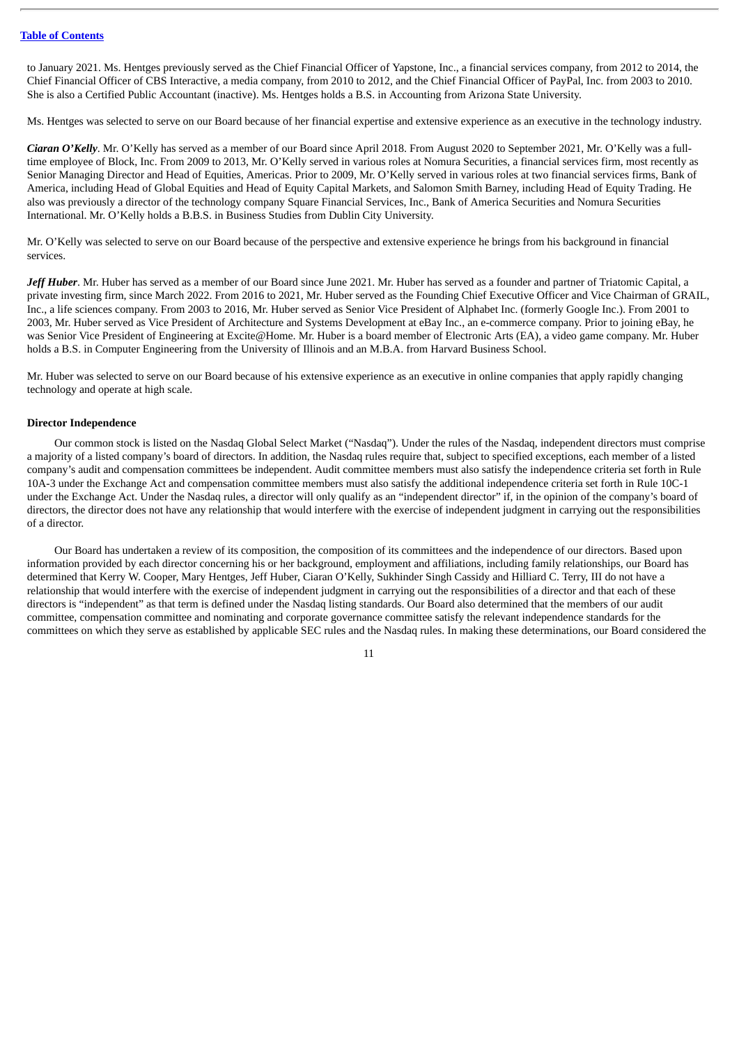to January 2021. Ms. Hentges previously served as the Chief Financial Officer of Yapstone, Inc., a financial services company, from 2012 to 2014, the Chief Financial Officer of CBS Interactive, a media company, from 2010 to 2012, and the Chief Financial Officer of PayPal, Inc. from 2003 to 2010. She is also a Certified Public Accountant (inactive). Ms. Hentges holds a B.S. in Accounting from Arizona State University.

Ms. Hentges was selected to serve on our Board because of her financial expertise and extensive experience as an executive in the technology industry.

***Ciaran O'Kelly***. Mr. O'Kelly has served as a member of our Board since April 2018. From August 2020 to September 2021, Mr. O'Kelly was a full-time employee of Block, Inc. From 2009 to 2013, Mr. O'Kelly served in various roles at Nomura Securities, a financial services firm, most recently as Senior Managing Director and Head of Equities, Americas. Prior to 2009, Mr. O'Kelly served in various roles at two financial services firms, Bank of America, including Head of Global Equities and Head of Equity Capital Markets, and Salomon Smith Barney, including Head of Equity Trading. He also was previously a director of the technology company Square Financial Services, Inc., Bank of America Securities and Nomura Securities International. Mr. O'Kelly holds a B.B.S. in Business Studies from Dublin City University.

Mr. O'Kelly was selected to serve on our Board because of the perspective and extensive experience he brings from his background in financial services.

***Jeff Huber***. Mr. Huber has served as a member of our Board since June 2021. Mr. Huber has served as a founder and partner of Triatomic Capital, a private investing firm, since March 2022. From 2016 to 2021, Mr. Huber served as the Founding Chief Executive Officer and Vice Chairman of GRAIL, Inc., a life sciences company. From 2003 to 2016, Mr. Huber served as Senior Vice President of Alphabet Inc. (formerly Google Inc.). From 2001 to 2003, Mr. Huber served as Vice President of Architecture and Systems Development at eBay Inc., an e-commerce company. Prior to joining eBay, he was Senior Vice President of Engineering at Excite@Home. Mr. Huber is a board member of Electronic Arts (EA), a video game company. Mr. Huber holds a B.S. in Computer Engineering from the University of Illinois and an M.B.A. from Harvard Business School.

Mr. Huber was selected to serve on our Board because of his extensive experience as an executive in online companies that apply rapidly changing technology and operate at high scale.

**Director Independence**

Our common stock is listed on the Nasdaq Global Select Market ("Nasdaq"). Under the rules of the Nasdaq, independent directors must comprise a majority of a listed company's board of directors. In addition, the Nasdaq rules require that, subject to specified exceptions, each member of a listed company's audit and compensation committees be independent. Audit committee members must also satisfy the independence criteria set forth in Rule 10A-3 under the Exchange Act and compensation committee members must also satisfy the additional independence criteria set forth in Rule 10C-1 under the Exchange Act. Under the Nasdaq rules, a director will only qualify as an "independent director" if, in the opinion of the company's board of directors, the director does not have any relationship that would interfere with the exercise of independent judgment in carrying out the responsibilities of a director.

Our Board has undertaken a review of its composition, the composition of its committees and the independence of our directors. Based upon information provided by each director concerning his or her background, employment and affiliations, including family relationships, our Board has determined that Kerry W. Cooper, Mary Hentges, Jeff Huber, Ciaran O'Kelly, Sukhinder Singh Cassidy and Hilliard C. Terry, III do not have a relationship that would interfere with the exercise of independent judgment in carrying out the responsibilities of a director and that each of these directors is "independent" as that term is defined under the Nasdaq listing standards. Our Board also determined that the members of our audit committee, compensation committee and nominating and corporate governance committee satisfy the relevant independence standards for the committees on which they serve as established by applicable SEC rules and the Nasdaq rules. In making these determinations, our Board considered the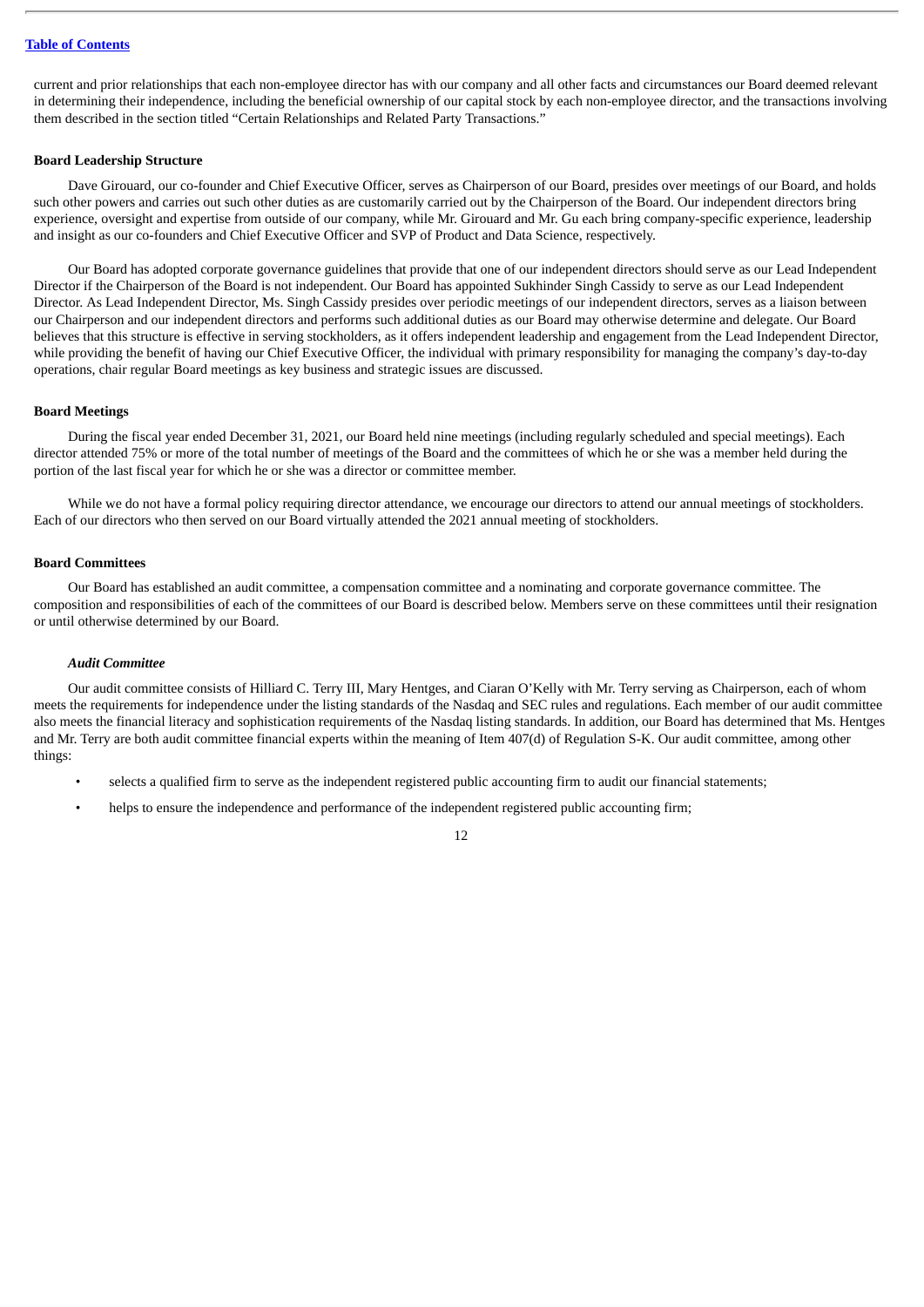current and prior relationships that each non-employee director has with our company and all other facts and circumstances our Board deemed relevant in determining their independence, including the beneficial ownership of our capital stock by each non-employee director, and the transactions involving them described in the section titled "Certain Relationships and Related Party Transactions."

**Board Leadership Structure**

Dave Girouard, our co-founder and Chief Executive Officer, serves as Chairperson of our Board, presides over meetings of our Board, and holds such other powers and carries out such other duties as are customarily carried out by the Chairperson of the Board. Our independent directors bring experience, oversight and expertise from outside of our company, while Mr. Girouard and Mr. Gu each bring company-specific experience, leadership and insight as our co-founders and Chief Executive Officer and SVP of Product and Data Science, respectively.

Our Board has adopted corporate governance guidelines that provide that one of our independent directors should serve as our Lead Independent Director if the Chairperson of the Board is not independent. Our Board has appointed Sukhinder Singh Cassidy to serve as our Lead Independent Director. As Lead Independent Director, Ms. Singh Cassidy presides over periodic meetings of our independent directors, serves as a liaison between our Chairperson and our independent directors and performs such additional duties as our Board may otherwise determine and delegate. Our Board believes that this structure is effective in serving stockholders, as it offers independent leadership and engagement from the Lead Independent Director, while providing the benefit of having our Chief Executive Officer, the individual with primary responsibility for managing the company's day-to-day operations, chair regular Board meetings as key business and strategic issues are discussed.

**Board Meetings**

During the fiscal year ended December 31, 2021, our Board held nine meetings (including regularly scheduled and special meetings). Each director attended 75% or more of the total number of meetings of the Board and the committees of which he or she was a member held during the portion of the last fiscal year for which he or she was a director or committee member.

While we do not have a formal policy requiring director attendance, we encourage our directors to attend our annual meetings of stockholders. Each of our directors who then served on our Board virtually attended the 2021 annual meeting of stockholders.

**Board Committees**

Our Board has established an audit committee, a compensation committee and a nominating and corporate governance committee. The composition and responsibilities of each of the committees of our Board is described below. Members serve on these committees until their resignation or until otherwise determined by our Board.

***Audit Committee***

Our audit committee consists of Hilliard C. Terry III, Mary Hentges, and Ciaran O'Kelly with Mr. Terry serving as Chairperson, each of whom meets the requirements for independence under the listing standards of the Nasdaq and SEC rules and regulations. Each member of our audit committee also meets the financial literacy and sophistication requirements of the Nasdaq listing standards. In addition, our Board has determined that Ms. Hentges and Mr. Terry are both audit committee financial experts within the meaning of Item 407(d) of Regulation S-K. Our audit committee, among other things:

- selects a qualified firm to serve as the independent registered public accounting firm to audit our financial statements;
- helps to ensure the independence and performance of the independent registered public accounting firm;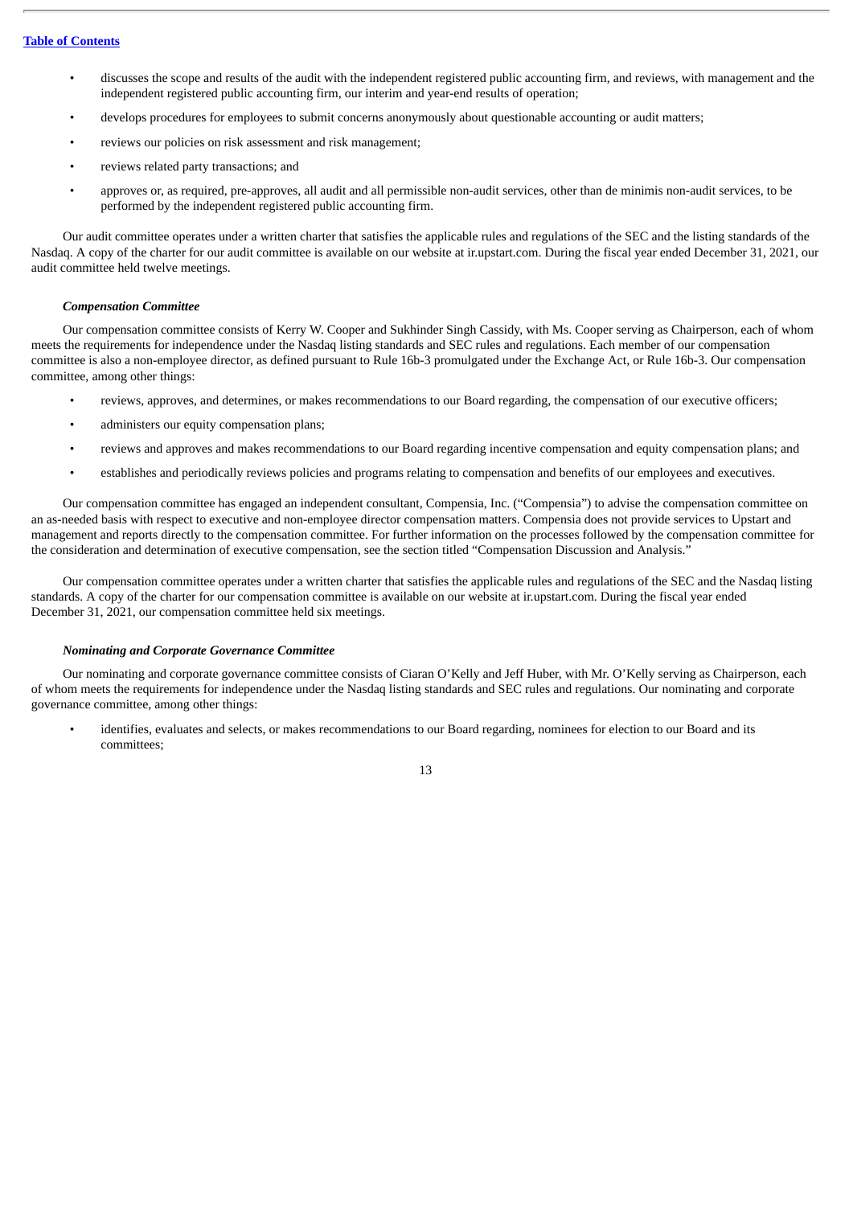- discusses the scope and results of the audit with the independent registered public accounting firm, and reviews, with management and the independent registered public accounting firm, our interim and year-end results of operation;
- develops procedures for employees to submit concerns anonymously about questionable accounting or audit matters;
- reviews our policies on risk assessment and risk management;
- reviews related party transactions; and
- approves or, as required, pre-approves, all audit and all permissible non-audit services, other than de minimis non-audit services, to be performed by the independent registered public accounting firm.

Our audit committee operates under a written charter that satisfies the applicable rules and regulations of the SEC and the listing standards of the Nasdaq. A copy of the charter for our audit committee is available on our website at ir.upstart.com. During the fiscal year ended December 31, 2021, our audit committee held twelve meetings.

***Compensation Committee***

Our compensation committee consists of Kerry W. Cooper and Sukhinder Singh Cassidy, with Ms. Cooper serving as Chairperson, each of whom meets the requirements for independence under the Nasdaq listing standards and SEC rules and regulations. Each member of our compensation committee is also a non-employee director, as defined pursuant to Rule 16b-3 promulgated under the Exchange Act, or Rule 16b-3. Our compensation committee, among other things:

- reviews, approves, and determines, or makes recommendations to our Board regarding, the compensation of our executive officers;
- administers our equity compensation plans;
- reviews and approves and makes recommendations to our Board regarding incentive compensation and equity compensation plans; and
- establishes and periodically reviews policies and programs relating to compensation and benefits of our employees and executives.

Our compensation committee has engaged an independent consultant, Compensia, Inc. ("Compensia") to advise the compensation committee on an as-needed basis with respect to executive and non-employee director compensation matters. Compensia does not provide services to Upstart and management and reports directly to the compensation committee. For further information on the processes followed by the compensation committee for the consideration and determination of executive compensation, see the section titled "Compensation Discussion and Analysis."

Our compensation committee operates under a written charter that satisfies the applicable rules and regulations of the SEC and the Nasdaq listing standards. A copy of the charter for our compensation committee is available on our website at ir.upstart.com. During the fiscal year ended December 31, 2021, our compensation committee held six meetings.

***Nominating and Corporate Governance Committee***

Our nominating and corporate governance committee consists of Ciaran O'Kelly and Jeff Huber, with Mr. O'Kelly serving as Chairperson, each of whom meets the requirements for independence under the Nasdaq listing standards and SEC rules and regulations. Our nominating and corporate governance committee, among other things:

- identifies, evaluates and selects, or makes recommendations to our Board regarding, nominees for election to our Board and its committees;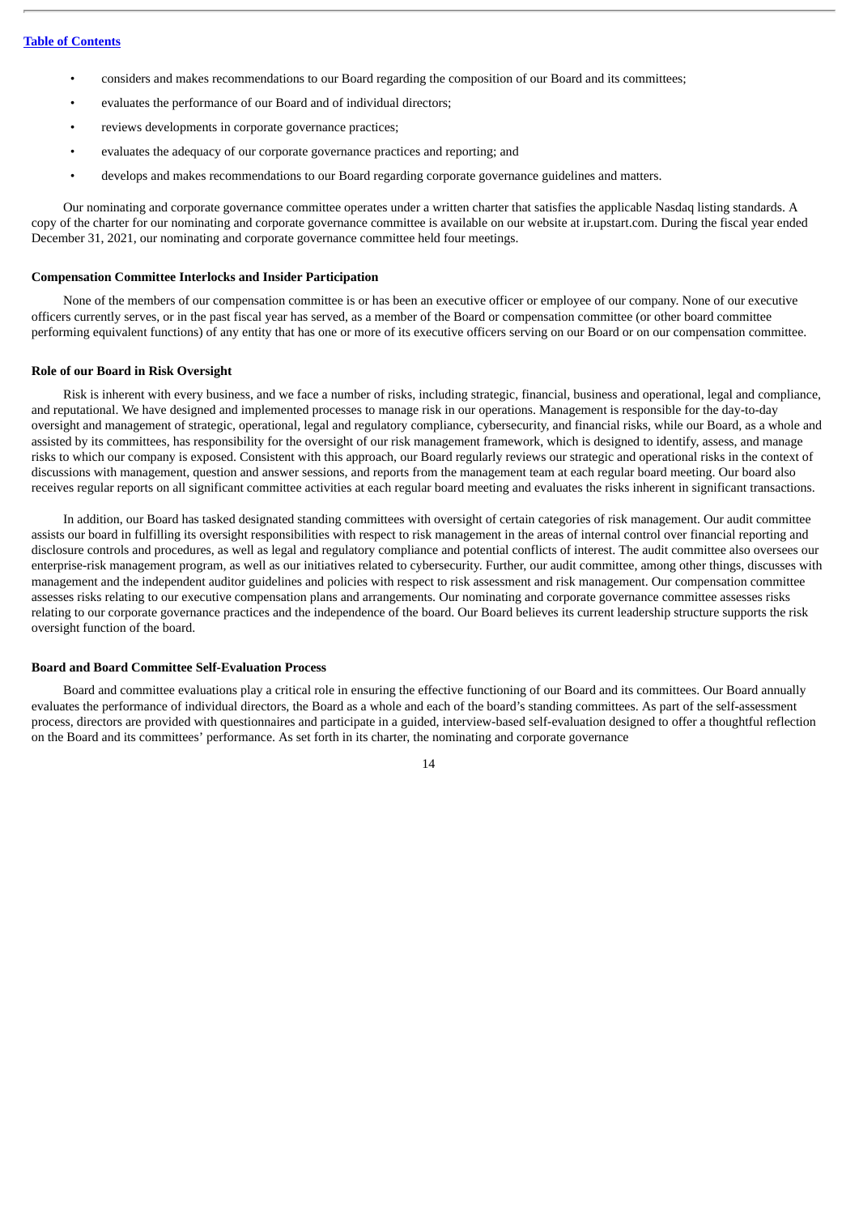- considers and makes recommendations to our Board regarding the composition of our Board and its committees;
- evaluates the performance of our Board and of individual directors;
- reviews developments in corporate governance practices;
- evaluates the adequacy of our corporate governance practices and reporting; and
- develops and makes recommendations to our Board regarding corporate governance guidelines and matters.

Our nominating and corporate governance committee operates under a written charter that satisfies the applicable Nasdaq listing standards. A copy of the charter for our nominating and corporate governance committee is available on our website at ir.upstart.com. During the fiscal year ended December 31, 2021, our nominating and corporate governance committee held four meetings.

**Compensation Committee Interlocks and Insider Participation**

None of the members of our compensation committee is or has been an executive officer or employee of our company. None of our executive officers currently serves, or in the past fiscal year has served, as a member of the Board or compensation committee (or other board committee performing equivalent functions) of any entity that has one or more of its executive officers serving on our Board or on our compensation committee.

**Role of our Board in Risk Oversight**

Risk is inherent with every business, and we face a number of risks, including strategic, financial, business and operational, legal and compliance, and reputational. We have designed and implemented processes to manage risk in our operations. Management is responsible for the day-to-day oversight and management of strategic, operational, legal and regulatory compliance, cybersecurity, and financial risks, while our Board, as a whole and assisted by its committees, has responsibility for the oversight of our risk management framework, which is designed to identify, assess, and manage risks to which our company is exposed. Consistent with this approach, our Board regularly reviews our strategic and operational risks in the context of discussions with management, question and answer sessions, and reports from the management team at each regular board meeting. Our board also receives regular reports on all significant committee activities at each regular board meeting and evaluates the risks inherent in significant transactions.

In addition, our Board has tasked designated standing committees with oversight of certain categories of risk management. Our audit committee assists our board in fulfilling its oversight responsibilities with respect to risk management in the areas of internal control over financial reporting and disclosure controls and procedures, as well as legal and regulatory compliance and potential conflicts of interest. The audit committee also oversees our enterprise-risk management program, as well as our initiatives related to cybersecurity. Further, our audit committee, among other things, discusses with management and the independent auditor guidelines and policies with respect to risk assessment and risk management. Our compensation committee assesses risks relating to our executive compensation plans and arrangements. Our nominating and corporate governance committee assesses risks relating to our corporate governance practices and the independence of the board. Our Board believes its current leadership structure supports the risk oversight function of the board.

**Board and Board Committee Self-Evaluation Process**

Board and committee evaluations play a critical role in ensuring the effective functioning of our Board and its committees. Our Board annually evaluates the performance of individual directors, the Board as a whole and each of the board's standing committees. As part of the self-assessment process, directors are provided with questionnaires and participate in a guided, interview-based self-evaluation designed to offer a thoughtful reflection on the Board and its committees' performance. As set forth in its charter, the nominating and corporate governance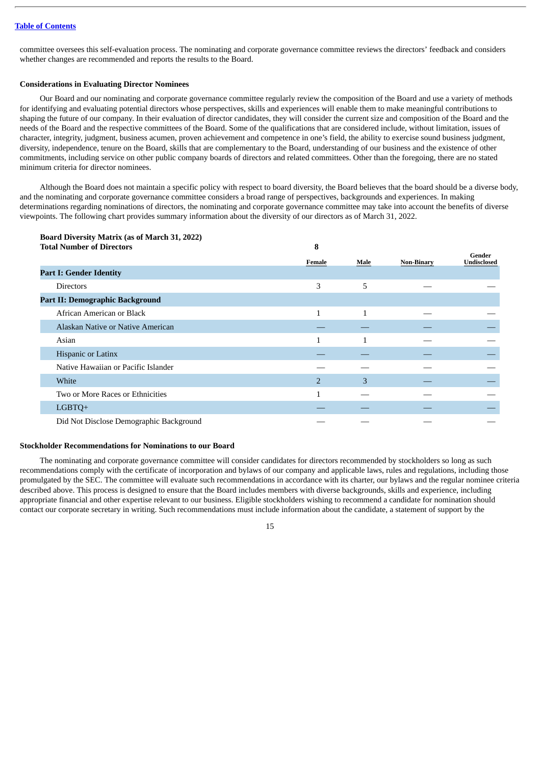committee oversees this self-evaluation process. The nominating and corporate governance committee reviews the directors' feedback and considers whether changes are recommended and reports the results to the Board.

### Considerations in Evaluating Director Nominees

Our Board and our nominating and corporate governance committee regularly review the composition of the Board and use a variety of methods for identifying and evaluating potential directors whose perspectives, skills and experiences will enable them to make meaningful contributions to shaping the future of our company. In their evaluation of director candidates, they will consider the current size and composition of the Board and the needs of the Board and the respective committees of the Board. Some of the qualifications that are considered include, without limitation, issues of character, integrity, judgment, business acumen, proven achievement and competence in one's field, the ability to exercise sound business judgment, diversity, independence, tenure on the Board, skills that are complementary to the Board, understanding of our business and the existence of other commitments, including service on other public company boards of directors and related committees. Other than the foregoing, there are no stated minimum criteria for director nominees.

Although the Board does not maintain a specific policy with respect to board diversity, the Board believes that the board should be a diverse body, and the nominating and corporate governance committee considers a broad range of perspectives, backgrounds and experiences. In making determinations regarding nominations of directors, the nominating and corporate governance committee may take into account the benefits of diverse viewpoints. The following chart provides summary information about the diversity of our directors as of March 31, 2022.

| **Board Diversity Matrix (as of March 31, 2022)** | | | | |
|---|---|---|---|---|
| **Total Number of Directors** | **8** | | | |
| | **Female** | **Male** | **Non-Binary** | **Gender Undisclosed** |
| **Part I: Gender Identity** | | | | |
| Directors | 3 | 5 | — | — |
| **Part II: Demographic Background** | | | | |
| African American or Black | 1 | 1 | — | — |
| Alaskan Native or Native American | — | — | — | — |
| Asian | 1 | 1 | — | — |
| Hispanic or Latinx | — | — | — | — |
| Native Hawaiian or Pacific Islander | — | — | — | — |
| White | 2 | 3 | — | — |
| Two or More Races or Ethnicities | 1 | — | — | — |
| LGBTQ+ | — | — | — | — |
| Did Not Disclose Demographic Background | — | — | — | — |

### Stockholder Recommendations for Nominations to our Board

The nominating and corporate governance committee will consider candidates for directors recommended by stockholders so long as such recommendations comply with the certificate of incorporation and bylaws of our company and applicable laws, rules and regulations, including those promulgated by the SEC. The committee will evaluate such recommendations in accordance with its charter, our bylaws and the regular nominee criteria described above. This process is designed to ensure that the Board includes members with diverse backgrounds, skills and experience, including appropriate financial and other expertise relevant to our business. Eligible stockholders wishing to recommend a candidate for nomination should contact our corporate secretary in writing. Such recommendations must include information about the candidate, a statement of support by the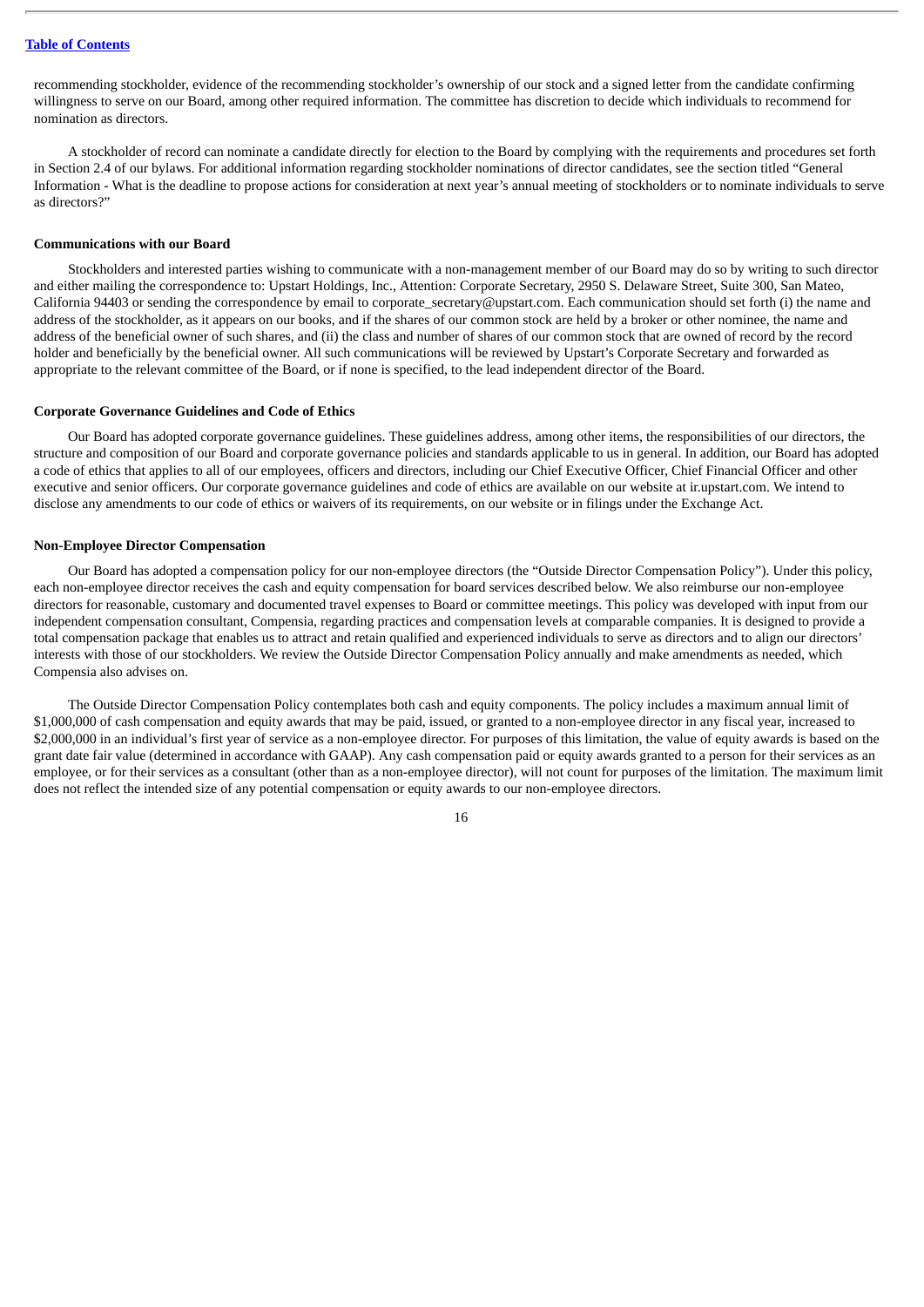recommending stockholder, evidence of the recommending stockholder's ownership of our stock and a signed letter from the candidate confirming willingness to serve on our Board, among other required information. The committee has discretion to decide which individuals to recommend for nomination as directors.

A stockholder of record can nominate a candidate directly for election to the Board by complying with the requirements and procedures set forth in Section 2.4 of our bylaws. For additional information regarding stockholder nominations of director candidates, see the section titled "General Information - What is the deadline to propose actions for consideration at next year's annual meeting of stockholders or to nominate individuals to serve as directors?"

**Communications with our Board**

Stockholders and interested parties wishing to communicate with a non-management member of our Board may do so by writing to such director and either mailing the correspondence to: Upstart Holdings, Inc., Attention: Corporate Secretary, 2950 S. Delaware Street, Suite 300, San Mateo, California 94403 or sending the correspondence by email to corporate_secretary@upstart.com. Each communication should set forth (i) the name and address of the stockholder, as it appears on our books, and if the shares of our common stock are held by a broker or other nominee, the name and address of the beneficial owner of such shares, and (ii) the class and number of shares of our common stock that are owned of record by the record holder and beneficially by the beneficial owner. All such communications will be reviewed by Upstart's Corporate Secretary and forwarded as appropriate to the relevant committee of the Board, or if none is specified, to the lead independent director of the Board.

**Corporate Governance Guidelines and Code of Ethics**

Our Board has adopted corporate governance guidelines. These guidelines address, among other items, the responsibilities of our directors, the structure and composition of our Board and corporate governance policies and standards applicable to us in general. In addition, our Board has adopted a code of ethics that applies to all of our employees, officers and directors, including our Chief Executive Officer, Chief Financial Officer and other executive and senior officers. Our corporate governance guidelines and code of ethics are available on our website at ir.upstart.com. We intend to disclose any amendments to our code of ethics or waivers of its requirements, on our website or in filings under the Exchange Act.

**Non-Employee Director Compensation**

Our Board has adopted a compensation policy for our non-employee directors (the "Outside Director Compensation Policy"). Under this policy, each non-employee director receives the cash and equity compensation for board services described below. We also reimburse our non-employee directors for reasonable, customary and documented travel expenses to Board or committee meetings. This policy was developed with input from our independent compensation consultant, Compensia, regarding practices and compensation levels at comparable companies. It is designed to provide a total compensation package that enables us to attract and retain qualified and experienced individuals to serve as directors and to align our directors' interests with those of our stockholders. We review the Outside Director Compensation Policy annually and make amendments as needed, which Compensia also advises on.

The Outside Director Compensation Policy contemplates both cash and equity components. The policy includes a maximum annual limit of $1,000,000 of cash compensation and equity awards that may be paid, issued, or granted to a non-employee director in any fiscal year, increased to $2,000,000 in an individual's first year of service as a non-employee director. For purposes of this limitation, the value of equity awards is based on the grant date fair value (determined in accordance with GAAP). Any cash compensation paid or equity awards granted to a person for their services as an employee, or for their services as a consultant (other than as a non-employee director), will not count for purposes of the limitation. The maximum limit does not reflect the intended size of any potential compensation or equity awards to our non-employee directors.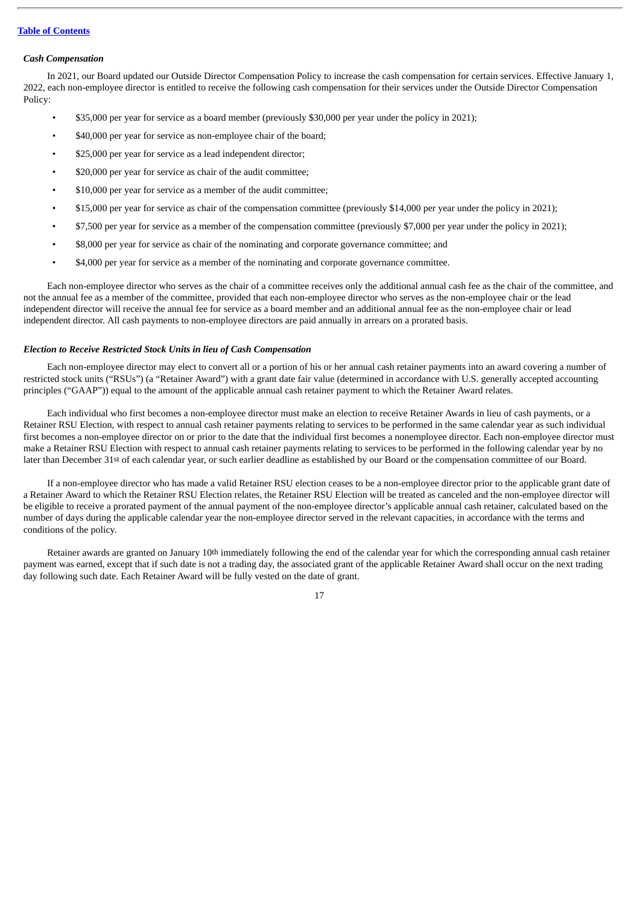[Table of Contents](#)

### *Cash Compensation*

In 2021, our Board updated our Outside Director Compensation Policy to increase the cash compensation for certain services. Effective January 1, 2022, each non-employee director is entitled to receive the following cash compensation for their services under the Outside Director Compensation Policy:

- $35,000 per year for service as a board member (previously $30,000 per year under the policy in 2021);
- $40,000 per year for service as non-employee chair of the board;
- $25,000 per year for service as a lead independent director;
- $20,000 per year for service as chair of the audit committee;
- $10,000 per year for service as a member of the audit committee;
- $15,000 per year for service as chair of the compensation committee (previously $14,000 per year under the policy in 2021);
- $7,500 per year for service as a member of the compensation committee (previously $7,000 per year under the policy in 2021);
- $8,000 per year for service as chair of the nominating and corporate governance committee; and
- $4,000 per year for service as a member of the nominating and corporate governance committee.

Each non-employee director who serves as the chair of a committee receives only the additional annual cash fee as the chair of the committee, and not the annual fee as a member of the committee, provided that each non-employee director who serves as the non-employee chair or the lead independent director will receive the annual fee for service as a board member and an additional annual fee as the non-employee chair or lead independent director. All cash payments to non-employee directors are paid annually in arrears on a prorated basis.

### *Election to Receive Restricted Stock Units in lieu of Cash Compensation*

Each non-employee director may elect to convert all or a portion of his or her annual cash retainer payments into an award covering a number of restricted stock units ("RSUs") (a "Retainer Award") with a grant date fair value (determined in accordance with U.S. generally accepted accounting principles ("GAAP")) equal to the amount of the applicable annual cash retainer payment to which the Retainer Award relates.

Each individual who first becomes a non-employee director must make an election to receive Retainer Awards in lieu of cash payments, or a Retainer RSU Election, with respect to annual cash retainer payments relating to services to be performed in the same calendar year as such individual first becomes a non-employee director on or prior to the date that the individual first becomes a nonemployee director. Each non-employee director must make a Retainer RSU Election with respect to annual cash retainer payments relating to services to be performed in the following calendar year by no later than December 31st of each calendar year, or such earlier deadline as established by our Board or the compensation committee of our Board.

If a non-employee director who has made a valid Retainer RSU election ceases to be a non-employee director prior to the applicable grant date of a Retainer Award to which the Retainer RSU Election relates, the Retainer RSU Election will be treated as canceled and the non-employee director will be eligible to receive a prorated payment of the annual payment of the non-employee director's applicable annual cash retainer, calculated based on the number of days during the applicable calendar year the non-employee director served in the relevant capacities, in accordance with the terms and conditions of the policy.

Retainer awards are granted on January 10th immediately following the end of the calendar year for which the corresponding annual cash retainer payment was earned, except that if such date is not a trading day, the associated grant of the applicable Retainer Award shall occur on the next trading day following such date. Each Retainer Award will be fully vested on the date of grant.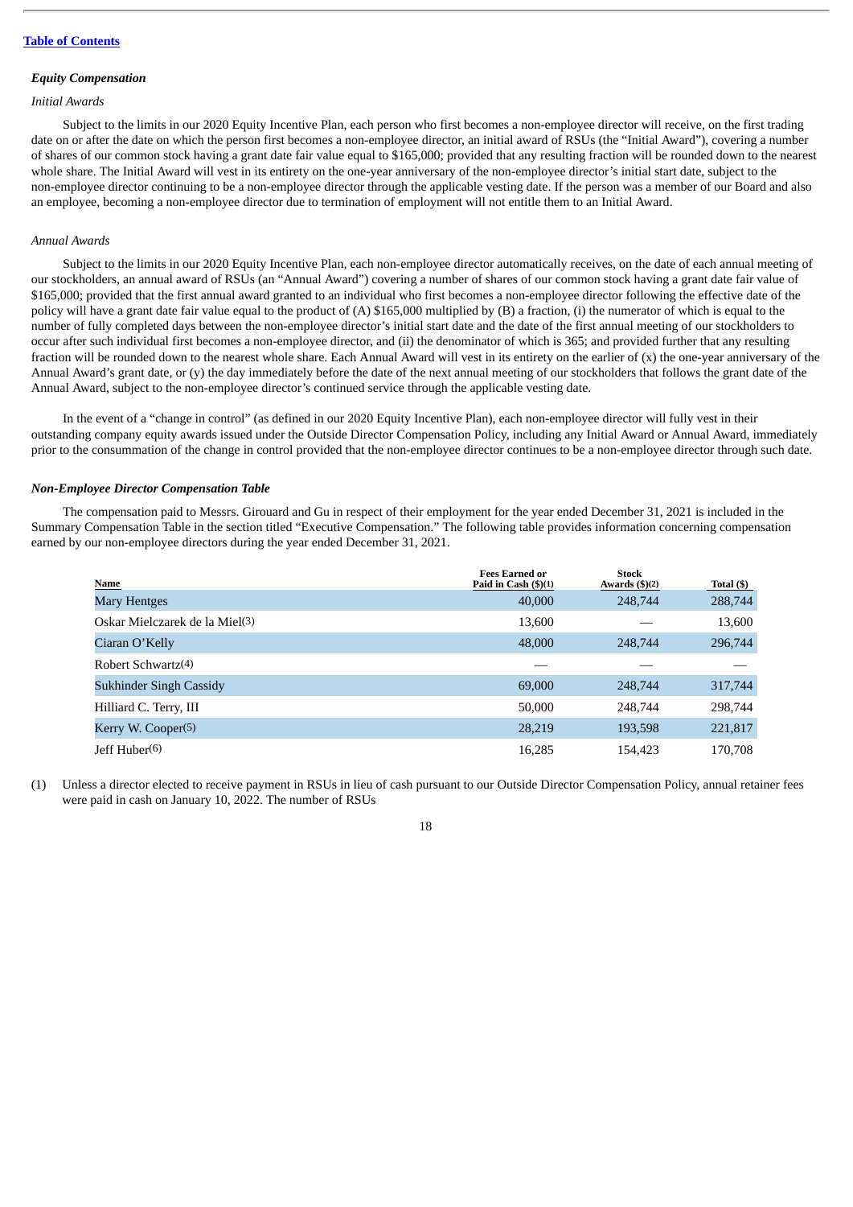[Table of Contents](#)

### *Equity Compensation*

*Initial Awards*

Subject to the limits in our 2020 Equity Incentive Plan, each person who first becomes a non-employee director will receive, on the first trading date on or after the date on which the person first becomes a non-employee director, an initial award of RSUs (the "Initial Award"), covering a number of shares of our common stock having a grant date fair value equal to $165,000; provided that any resulting fraction will be rounded down to the nearest whole share. The Initial Award will vest in its entirety on the one-year anniversary of the non-employee director's initial start date, subject to the non-employee director continuing to be a non-employee director through the applicable vesting date. If the person was a member of our Board and also an employee, becoming a non-employee director due to termination of employment will not entitle them to an Initial Award.

*Annual Awards*

Subject to the limits in our 2020 Equity Incentive Plan, each non-employee director automatically receives, on the date of each annual meeting of our stockholders, an annual award of RSUs (an "Annual Award") covering a number of shares of our common stock having a grant date fair value of $165,000; provided that the first annual award granted to an individual who first becomes a non-employee director following the effective date of the policy will have a grant date fair value equal to the product of (A) $165,000 multiplied by (B) a fraction, (i) the numerator of which is equal to the number of fully completed days between the non-employee director's initial start date and the date of the first annual meeting of our stockholders to occur after such individual first becomes a non-employee director, and (ii) the denominator of which is 365; and provided further that any resulting fraction will be rounded down to the nearest whole share. Each Annual Award will vest in its entirety on the earlier of (x) the one-year anniversary of the Annual Award's grant date, or (y) the day immediately before the date of the next annual meeting of our stockholders that follows the grant date of the Annual Award, subject to the non-employee director's continued service through the applicable vesting date.

In the event of a "change in control" (as defined in our 2020 Equity Incentive Plan), each non-employee director will fully vest in their outstanding company equity awards issued under the Outside Director Compensation Policy, including any Initial Award or Annual Award, immediately prior to the consummation of the change in control provided that the non-employee director continues to be a non-employee director through such date.

### *Non-Employee Director Compensation Table*

The compensation paid to Messrs. Girouard and Gu in respect of their employment for the year ended December 31, 2021 is included in the Summary Compensation Table in the section titled "Executive Compensation." The following table provides information concerning compensation earned by our non-employee directors during the year ended December 31, 2021.

| Name | Fees Earned or Paid in Cash ($)(1) | Stock Awards ($)(2) | Total ($) |
|---|---|---|---|
| Mary Hentges | 40,000 | 248,744 | 288,744 |
| Oskar Mielczarek de la Miel(3) | 13,600 | — | 13,600 |
| Ciaran O'Kelly | 48,000 | 248,744 | 296,744 |
| Robert Schwartz(4) | — | — | — |
| Sukhinder Singh Cassidy | 69,000 | 248,744 | 317,744 |
| Hilliard C. Terry, III | 50,000 | 248,744 | 298,744 |
| Kerry W. Cooper(5) | 28,219 | 193,598 | 221,817 |
| Jeff Huber(6) | 16,285 | 154,423 | 170,708 |

(1) Unless a director elected to receive payment in RSUs in lieu of cash pursuant to our Outside Director Compensation Policy, annual retainer fees were paid in cash on January 10, 2022. The number of RSUs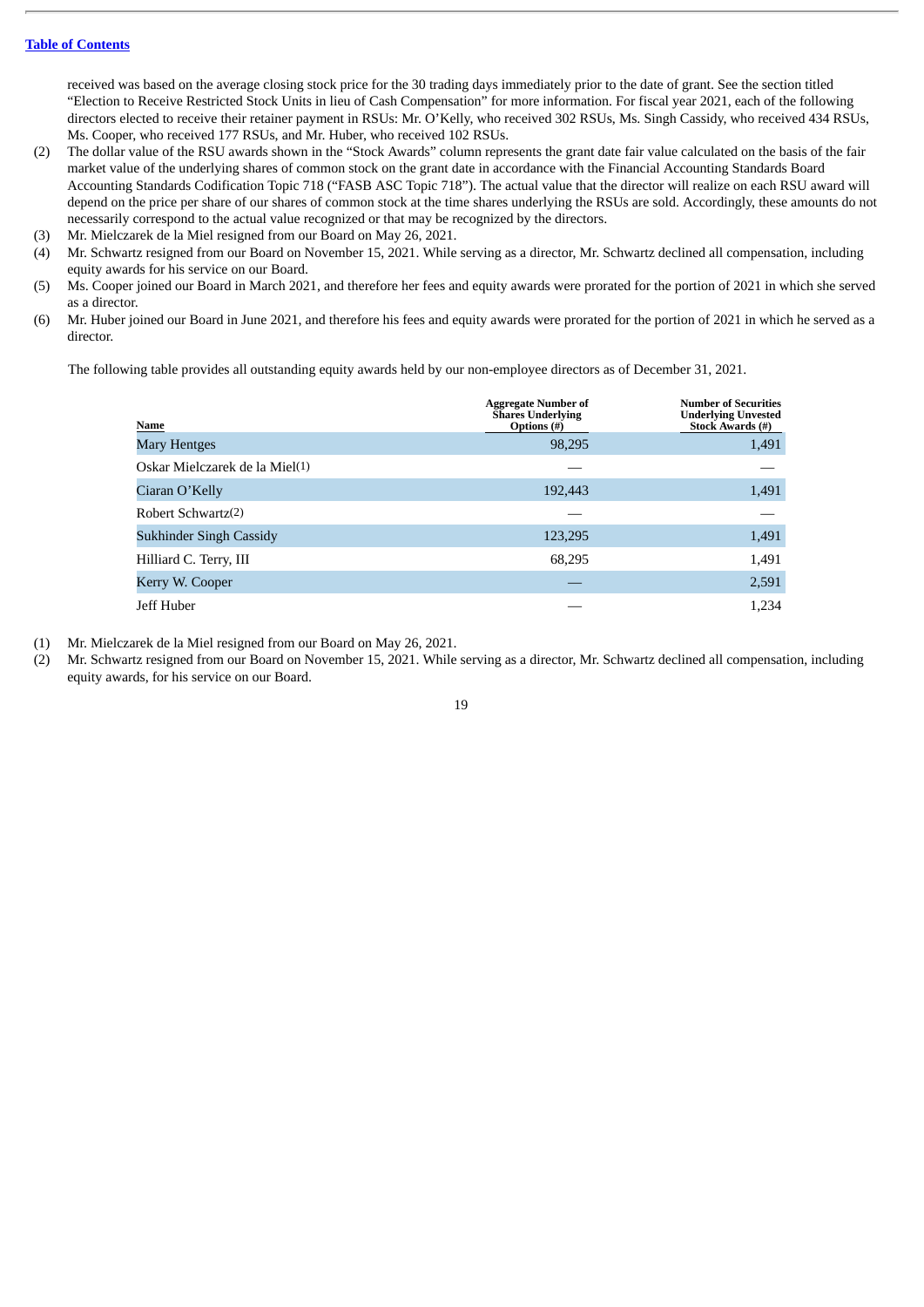received was based on the average closing stock price for the 30 trading days immediately prior to the date of grant. See the section titled "Election to Receive Restricted Stock Units in lieu of Cash Compensation" for more information. For fiscal year 2021, each of the following directors elected to receive their retainer payment in RSUs: Mr. O'Kelly, who received 302 RSUs, Ms. Singh Cassidy, who received 434 RSUs, Ms. Cooper, who received 177 RSUs, and Mr. Huber, who received 102 RSUs.

(2) The dollar value of the RSU awards shown in the "Stock Awards" column represents the grant date fair value calculated on the basis of the fair market value of the underlying shares of common stock on the grant date in accordance with the Financial Accounting Standards Board Accounting Standards Codification Topic 718 ("FASB ASC Topic 718"). The actual value that the director will realize on each RSU award will depend on the price per share of our shares of common stock at the time shares underlying the RSUs are sold. Accordingly, these amounts do not necessarily correspond to the actual value recognized or that may be recognized by the directors.

(3) Mr. Mielczarek de la Miel resigned from our Board on May 26, 2021.

(4) Mr. Schwartz resigned from our Board on November 15, 2021. While serving as a director, Mr. Schwartz declined all compensation, including equity awards for his service on our Board.

(5) Ms. Cooper joined our Board in March 2021, and therefore her fees and equity awards were prorated for the portion of 2021 in which she served as a director.

(6) Mr. Huber joined our Board in June 2021, and therefore his fees and equity awards were prorated for the portion of 2021 in which he served as a director.

The following table provides all outstanding equity awards held by our non-employee directors as of December 31, 2021.

| Name | Aggregate Number of Shares Underlying Options (#) | Number of Securities Underlying Unvested Stock Awards (#) |
|---|---|---|
| Mary Hentges | 98,295 | 1,491 |
| Oskar Mielczarek de la Miel(1) | — | — |
| Ciaran O'Kelly | 192,443 | 1,491 |
| Robert Schwartz(2) | — | — |
| Sukhinder Singh Cassidy | 123,295 | 1,491 |
| Hilliard C. Terry, III | 68,295 | 1,491 |
| Kerry W. Cooper | — | 2,591 |
| Jeff Huber | — | 1,234 |

(1) Mr. Mielczarek de la Miel resigned from our Board on May 26, 2021.

(2) Mr. Schwartz resigned from our Board on November 15, 2021. While serving as a director, Mr. Schwartz declined all compensation, including equity awards, for his service on our Board.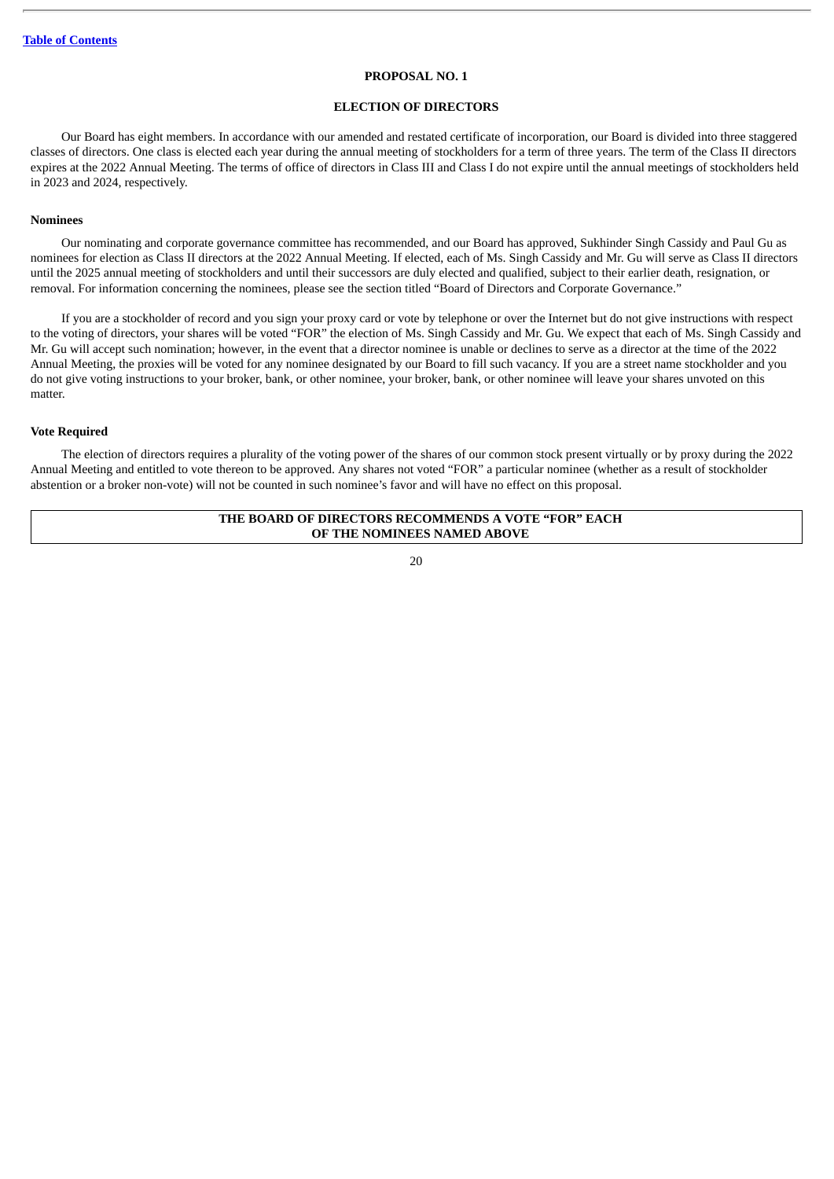## PROPOSAL NO. 1

## ELECTION OF DIRECTORS

Our Board has eight members. In accordance with our amended and restated certificate of incorporation, our Board is divided into three staggered classes of directors. One class is elected each year during the annual meeting of stockholders for a term of three years. The term of the Class II directors expires at the 2022 Annual Meeting. The terms of office of directors in Class III and Class I do not expire until the annual meetings of stockholders held in 2023 and 2024, respectively.

### Nominees

Our nominating and corporate governance committee has recommended, and our Board has approved, Sukhinder Singh Cassidy and Paul Gu as nominees for election as Class II directors at the 2022 Annual Meeting. If elected, each of Ms. Singh Cassidy and Mr. Gu will serve as Class II directors until the 2025 annual meeting of stockholders and until their successors are duly elected and qualified, subject to their earlier death, resignation, or removal. For information concerning the nominees, please see the section titled "Board of Directors and Corporate Governance."

If you are a stockholder of record and you sign your proxy card or vote by telephone or over the Internet but do not give instructions with respect to the voting of directors, your shares will be voted "FOR" the election of Ms. Singh Cassidy and Mr. Gu. We expect that each of Ms. Singh Cassidy and Mr. Gu will accept such nomination; however, in the event that a director nominee is unable or declines to serve as a director at the time of the 2022 Annual Meeting, the proxies will be voted for any nominee designated by our Board to fill such vacancy. If you are a street name stockholder and you do not give voting instructions to your broker, bank, or other nominee, your broker, bank, or other nominee will leave your shares unvoted on this matter.

### Vote Required

The election of directors requires a plurality of the voting power of the shares of our common stock present virtually or by proxy during the 2022 Annual Meeting and entitled to vote thereon to be approved. Any shares not voted "FOR" a particular nominee (whether as a result of stockholder abstention or a broker non-vote) will not be counted in such nominee's favor and will have no effect on this proposal.

**THE BOARD OF DIRECTORS RECOMMENDS A VOTE "FOR" EACH OF THE NOMINEES NAMED ABOVE**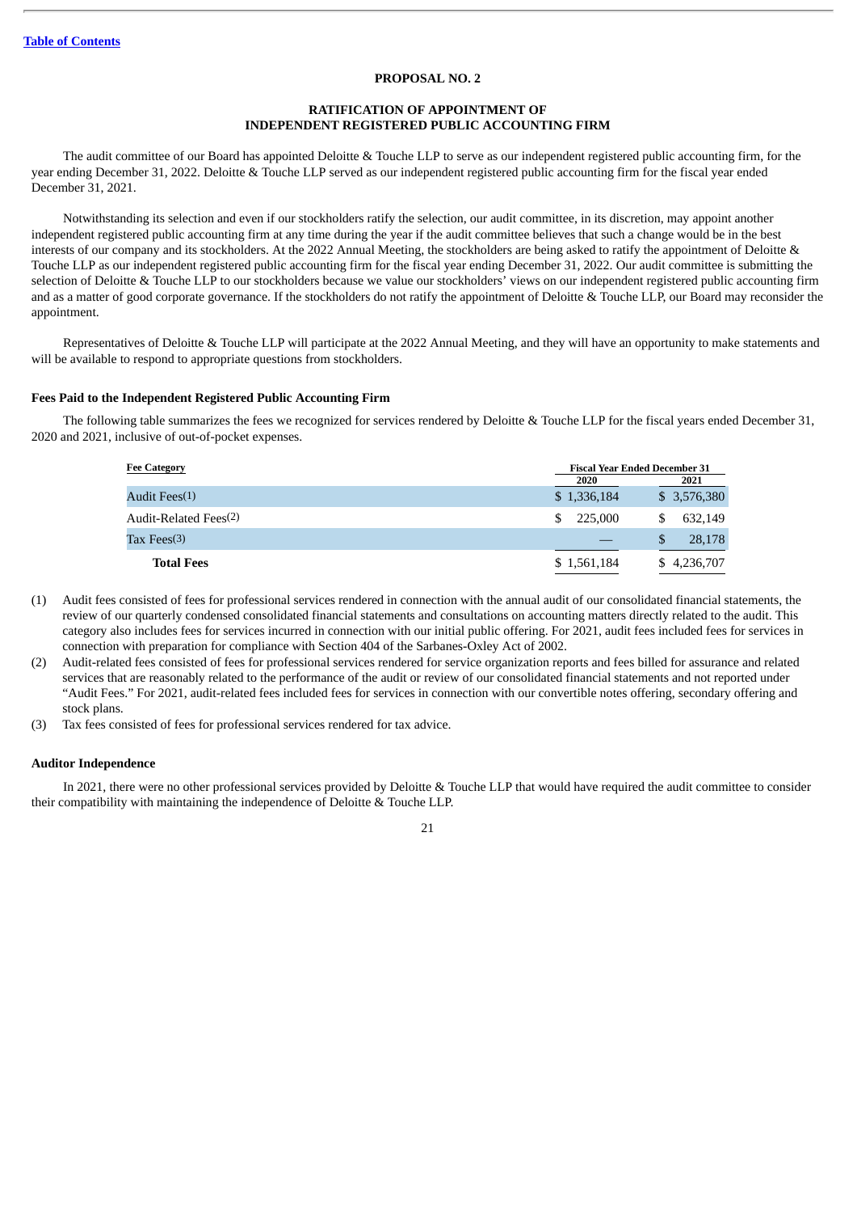## PROPOSAL NO. 2

## RATIFICATION OF APPOINTMENT OF INDEPENDENT REGISTERED PUBLIC ACCOUNTING FIRM

The audit committee of our Board has appointed Deloitte & Touche LLP to serve as our independent registered public accounting firm, for the year ending December 31, 2022. Deloitte & Touche LLP served as our independent registered public accounting firm for the fiscal year ended December 31, 2021.

Notwithstanding its selection and even if our stockholders ratify the selection, our audit committee, in its discretion, may appoint another independent registered public accounting firm at any time during the year if the audit committee believes that such a change would be in the best interests of our company and its stockholders. At the 2022 Annual Meeting, the stockholders are being asked to ratify the appointment of Deloitte & Touche LLP as our independent registered public accounting firm for the fiscal year ending December 31, 2022. Our audit committee is submitting the selection of Deloitte & Touche LLP to our stockholders because we value our stockholders' views on our independent registered public accounting firm and as a matter of good corporate governance. If the stockholders do not ratify the appointment of Deloitte & Touche LLP, our Board may reconsider the appointment.

Representatives of Deloitte & Touche LLP will participate at the 2022 Annual Meeting, and they will have an opportunity to make statements and will be available to respond to appropriate questions from stockholders.

### Fees Paid to the Independent Registered Public Accounting Firm

The following table summarizes the fees we recognized for services rendered by Deloitte & Touche LLP for the fiscal years ended December 31, 2020 and 2021, inclusive of out-of-pocket expenses.

| Fee Category | Fiscal Year Ended December 31 | |
|---|---|---|
| | 2020 | 2021 |
| Audit Fees(1) | $ 1,336,184 | $ 3,576,380 |
| Audit-Related Fees(2) | $ 225,000 | $ 632,149 |
| Tax Fees(3) | — | $ 28,178 |
| **Total Fees** | $ 1,561,184 | $ 4,236,707 |

(1) Audit fees consisted of fees for professional services rendered in connection with the annual audit of our consolidated financial statements, the review of our quarterly condensed consolidated financial statements and consultations on accounting matters directly related to the audit. This category also includes fees for services incurred in connection with our initial public offering. For 2021, audit fees included fees for services in connection with preparation for compliance with Section 404 of the Sarbanes-Oxley Act of 2002.

(2) Audit-related fees consisted of fees for professional services rendered for service organization reports and fees billed for assurance and related services that are reasonably related to the performance of the audit or review of our consolidated financial statements and not reported under "Audit Fees." For 2021, audit-related fees included fees for services in connection with our convertible notes offering, secondary offering and stock plans.

(3) Tax fees consisted of fees for professional services rendered for tax advice.

### Auditor Independence

In 2021, there were no other professional services provided by Deloitte & Touche LLP that would have required the audit committee to consider their compatibility with maintaining the independence of Deloitte & Touche LLP.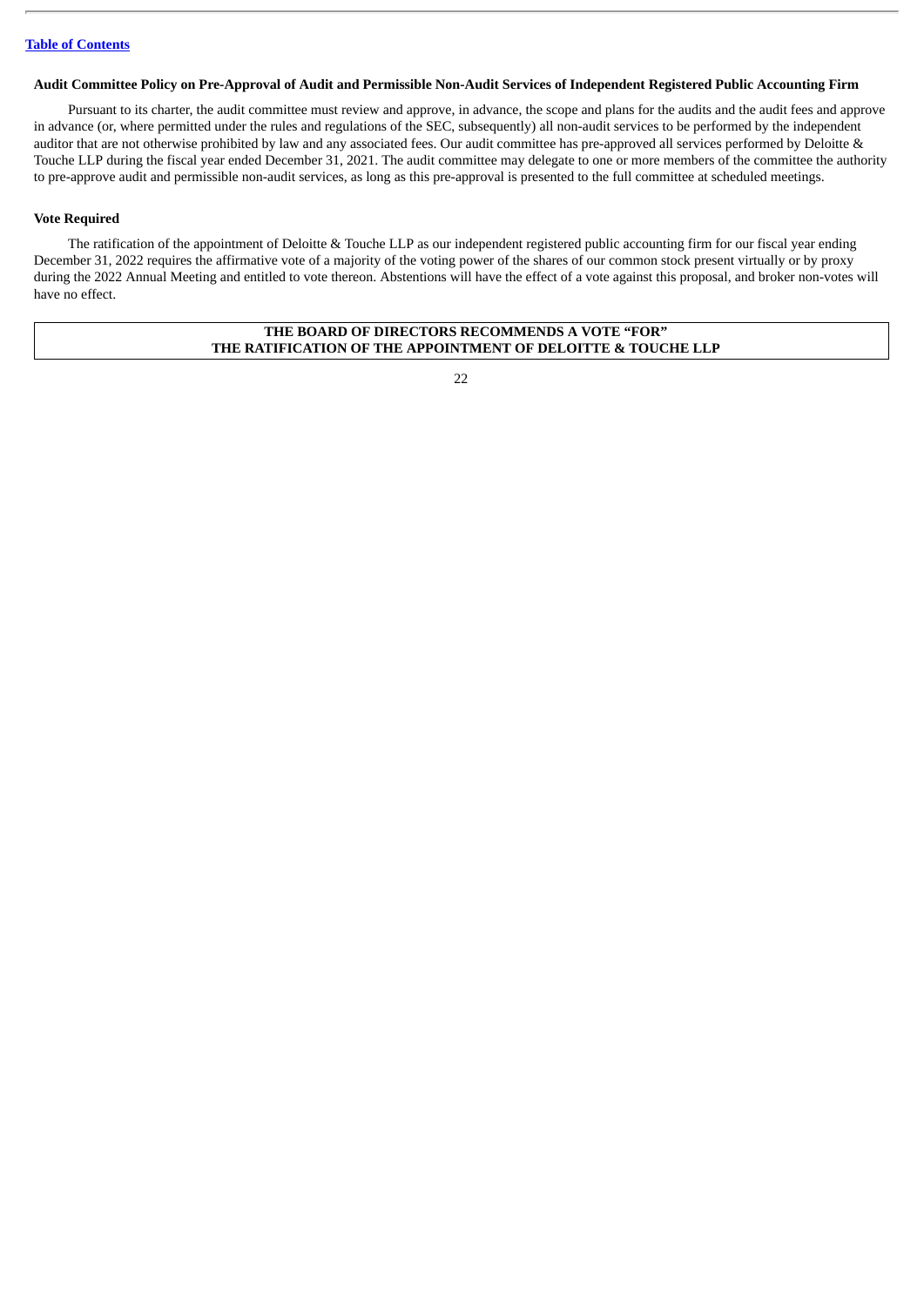### Audit Committee Policy on Pre-Approval of Audit and Permissible Non-Audit Services of Independent Registered Public Accounting Firm

Pursuant to its charter, the audit committee must review and approve, in advance, the scope and plans for the audits and the audit fees and approve in advance (or, where permitted under the rules and regulations of the SEC, subsequently) all non-audit services to be performed by the independent auditor that are not otherwise prohibited by law and any associated fees. Our audit committee has pre-approved all services performed by Deloitte & Touche LLP during the fiscal year ended December 31, 2021. The audit committee may delegate to one or more members of the committee the authority to pre-approve audit and permissible non-audit services, as long as this pre-approval is presented to the full committee at scheduled meetings.

### Vote Required

The ratification of the appointment of Deloitte & Touche LLP as our independent registered public accounting firm for our fiscal year ending December 31, 2022 requires the affirmative vote of a majority of the voting power of the shares of our common stock present virtually or by proxy during the 2022 Annual Meeting and entitled to vote thereon. Abstentions will have the effect of a vote against this proposal, and broker non-votes will have no effect.

**THE BOARD OF DIRECTORS RECOMMENDS A VOTE "FOR" THE RATIFICATION OF THE APPOINTMENT OF DELOITTE & TOUCHE LLP**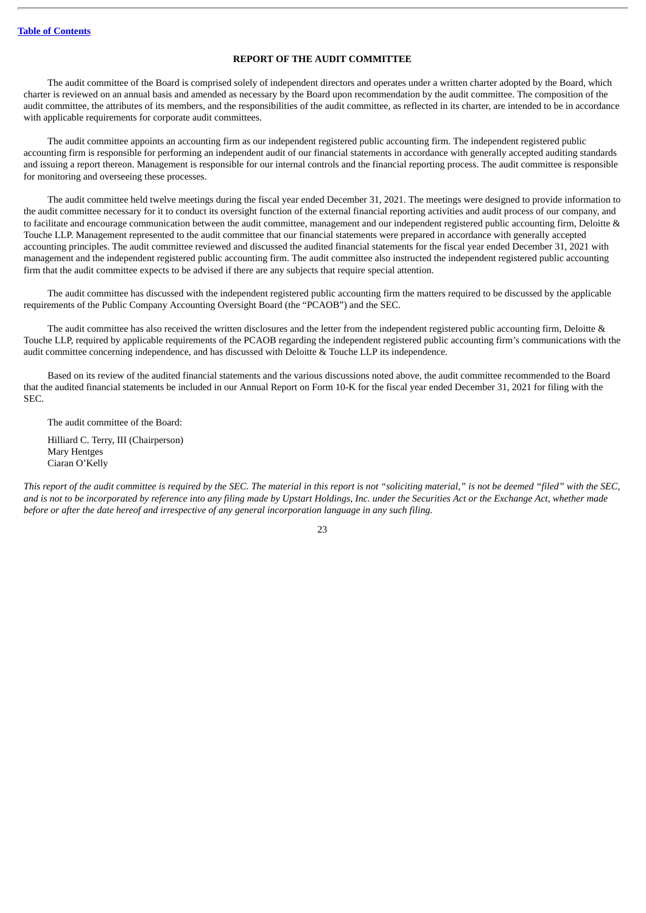[Table of Contents](#)

## REPORT OF THE AUDIT COMMITTEE

The audit committee of the Board is comprised solely of independent directors and operates under a written charter adopted by the Board, which charter is reviewed on an annual basis and amended as necessary by the Board upon recommendation by the audit committee. The composition of the audit committee, the attributes of its members, and the responsibilities of the audit committee, as reflected in its charter, are intended to be in accordance with applicable requirements for corporate audit committees.

The audit committee appoints an accounting firm as our independent registered public accounting firm. The independent registered public accounting firm is responsible for performing an independent audit of our financial statements in accordance with generally accepted auditing standards and issuing a report thereon. Management is responsible for our internal controls and the financial reporting process. The audit committee is responsible for monitoring and overseeing these processes.

The audit committee held twelve meetings during the fiscal year ended December 31, 2021. The meetings were designed to provide information to the audit committee necessary for it to conduct its oversight function of the external financial reporting activities and audit process of our company, and to facilitate and encourage communication between the audit committee, management and our independent registered public accounting firm, Deloitte & Touche LLP. Management represented to the audit committee that our financial statements were prepared in accordance with generally accepted accounting principles. The audit committee reviewed and discussed the audited financial statements for the fiscal year ended December 31, 2021 with management and the independent registered public accounting firm. The audit committee also instructed the independent registered public accounting firm that the audit committee expects to be advised if there are any subjects that require special attention.

The audit committee has discussed with the independent registered public accounting firm the matters required to be discussed by the applicable requirements of the Public Company Accounting Oversight Board (the "PCAOB") and the SEC.

The audit committee has also received the written disclosures and the letter from the independent registered public accounting firm, Deloitte & Touche LLP, required by applicable requirements of the PCAOB regarding the independent registered public accounting firm's communications with the audit committee concerning independence, and has discussed with Deloitte & Touche LLP its independence.

Based on its review of the audited financial statements and the various discussions noted above, the audit committee recommended to the Board that the audited financial statements be included in our Annual Report on Form 10-K for the fiscal year ended December 31, 2021 for filing with the SEC.

The audit committee of the Board:

Hilliard C. Terry, III (Chairperson)
Mary Hentges
Ciaran O'Kelly

*This report of the audit committee is required by the SEC. The material in this report is not "soliciting material," is not be deemed "filed" with the SEC, and is not to be incorporated by reference into any filing made by Upstart Holdings, Inc. under the Securities Act or the Exchange Act, whether made before or after the date hereof and irrespective of any general incorporation language in any such filing.*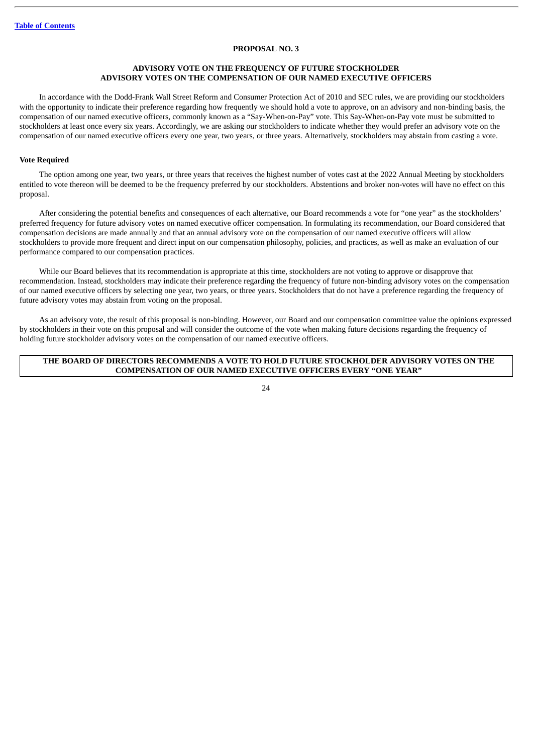## PROPOSAL NO. 3

### ADVISORY VOTE ON THE FREQUENCY OF FUTURE STOCKHOLDER ADVISORY VOTES ON THE COMPENSATION OF OUR NAMED EXECUTIVE OFFICERS

In accordance with the Dodd-Frank Wall Street Reform and Consumer Protection Act of 2010 and SEC rules, we are providing our stockholders with the opportunity to indicate their preference regarding how frequently we should hold a vote to approve, on an advisory and non-binding basis, the compensation of our named executive officers, commonly known as a "Say-When-on-Pay" vote. This Say-When-on-Pay vote must be submitted to stockholders at least once every six years. Accordingly, we are asking our stockholders to indicate whether they would prefer an advisory vote on the compensation of our named executive officers every one year, two years, or three years. Alternatively, stockholders may abstain from casting a vote.

**Vote Required**

The option among one year, two years, or three years that receives the highest number of votes cast at the 2022 Annual Meeting by stockholders entitled to vote thereon will be deemed to be the frequency preferred by our stockholders. Abstentions and broker non-votes will have no effect on this proposal.

After considering the potential benefits and consequences of each alternative, our Board recommends a vote for "one year" as the stockholders' preferred frequency for future advisory votes on named executive officer compensation. In formulating its recommendation, our Board considered that compensation decisions are made annually and that an annual advisory vote on the compensation of our named executive officers will allow stockholders to provide more frequent and direct input on our compensation philosophy, policies, and practices, as well as make an evaluation of our performance compared to our compensation practices.

While our Board believes that its recommendation is appropriate at this time, stockholders are not voting to approve or disapprove that recommendation. Instead, stockholders may indicate their preference regarding the frequency of future non-binding advisory votes on the compensation of our named executive officers by selecting one year, two years, or three years. Stockholders that do not have a preference regarding the frequency of future advisory votes may abstain from voting on the proposal.

As an advisory vote, the result of this proposal is non-binding. However, our Board and our compensation committee value the opinions expressed by stockholders in their vote on this proposal and will consider the outcome of the vote when making future decisions regarding the frequency of holding future stockholder advisory votes on the compensation of our named executive officers.

**THE BOARD OF DIRECTORS RECOMMENDS A VOTE TO HOLD FUTURE STOCKHOLDER ADVISORY VOTES ON THE COMPENSATION OF OUR NAMED EXECUTIVE OFFICERS EVERY "ONE YEAR"**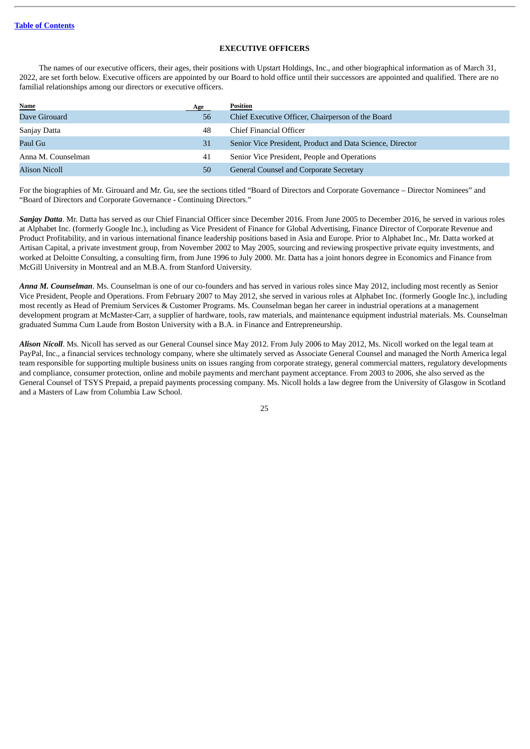## EXECUTIVE OFFICERS

The names of our executive officers, their ages, their positions with Upstart Holdings, Inc., and other biographical information as of March 31, 2022, are set forth below. Executive officers are appointed by our Board to hold office until their successors are appointed and qualified. There are no familial relationships among our directors or executive officers.

| Name | Age | Position |
|---|---|---|
| Dave Girouard | 56 | Chief Executive Officer, Chairperson of the Board |
| Sanjay Datta | 48 | Chief Financial Officer |
| Paul Gu | 31 | Senior Vice President, Product and Data Science, Director |
| Anna M. Counselman | 41 | Senior Vice President, People and Operations |
| Alison Nicoll | 50 | General Counsel and Corporate Secretary |

For the biographies of Mr. Girouard and Mr. Gu, see the sections titled "Board of Directors and Corporate Governance – Director Nominees" and "Board of Directors and Corporate Governance - Continuing Directors."

***Sanjay Datta***. Mr. Datta has served as our Chief Financial Officer since December 2016. From June 2005 to December 2016, he served in various roles at Alphabet Inc. (formerly Google Inc.), including as Vice President of Finance for Global Advertising, Finance Director of Corporate Revenue and Product Profitability, and in various international finance leadership positions based in Asia and Europe. Prior to Alphabet Inc., Mr. Datta worked at Artisan Capital, a private investment group, from November 2002 to May 2005, sourcing and reviewing prospective private equity investments, and worked at Deloitte Consulting, a consulting firm, from June 1996 to July 2000. Mr. Datta has a joint honors degree in Economics and Finance from McGill University in Montreal and an M.B.A. from Stanford University.

***Anna M. Counselman***. Ms. Counselman is one of our co-founders and has served in various roles since May 2012, including most recently as Senior Vice President, People and Operations. From February 2007 to May 2012, she served in various roles at Alphabet Inc. (formerly Google Inc.), including most recently as Head of Premium Services & Customer Programs. Ms. Counselman began her career in industrial operations at a management development program at McMaster-Carr, a supplier of hardware, tools, raw materials, and maintenance equipment industrial materials. Ms. Counselman graduated Summa Cum Laude from Boston University with a B.A. in Finance and Entrepreneurship.

***Alison Nicoll***. Ms. Nicoll has served as our General Counsel since May 2012. From July 2006 to May 2012, Ms. Nicoll worked on the legal team at PayPal, Inc., a financial services technology company, where she ultimately served as Associate General Counsel and managed the North America legal team responsible for supporting multiple business units on issues ranging from corporate strategy, general commercial matters, regulatory developments and compliance, consumer protection, online and mobile payments and merchant payment acceptance. From 2003 to 2006, she also served as the General Counsel of TSYS Prepaid, a prepaid payments processing company. Ms. Nicoll holds a law degree from the University of Glasgow in Scotland and a Masters of Law from Columbia Law School.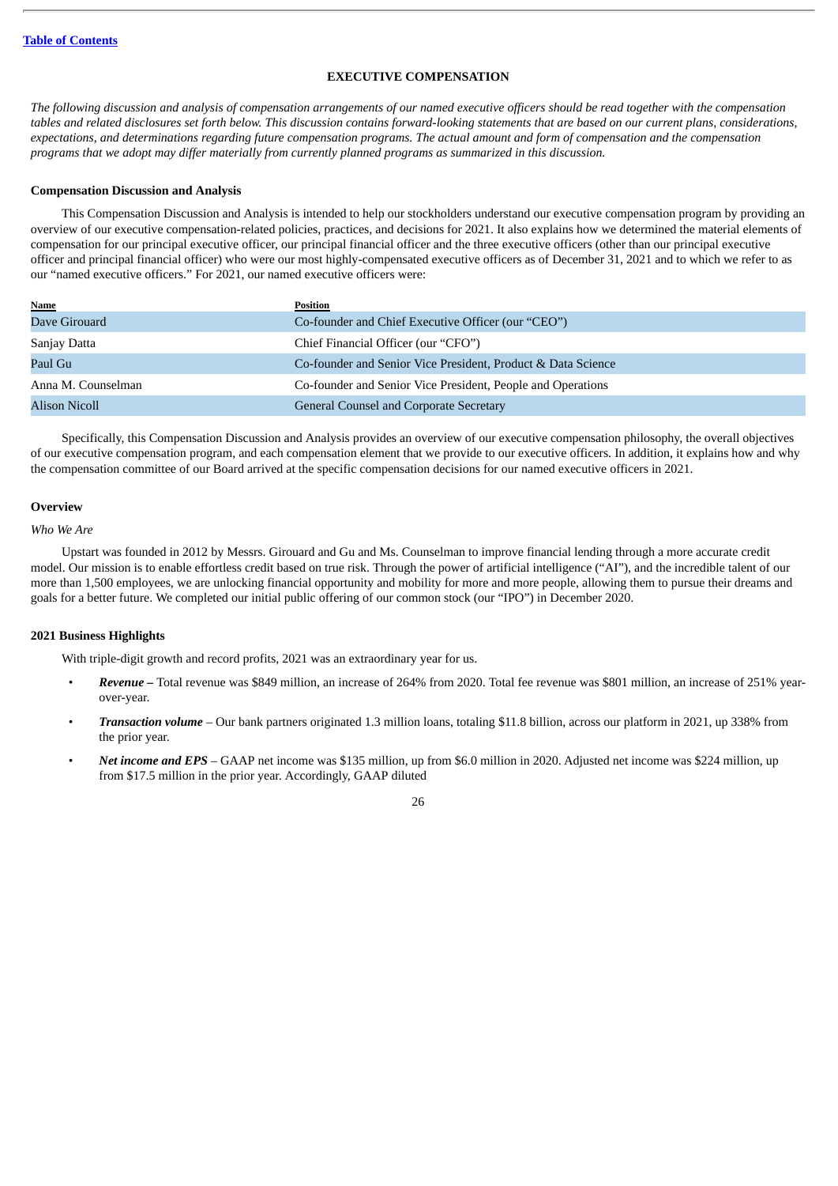[Table of Contents](#)

# EXECUTIVE COMPENSATION

*The following discussion and analysis of compensation arrangements of our named executive officers should be read together with the compensation tables and related disclosures set forth below. This discussion contains forward-looking statements that are based on our current plans, considerations, expectations, and determinations regarding future compensation programs. The actual amount and form of compensation and the compensation programs that we adopt may differ materially from currently planned programs as summarized in this discussion.*

## Compensation Discussion and Analysis

This Compensation Discussion and Analysis is intended to help our stockholders understand our executive compensation program by providing an overview of our executive compensation-related policies, practices, and decisions for 2021. It also explains how we determined the material elements of compensation for our principal executive officer, our principal financial officer and the three executive officers (other than our principal executive officer and principal financial officer) who were our most highly-compensated executive officers as of December 31, 2021 and to which we refer to as our "named executive officers." For 2021, our named executive officers were:

| Name | Position |
|---|---|
| Dave Girouard | Co-founder and Chief Executive Officer (our "CEO") |
| Sanjay Datta | Chief Financial Officer (our "CFO") |
| Paul Gu | Co-founder and Senior Vice President, Product & Data Science |
| Anna M. Counselman | Co-founder and Senior Vice President, People and Operations |
| Alison Nicoll | General Counsel and Corporate Secretary |

Specifically, this Compensation Discussion and Analysis provides an overview of our executive compensation philosophy, the overall objectives of our executive compensation program, and each compensation element that we provide to our executive officers. In addition, it explains how and why the compensation committee of our Board arrived at the specific compensation decisions for our named executive officers in 2021.

## Overview

*Who We Are*

Upstart was founded in 2012 by Messrs. Girouard and Gu and Ms. Counselman to improve financial lending through a more accurate credit model. Our mission is to enable effortless credit based on true risk. Through the power of artificial intelligence ("AI"), and the incredible talent of our more than 1,500 employees, we are unlocking financial opportunity and mobility for more and more people, allowing them to pursue their dreams and goals for a better future. We completed our initial public offering of our common stock (our "IPO") in December 2020.

## 2021 Business Highlights

With triple-digit growth and record profits, 2021 was an extraordinary year for us.

- ***Revenue –*** Total revenue was $849 million, an increase of 264% from 2020. Total fee revenue was $801 million, an increase of 251% year-over-year.
- ***Transaction volume*** – Our bank partners originated 1.3 million loans, totaling $11.8 billion, across our platform in 2021, up 338% from the prior year.
- ***Net income and EPS*** – GAAP net income was $135 million, up from $6.0 million in 2020. Adjusted net income was $224 million, up from $17.5 million in the prior year. Accordingly, GAAP diluted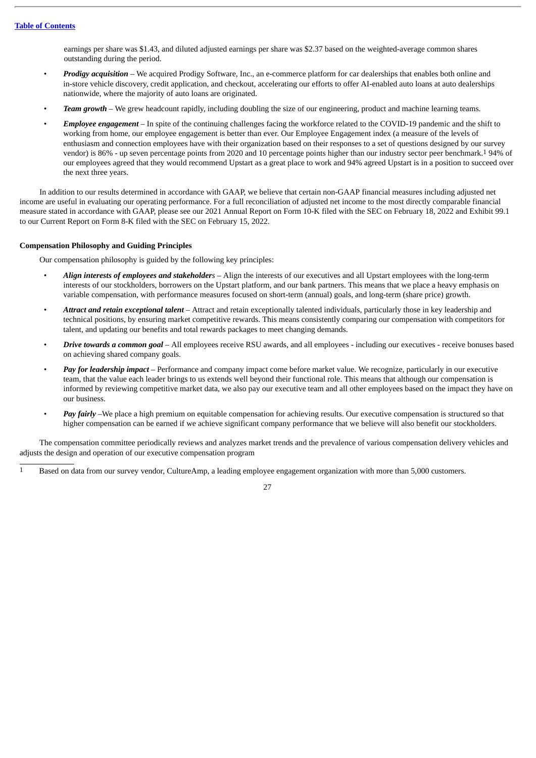earnings per share was $1.43, and diluted adjusted earnings per share was $2.37 based on the weighted-average common shares outstanding during the period.

- ***Prodigy acquisition*** – We acquired Prodigy Software, Inc., an e-commerce platform for car dealerships that enables both online and in-store vehicle discovery, credit application, and checkout, accelerating our efforts to offer AI-enabled auto loans at auto dealerships nationwide, where the majority of auto loans are originated.
- ***Team growth*** – We grew headcount rapidly, including doubling the size of our engineering, product and machine learning teams.
- ***Employee engagement*** – In spite of the continuing challenges facing the workforce related to the COVID-19 pandemic and the shift to working from home, our employee engagement is better than ever. Our Employee Engagement index (a measure of the levels of enthusiasm and connection employees have with their organization based on their responses to a set of questions designed by our survey vendor) is 86% - up seven percentage points from 2020 and 10 percentage points higher than our industry sector peer benchmark.[1] 94% of our employees agreed that they would recommend Upstart as a great place to work and 94% agreed Upstart is in a position to succeed over the next three years.

In addition to our results determined in accordance with GAAP, we believe that certain non-GAAP financial measures including adjusted net income are useful in evaluating our operating performance. For a full reconciliation of adjusted net income to the most directly comparable financial measure stated in accordance with GAAP, please see our 2021 Annual Report on Form 10-K filed with the SEC on February 18, 2022 and Exhibit 99.1 to our Current Report on Form 8-K filed with the SEC on February 15, 2022.

**Compensation Philosophy and Guiding Principles**

Our compensation philosophy is guided by the following key principles:

- ***Align interests of employees and stakeholders*** – Align the interests of our executives and all Upstart employees with the long-term interests of our stockholders, borrowers on the Upstart platform, and our bank partners. This means that we place a heavy emphasis on variable compensation, with performance measures focused on short-term (annual) goals, and long-term (share price) growth.
- ***Attract and retain exceptional talent*** – Attract and retain exceptionally talented individuals, particularly those in key leadership and technical positions, by ensuring market competitive rewards. This means consistently comparing our compensation with competitors for talent, and updating our benefits and total rewards packages to meet changing demands.
- ***Drive towards a common goal*** – All employees receive RSU awards, and all employees - including our executives - receive bonuses based on achieving shared company goals.
- ***Pay for leadership impact*** – Performance and company impact come before market value. We recognize, particularly in our executive team, that the value each leader brings to us extends well beyond their functional role. This means that although our compensation is informed by reviewing competitive market data, we also pay our executive team and all other employees based on the impact they have on our business.
- ***Pay fairly*** –We place a high premium on equitable compensation for achieving results. Our executive compensation is structured so that higher compensation can be earned if we achieve significant company performance that we believe will also benefit our stockholders.

The compensation committee periodically reviews and analyzes market trends and the prevalence of various compensation delivery vehicles and adjusts the design and operation of our executive compensation program

[1] Based on data from our survey vendor, CultureAmp, a leading employee engagement organization with more than 5,000 customers.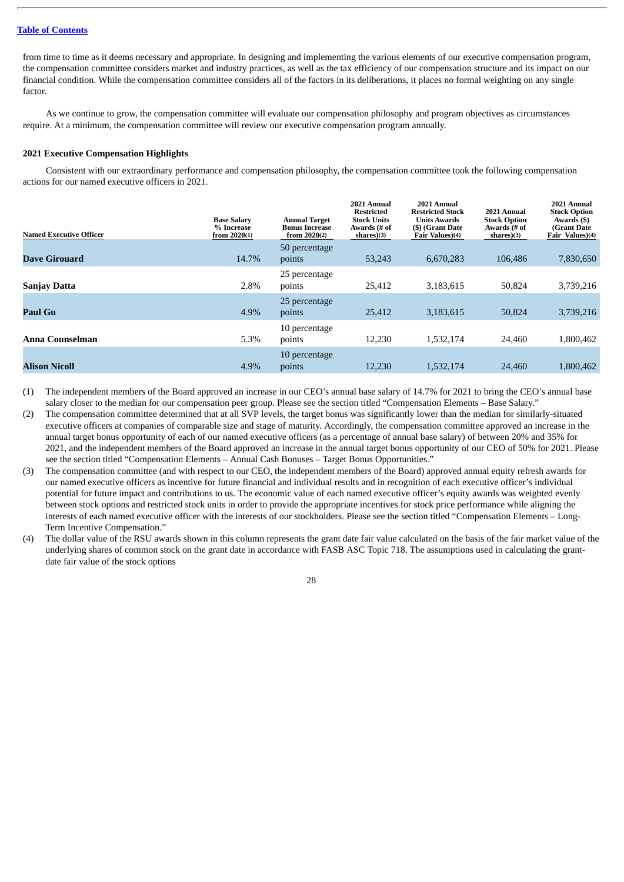[Table of Contents](#)

from time to time as it deems necessary and appropriate. In designing and implementing the various elements of our executive compensation program, the compensation committee considers market and industry practices, as well as the tax efficiency of our compensation structure and its impact on our financial condition. While the compensation committee considers all of the factors in its deliberations, it places no formal weighting on any single factor.

As we continue to grow, the compensation committee will evaluate our compensation philosophy and program objectives as circumstances require. At a minimum, the compensation committee will review our executive compensation program annually.

**2021 Executive Compensation Highlights**

Consistent with our extraordinary performance and compensation philosophy, the compensation committee took the following compensation actions for our named executive officers in 2021.

| Named Executive Officer | Base Salary % Increase from 2020(1) | Annual Target Bonus Increase from 2020(2) | 2021 Annual Restricted Stock Units Awards (# of shares)(3) | 2021 Annual Restricted Stock Units Awards ($) (Grant Date Fair Values)(4) | 2021 Annual Stock Option Awards (# of shares)(3) | 2021 Annual Stock Option Awards ($) (Grant Date Fair Values)(4) |
|---|---|---|---|---|---|---|
| **Dave Girouard** | 14.7% | 50 percentage points | 53,243 | 6,670,283 | 106,486 | 7,830,650 |
| **Sanjay Datta** | 2.8% | 25 percentage points | 25,412 | 3,183,615 | 50,824 | 3,739,216 |
| **Paul Gu** | 4.9% | 25 percentage points | 25,412 | 3,183,615 | 50,824 | 3,739,216 |
| **Anna Counselman** | 5.3% | 10 percentage points | 12,230 | 1,532,174 | 24,460 | 1,800,462 |
| **Alison Nicoll** | 4.9% | 10 percentage points | 12,230 | 1,532,174 | 24,460 | 1,800,462 |

(1) The independent members of the Board approved an increase in our CEO's annual base salary of 14.7% for 2021 to bring the CEO's annual base salary closer to the median for our compensation peer group. Please see the section titled "Compensation Elements – Base Salary."

(2) The compensation committee determined that at all SVP levels, the target bonus was significantly lower than the median for similarly-situated executive officers at companies of comparable size and stage of maturity. Accordingly, the compensation committee approved an increase in the annual target bonus opportunity of each of our named executive officers (as a percentage of annual base salary) of between 20% and 35% for 2021, and the independent members of the Board approved an increase in the annual target bonus opportunity of our CEO of 50% for 2021. Please see the section titled "Compensation Elements – Annual Cash Bonuses – Target Bonus Opportunities."

(3) The compensation committee (and with respect to our CEO, the independent members of the Board) approved annual equity refresh awards for our named executive officers as incentive for future financial and individual results and in recognition of each executive officer's individual potential for future impact and contributions to us. The economic value of each named executive officer's equity awards was weighted evenly between stock options and restricted stock units in order to provide the appropriate incentives for stock price performance while aligning the interests of each named executive officer with the interests of our stockholders. Please see the section titled "Compensation Elements – Long-Term Incentive Compensation."

(4) The dollar value of the RSU awards shown in this column represents the grant date fair value calculated on the basis of the fair market value of the underlying shares of common stock on the grant date in accordance with FASB ASC Topic 718. The assumptions used in calculating the grant-date fair value of the stock options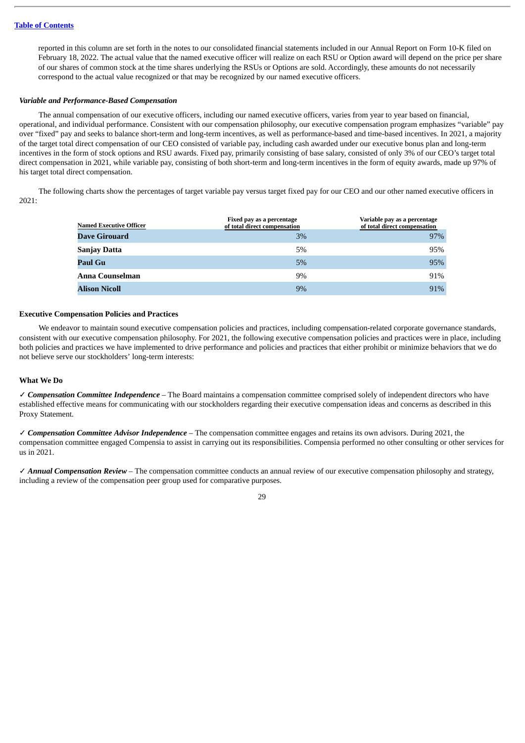reported in this column are set forth in the notes to our consolidated financial statements included in our Annual Report on Form 10-K filed on February 18, 2022. The actual value that the named executive officer will realize on each RSU or Option award will depend on the price per share of our shares of common stock at the time shares underlying the RSUs or Options are sold. Accordingly, these amounts do not necessarily correspond to the actual value recognized or that may be recognized by our named executive officers.

### *Variable and Performance-Based Compensation*

The annual compensation of our executive officers, including our named executive officers, varies from year to year based on financial, operational, and individual performance. Consistent with our compensation philosophy, our executive compensation program emphasizes "variable" pay over "fixed" pay and seeks to balance short-term and long-term incentives, as well as performance-based and time-based incentives. In 2021, a majority of the target total direct compensation of our CEO consisted of variable pay, including cash awarded under our executive bonus plan and long-term incentives in the form of stock options and RSU awards. Fixed pay, primarily consisting of base salary, consisted of only 3% of our CEO's target total direct compensation in 2021, while variable pay, consisting of both short-term and long-term incentives in the form of equity awards, made up 97% of his target total direct compensation.

The following charts show the percentages of target variable pay versus target fixed pay for our CEO and our other named executive officers in 2021:

| Named Executive Officer | Fixed pay as a percentage of total direct compensation | Variable pay as a percentage of total direct compensation |
|---|---|---|
| **Dave Girouard** | 3% | 97% |
| **Sanjay Datta** | 5% | 95% |
| **Paul Gu** | 5% | 95% |
| **Anna Counselman** | 9% | 91% |
| **Alison Nicoll** | 9% | 91% |

### Executive Compensation Policies and Practices

We endeavor to maintain sound executive compensation policies and practices, including compensation-related corporate governance standards, consistent with our executive compensation philosophy. For 2021, the following executive compensation policies and practices were in place, including both policies and practices we have implemented to drive performance and policies and practices that either prohibit or minimize behaviors that we do not believe serve our stockholders' long-term interests:

### What We Do

✓ ***Compensation Committee Independence*** – The Board maintains a compensation committee comprised solely of independent directors who have established effective means for communicating with our stockholders regarding their executive compensation ideas and concerns as described in this Proxy Statement.

✓ ***Compensation Committee Advisor Independence*** – The compensation committee engages and retains its own advisors. During 2021, the compensation committee engaged Compensia to assist in carrying out its responsibilities. Compensia performed no other consulting or other services for us in 2021.

✓ ***Annual Compensation Review*** – The compensation committee conducts an annual review of our executive compensation philosophy and strategy, including a review of the compensation peer group used for comparative purposes.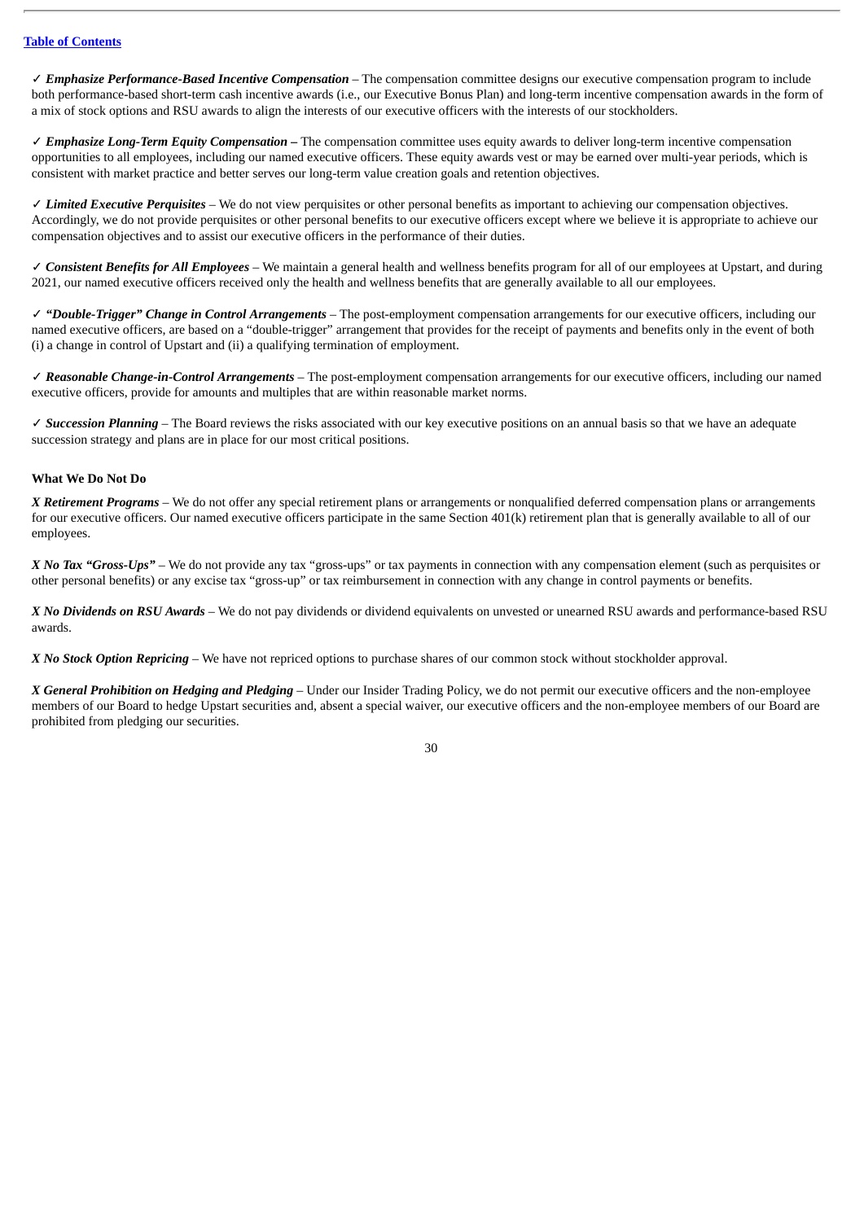✓ ***Emphasize Performance-Based Incentive Compensation*** – The compensation committee designs our executive compensation program to include both performance-based short-term cash incentive awards (i.e., our Executive Bonus Plan) and long-term incentive compensation awards in the form of a mix of stock options and RSU awards to align the interests of our executive officers with the interests of our stockholders.

✓ ***Emphasize Long-Term Equity Compensation*** **–** The compensation committee uses equity awards to deliver long-term incentive compensation opportunities to all employees, including our named executive officers. These equity awards vest or may be earned over multi-year periods, which is consistent with market practice and better serves our long-term value creation goals and retention objectives.

✓ ***Limited Executive Perquisites*** – We do not view perquisites or other personal benefits as important to achieving our compensation objectives. Accordingly, we do not provide perquisites or other personal benefits to our executive officers except where we believe it is appropriate to achieve our compensation objectives and to assist our executive officers in the performance of their duties.

✓ ***Consistent Benefits for All Employees*** – We maintain a general health and wellness benefits program for all of our employees at Upstart, and during 2021, our named executive officers received only the health and wellness benefits that are generally available to all our employees.

✓ ***"Double-Trigger" Change in Control Arrangements*** – The post-employment compensation arrangements for our executive officers, including our named executive officers, are based on a "double-trigger" arrangement that provides for the receipt of payments and benefits only in the event of both (i) a change in control of Upstart and (ii) a qualifying termination of employment.

✓ ***Reasonable Change-in-Control Arrangements*** – The post-employment compensation arrangements for our executive officers, including our named executive officers, provide for amounts and multiples that are within reasonable market norms.

✓ ***Succession Planning*** – The Board reviews the risks associated with our key executive positions on an annual basis so that we have an adequate succession strategy and plans are in place for our most critical positions.

**What We Do Not Do**

***X Retirement Programs*** – We do not offer any special retirement plans or arrangements or nonqualified deferred compensation plans or arrangements for our executive officers. Our named executive officers participate in the same Section 401(k) retirement plan that is generally available to all of our employees.

***X No Tax "Gross-Ups"*** – We do not provide any tax "gross-ups" or tax payments in connection with any compensation element (such as perquisites or other personal benefits) or any excise tax "gross-up" or tax reimbursement in connection with any change in control payments or benefits.

***X No Dividends on RSU Awards*** – We do not pay dividends or dividend equivalents on unvested or unearned RSU awards and performance-based RSU awards.

***X No Stock Option Repricing*** – We have not repriced options to purchase shares of our common stock without stockholder approval.

***X General Prohibition on Hedging and Pledging*** – Under our Insider Trading Policy, we do not permit our executive officers and the non-employee members of our Board to hedge Upstart securities and, absent a special waiver, our executive officers and the non-employee members of our Board are prohibited from pledging our securities.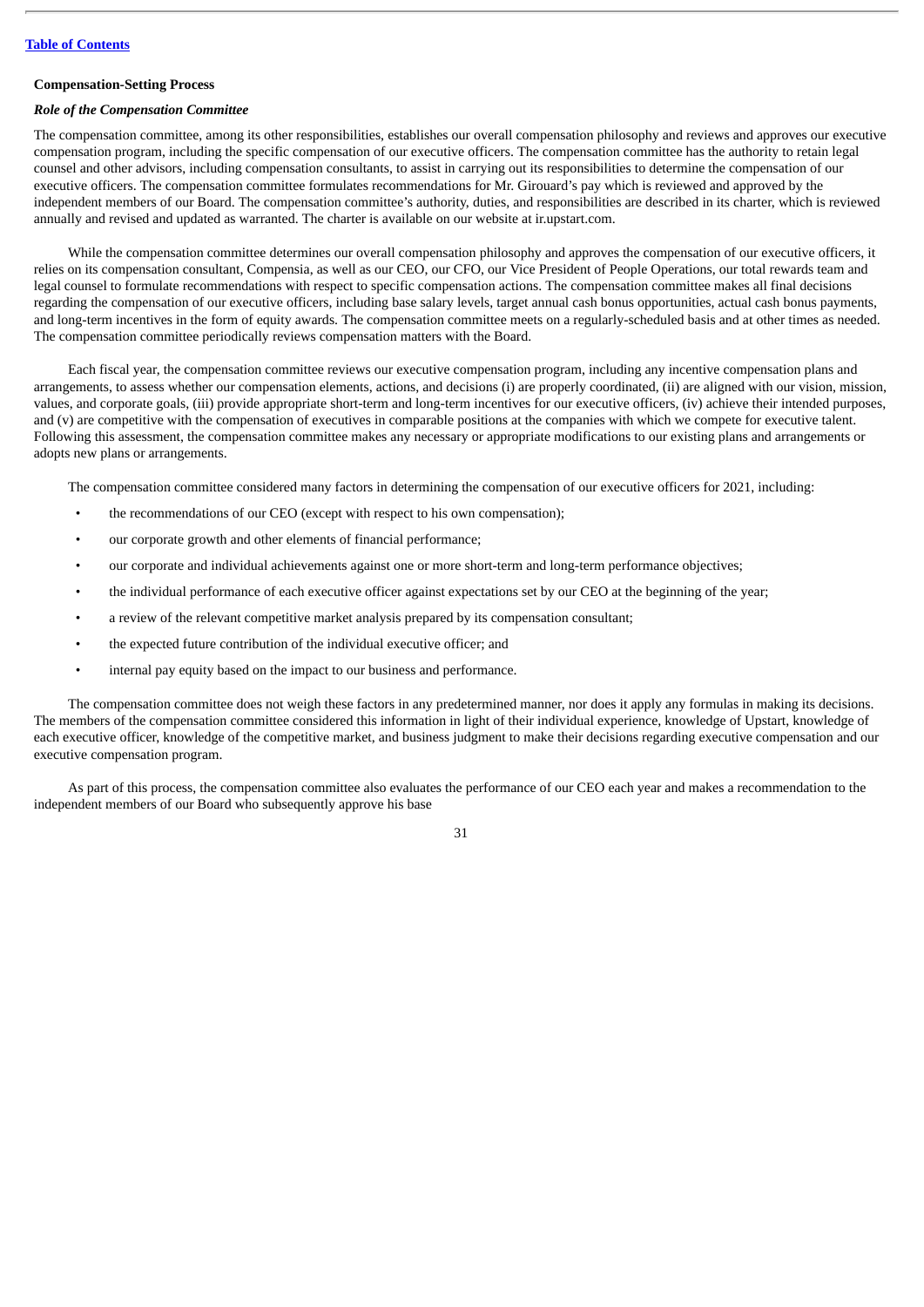### Compensation-Setting Process

#### *Role of the Compensation Committee*

The compensation committee, among its other responsibilities, establishes our overall compensation philosophy and reviews and approves our executive compensation program, including the specific compensation of our executive officers. The compensation committee has the authority to retain legal counsel and other advisors, including compensation consultants, to assist in carrying out its responsibilities to determine the compensation of our executive officers. The compensation committee formulates recommendations for Mr. Girouard's pay which is reviewed and approved by the independent members of our Board. The compensation committee's authority, duties, and responsibilities are described in its charter, which is reviewed annually and revised and updated as warranted. The charter is available on our website at ir.upstart.com.

While the compensation committee determines our overall compensation philosophy and approves the compensation of our executive officers, it relies on its compensation consultant, Compensia, as well as our CEO, our CFO, our Vice President of People Operations, our total rewards team and legal counsel to formulate recommendations with respect to specific compensation actions. The compensation committee makes all final decisions regarding the compensation of our executive officers, including base salary levels, target annual cash bonus opportunities, actual cash bonus payments, and long-term incentives in the form of equity awards. The compensation committee meets on a regularly-scheduled basis and at other times as needed. The compensation committee periodically reviews compensation matters with the Board.

Each fiscal year, the compensation committee reviews our executive compensation program, including any incentive compensation plans and arrangements, to assess whether our compensation elements, actions, and decisions (i) are properly coordinated, (ii) are aligned with our vision, mission, values, and corporate goals, (iii) provide appropriate short-term and long-term incentives for our executive officers, (iv) achieve their intended purposes, and (v) are competitive with the compensation of executives in comparable positions at the companies with which we compete for executive talent. Following this assessment, the compensation committee makes any necessary or appropriate modifications to our existing plans and arrangements or adopts new plans or arrangements.

The compensation committee considered many factors in determining the compensation of our executive officers for 2021, including:

- the recommendations of our CEO (except with respect to his own compensation);
- our corporate growth and other elements of financial performance;
- our corporate and individual achievements against one or more short-term and long-term performance objectives;
- the individual performance of each executive officer against expectations set by our CEO at the beginning of the year;
- a review of the relevant competitive market analysis prepared by its compensation consultant;
- the expected future contribution of the individual executive officer; and
- internal pay equity based on the impact to our business and performance.

The compensation committee does not weigh these factors in any predetermined manner, nor does it apply any formulas in making its decisions. The members of the compensation committee considered this information in light of their individual experience, knowledge of Upstart, knowledge of each executive officer, knowledge of the competitive market, and business judgment to make their decisions regarding executive compensation and our executive compensation program.

As part of this process, the compensation committee also evaluates the performance of our CEO each year and makes a recommendation to the independent members of our Board who subsequently approve his base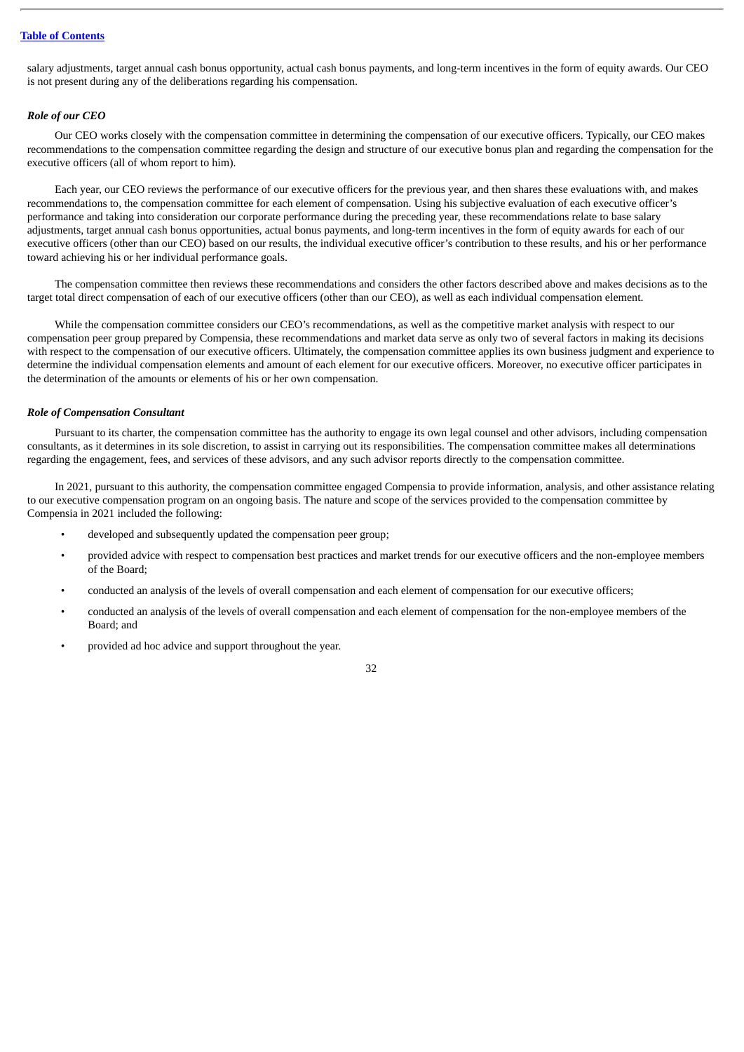salary adjustments, target annual cash bonus opportunity, actual cash bonus payments, and long-term incentives in the form of equity awards. Our CEO is not present during any of the deliberations regarding his compensation.

***Role of our CEO***

Our CEO works closely with the compensation committee in determining the compensation of our executive officers. Typically, our CEO makes recommendations to the compensation committee regarding the design and structure of our executive bonus plan and regarding the compensation for the executive officers (all of whom report to him).

Each year, our CEO reviews the performance of our executive officers for the previous year, and then shares these evaluations with, and makes recommendations to, the compensation committee for each element of compensation. Using his subjective evaluation of each executive officer's performance and taking into consideration our corporate performance during the preceding year, these recommendations relate to base salary adjustments, target annual cash bonus opportunities, actual bonus payments, and long-term incentives in the form of equity awards for each of our executive officers (other than our CEO) based on our results, the individual executive officer's contribution to these results, and his or her performance toward achieving his or her individual performance goals.

The compensation committee then reviews these recommendations and considers the other factors described above and makes decisions as to the target total direct compensation of each of our executive officers (other than our CEO), as well as each individual compensation element.

While the compensation committee considers our CEO's recommendations, as well as the competitive market analysis with respect to our compensation peer group prepared by Compensia, these recommendations and market data serve as only two of several factors in making its decisions with respect to the compensation of our executive officers. Ultimately, the compensation committee applies its own business judgment and experience to determine the individual compensation elements and amount of each element for our executive officers. Moreover, no executive officer participates in the determination of the amounts or elements of his or her own compensation.

***Role of Compensation Consultant***

Pursuant to its charter, the compensation committee has the authority to engage its own legal counsel and other advisors, including compensation consultants, as it determines in its sole discretion, to assist in carrying out its responsibilities. The compensation committee makes all determinations regarding the engagement, fees, and services of these advisors, and any such advisor reports directly to the compensation committee.

In 2021, pursuant to this authority, the compensation committee engaged Compensia to provide information, analysis, and other assistance relating to our executive compensation program on an ongoing basis. The nature and scope of the services provided to the compensation committee by Compensia in 2021 included the following:

- developed and subsequently updated the compensation peer group;
- provided advice with respect to compensation best practices and market trends for our executive officers and the non-employee members of the Board;
- conducted an analysis of the levels of overall compensation and each element of compensation for our executive officers;
- conducted an analysis of the levels of overall compensation and each element of compensation for the non-employee members of the Board; and
- provided ad hoc advice and support throughout the year.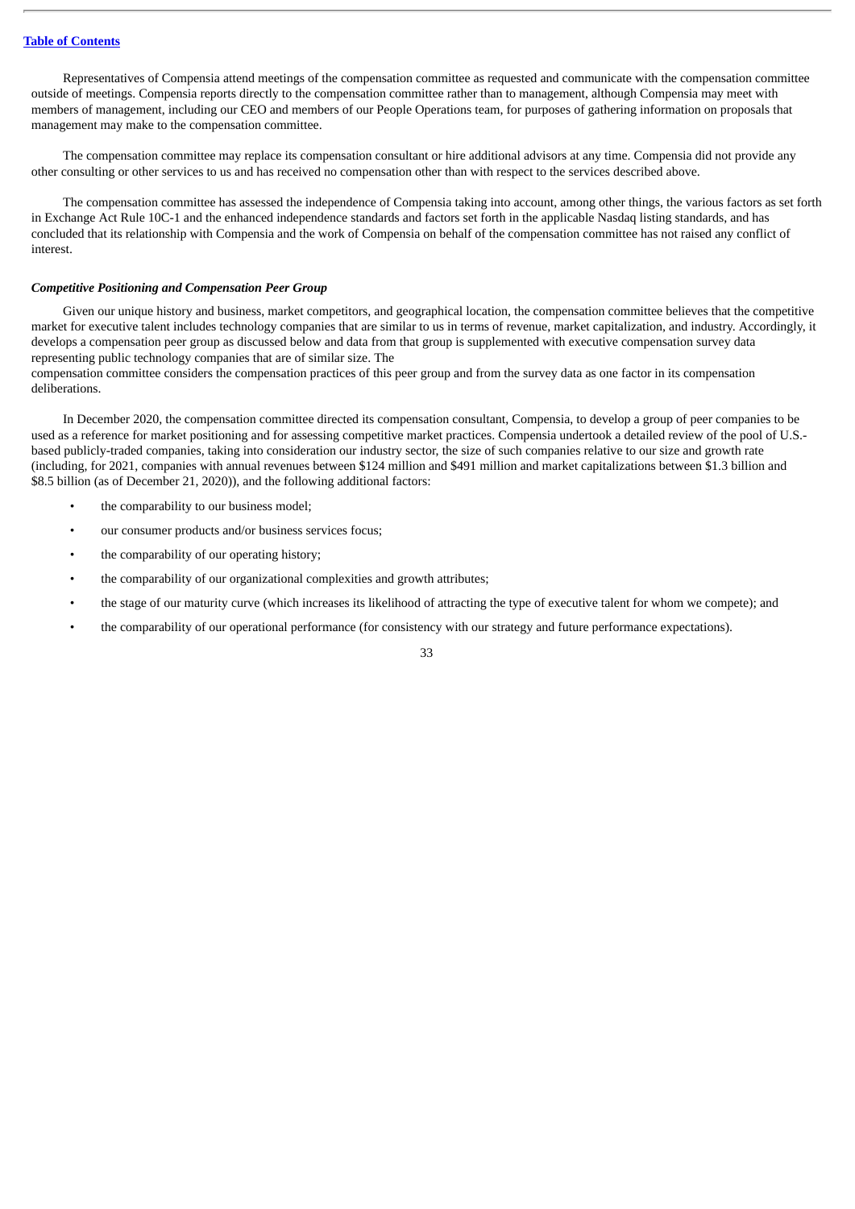Representatives of Compensia attend meetings of the compensation committee as requested and communicate with the compensation committee outside of meetings. Compensia reports directly to the compensation committee rather than to management, although Compensia may meet with members of management, including our CEO and members of our People Operations team, for purposes of gathering information on proposals that management may make to the compensation committee.

The compensation committee may replace its compensation consultant or hire additional advisors at any time. Compensia did not provide any other consulting or other services to us and has received no compensation other than with respect to the services described above.

The compensation committee has assessed the independence of Compensia taking into account, among other things, the various factors as set forth in Exchange Act Rule 10C-1 and the enhanced independence standards and factors set forth in the applicable Nasdaq listing standards, and has concluded that its relationship with Compensia and the work of Compensia on behalf of the compensation committee has not raised any conflict of interest.

***Competitive Positioning and Compensation Peer Group***

Given our unique history and business, market competitors, and geographical location, the compensation committee believes that the competitive market for executive talent includes technology companies that are similar to us in terms of revenue, market capitalization, and industry. Accordingly, it develops a compensation peer group as discussed below and data from that group is supplemented with executive compensation survey data representing public technology companies that are of similar size. The compensation committee considers the compensation practices of this peer group and from the survey data as one factor in its compensation deliberations.

In December 2020, the compensation committee directed its compensation consultant, Compensia, to develop a group of peer companies to be used as a reference for market positioning and for assessing competitive market practices. Compensia undertook a detailed review of the pool of U.S.-based publicly-traded companies, taking into consideration our industry sector, the size of such companies relative to our size and growth rate (including, for 2021, companies with annual revenues between $124 million and $491 million and market capitalizations between $1.3 billion and $8.5 billion (as of December 21, 2020)), and the following additional factors:

- the comparability to our business model;
- our consumer products and/or business services focus;
- the comparability of our operating history;
- the comparability of our organizational complexities and growth attributes;
- the stage of our maturity curve (which increases its likelihood of attracting the type of executive talent for whom we compete); and
- the comparability of our operational performance (for consistency with our strategy and future performance expectations).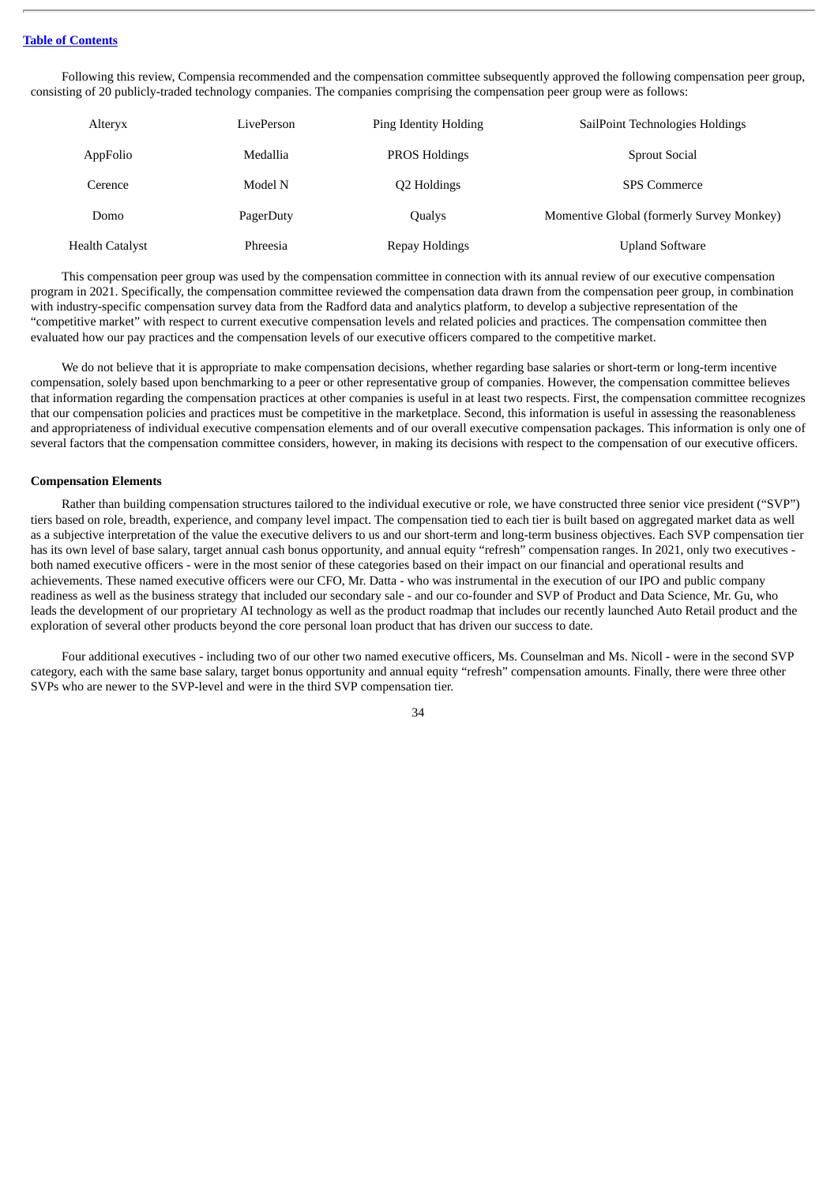Following this review, Compensia recommended and the compensation committee subsequently approved the following compensation peer group, consisting of 20 publicly-traded technology companies. The companies comprising the compensation peer group were as follows:

| | | | |
|---|---|---|---|
| Alteryx | LivePerson | Ping Identity Holding | SailPoint Technologies Holdings |
| AppFolio | Medallia | PROS Holdings | Sprout Social |
| Cerence | Model N | Q2 Holdings | SPS Commerce |
| Domo | PagerDuty | Qualys | Momentive Global (formerly Survey Monkey) |
| Health Catalyst | Phreesia | Repay Holdings | Upland Software |

This compensation peer group was used by the compensation committee in connection with its annual review of our executive compensation program in 2021. Specifically, the compensation committee reviewed the compensation data drawn from the compensation peer group, in combination with industry-specific compensation survey data from the Radford data and analytics platform, to develop a subjective representation of the "competitive market" with respect to current executive compensation levels and related policies and practices. The compensation committee then evaluated how our pay practices and the compensation levels of our executive officers compared to the competitive market.

We do not believe that it is appropriate to make compensation decisions, whether regarding base salaries or short-term or long-term incentive compensation, solely based upon benchmarking to a peer or other representative group of companies. However, the compensation committee believes that information regarding the compensation practices at other companies is useful in at least two respects. First, the compensation committee recognizes that our compensation policies and practices must be competitive in the marketplace. Second, this information is useful in assessing the reasonableness and appropriateness of individual executive compensation elements and of our overall executive compensation packages. This information is only one of several factors that the compensation committee considers, however, in making its decisions with respect to the compensation of our executive officers.

**Compensation Elements**

Rather than building compensation structures tailored to the individual executive or role, we have constructed three senior vice president ("SVP") tiers based on role, breadth, experience, and company level impact. The compensation tied to each tier is built based on aggregated market data as well as a subjective interpretation of the value the executive delivers to us and our short-term and long-term business objectives. Each SVP compensation tier has its own level of base salary, target annual cash bonus opportunity, and annual equity "refresh" compensation ranges. In 2021, only two executives - both named executive officers - were in the most senior of these categories based on their impact on our financial and operational results and achievements. These named executive officers were our CFO, Mr. Datta - who was instrumental in the execution of our IPO and public company readiness as well as the business strategy that included our secondary sale - and our co-founder and SVP of Product and Data Science, Mr. Gu, who leads the development of our proprietary AI technology as well as the product roadmap that includes our recently launched Auto Retail product and the exploration of several other products beyond the core personal loan product that has driven our success to date.

Four additional executives - including two of our other two named executive officers, Ms. Counselman and Ms. Nicoll - were in the second SVP category, each with the same base salary, target bonus opportunity and annual equity "refresh" compensation amounts. Finally, there were three other SVPs who are newer to the SVP-level and were in the third SVP compensation tier.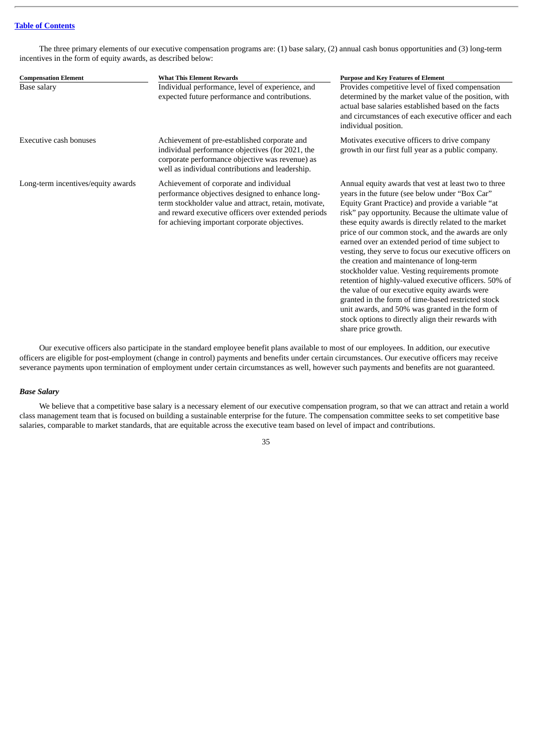The three primary elements of our executive compensation programs are: (1) base salary, (2) annual cash bonus opportunities and (3) long-term incentives in the form of equity awards, as described below:

| Compensation Element | What This Element Rewards | Purpose and Key Features of Element |
| --- | --- | --- |
| Base salary | Individual performance, level of experience, and expected future performance and contributions. | Provides competitive level of fixed compensation determined by the market value of the position, with actual base salaries established based on the facts and circumstances of each executive officer and each individual position. |
| Executive cash bonuses | Achievement of pre-established corporate and individual performance objectives (for 2021, the corporate performance objective was revenue) as well as individual contributions and leadership. | Motivates executive officers to drive company growth in our first full year as a public company. |
| Long-term incentives/equity awards | Achievement of corporate and individual performance objectives designed to enhance long-term stockholder value and attract, retain, motivate, and reward executive officers over extended periods for achieving important corporate objectives. | Annual equity awards that vest at least two to three years in the future (see below under "Box Car" Equity Grant Practice) and provide a variable "at risk" pay opportunity. Because the ultimate value of these equity awards is directly related to the market price of our common stock, and the awards are only earned over an extended period of time subject to vesting, they serve to focus our executive officers on the creation and maintenance of long-term stockholder value. Vesting requirements promote retention of highly-valued executive officers. 50% of the value of our executive equity awards were granted in the form of time-based restricted stock unit awards, and 50% was granted in the form of stock options to directly align their rewards with share price growth. |

Our executive officers also participate in the standard employee benefit plans available to most of our employees. In addition, our executive officers are eligible for post-employment (change in control) payments and benefits under certain circumstances. Our executive officers may receive severance payments upon termination of employment under certain circumstances as well, however such payments and benefits are not guaranteed.

### *Base Salary*

We believe that a competitive base salary is a necessary element of our executive compensation program, so that we can attract and retain a world class management team that is focused on building a sustainable enterprise for the future. The compensation committee seeks to set competitive base salaries, comparable to market standards, that are equitable across the executive team based on level of impact and contributions.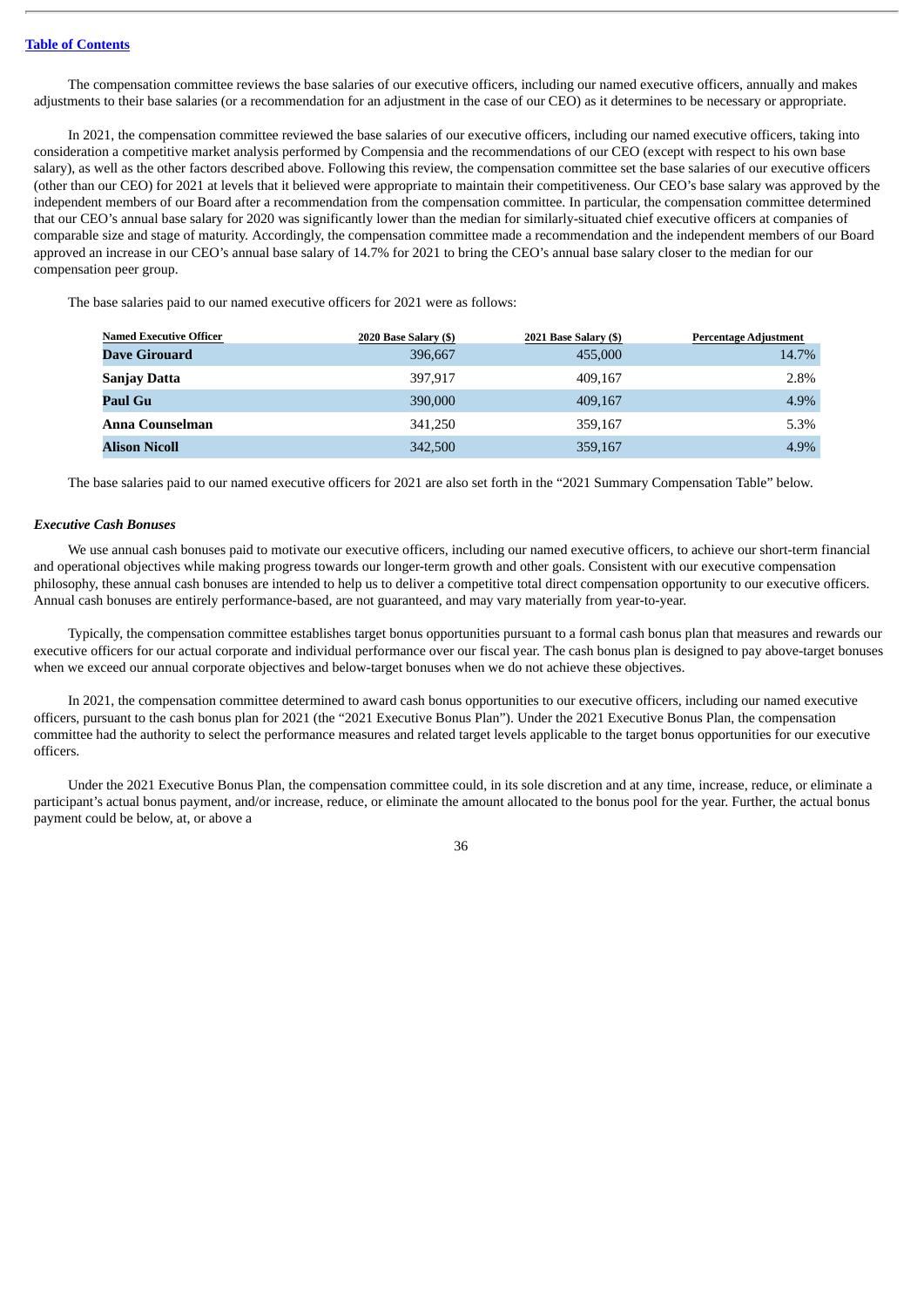The compensation committee reviews the base salaries of our executive officers, including our named executive officers, annually and makes adjustments to their base salaries (or a recommendation for an adjustment in the case of our CEO) as it determines to be necessary or appropriate.

In 2021, the compensation committee reviewed the base salaries of our executive officers, including our named executive officers, taking into consideration a competitive market analysis performed by Compensia and the recommendations of our CEO (except with respect to his own base salary), as well as the other factors described above. Following this review, the compensation committee set the base salaries of our executive officers (other than our CEO) for 2021 at levels that it believed were appropriate to maintain their competitiveness. Our CEO's base salary was approved by the independent members of our Board after a recommendation from the compensation committee. In particular, the compensation committee determined that our CEO's annual base salary for 2020 was significantly lower than the median for similarly-situated chief executive officers at companies of comparable size and stage of maturity. Accordingly, the compensation committee made a recommendation and the independent members of our Board approved an increase in our CEO's annual base salary of 14.7% for 2021 to bring the CEO's annual base salary closer to the median for our compensation peer group.

The base salaries paid to our named executive officers for 2021 were as follows:

| Named Executive Officer | 2020 Base Salary ($) | 2021 Base Salary ($) | Percentage Adjustment |
|---|---|---|---|
| **Dave Girouard** | 396,667 | 455,000 | 14.7% |
| **Sanjay Datta** | 397,917 | 409,167 | 2.8% |
| **Paul Gu** | 390,000 | 409,167 | 4.9% |
| **Anna Counselman** | 341,250 | 359,167 | 5.3% |
| **Alison Nicoll** | 342,500 | 359,167 | 4.9% |

The base salaries paid to our named executive officers for 2021 are also set forth in the "2021 Summary Compensation Table" below.

***Executive Cash Bonuses***

We use annual cash bonuses paid to motivate our executive officers, including our named executive officers, to achieve our short-term financial and operational objectives while making progress towards our longer-term growth and other goals. Consistent with our executive compensation philosophy, these annual cash bonuses are intended to help us to deliver a competitive total direct compensation opportunity to our executive officers. Annual cash bonuses are entirely performance-based, are not guaranteed, and may vary materially from year-to-year.

Typically, the compensation committee establishes target bonus opportunities pursuant to a formal cash bonus plan that measures and rewards our executive officers for our actual corporate and individual performance over our fiscal year. The cash bonus plan is designed to pay above-target bonuses when we exceed our annual corporate objectives and below-target bonuses when we do not achieve these objectives.

In 2021, the compensation committee determined to award cash bonus opportunities to our executive officers, including our named executive officers, pursuant to the cash bonus plan for 2021 (the "2021 Executive Bonus Plan"). Under the 2021 Executive Bonus Plan, the compensation committee had the authority to select the performance measures and related target levels applicable to the target bonus opportunities for our executive officers.

Under the 2021 Executive Bonus Plan, the compensation committee could, in its sole discretion and at any time, increase, reduce, or eliminate a participant's actual bonus payment, and/or increase, reduce, or eliminate the amount allocated to the bonus pool for the year. Further, the actual bonus payment could be below, at, or above a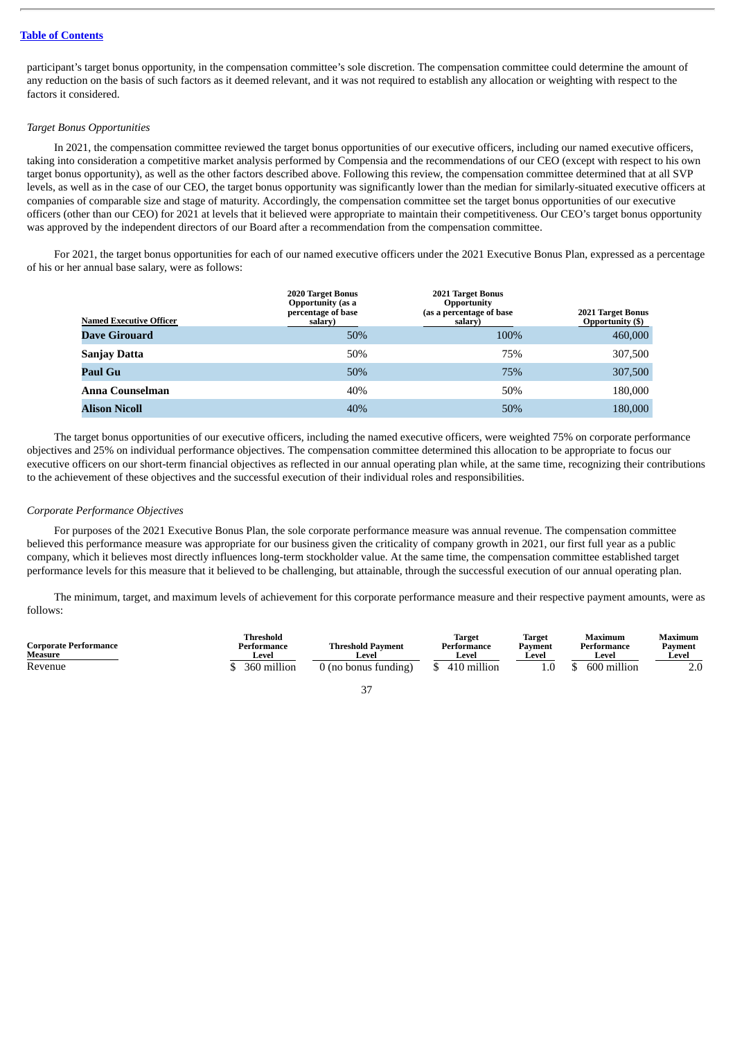participant's target bonus opportunity, in the compensation committee's sole discretion. The compensation committee could determine the amount of any reduction on the basis of such factors as it deemed relevant, and it was not required to establish any allocation or weighting with respect to the factors it considered.

*Target Bonus Opportunities*

In 2021, the compensation committee reviewed the target bonus opportunities of our executive officers, including our named executive officers, taking into consideration a competitive market analysis performed by Compensia and the recommendations of our CEO (except with respect to his own target bonus opportunity), as well as the other factors described above. Following this review, the compensation committee determined that at all SVP levels, as well as in the case of our CEO, the target bonus opportunity was significantly lower than the median for similarly-situated executive officers at companies of comparable size and stage of maturity. Accordingly, the compensation committee set the target bonus opportunities of our executive officers (other than our CEO) for 2021 at levels that it believed were appropriate to maintain their competitiveness. Our CEO's target bonus opportunity was approved by the independent directors of our Board after a recommendation from the compensation committee.

For 2021, the target bonus opportunities for each of our named executive officers under the 2021 Executive Bonus Plan, expressed as a percentage of his or her annual base salary, were as follows:

| Named Executive Officer | 2020 Target Bonus Opportunity (as a percentage of base salary) | 2021 Target Bonus Opportunity (as a percentage of base salary) | 2021 Target Bonus Opportunity ($) |
|---|---|---|---|
| **Dave Girouard** | 50% | 100% | 460,000 |
| **Sanjay Datta** | 50% | 75% | 307,500 |
| **Paul Gu** | 50% | 75% | 307,500 |
| **Anna Counselman** | 40% | 50% | 180,000 |
| **Alison Nicoll** | 40% | 50% | 180,000 |

The target bonus opportunities of our executive officers, including the named executive officers, were weighted 75% on corporate performance objectives and 25% on individual performance objectives. The compensation committee determined this allocation to be appropriate to focus our executive officers on our short-term financial objectives as reflected in our annual operating plan while, at the same time, recognizing their contributions to the achievement of these objectives and the successful execution of their individual roles and responsibilities.

*Corporate Performance Objectives*

For purposes of the 2021 Executive Bonus Plan, the sole corporate performance measure was annual revenue. The compensation committee believed this performance measure was appropriate for our business given the criticality of company growth in 2021, our first full year as a public company, which it believes most directly influences long-term stockholder value. At the same time, the compensation committee established target performance levels for this measure that it believed to be challenging, but attainable, through the successful execution of our annual operating plan.

The minimum, target, and maximum levels of achievement for this corporate performance measure and their respective payment amounts, were as follows:

| Corporate Performance Measure | Threshold Performance Level | Threshold Payment Level | Target Performance Level | Target Payment Level | Maximum Performance Level | Maximum Payment Level |
|---|---|---|---|---|---|---|
| Revenue | $ 360 million | 0 (no bonus funding) | $ 410 million | 1.0 | $ 600 million | 2.0 |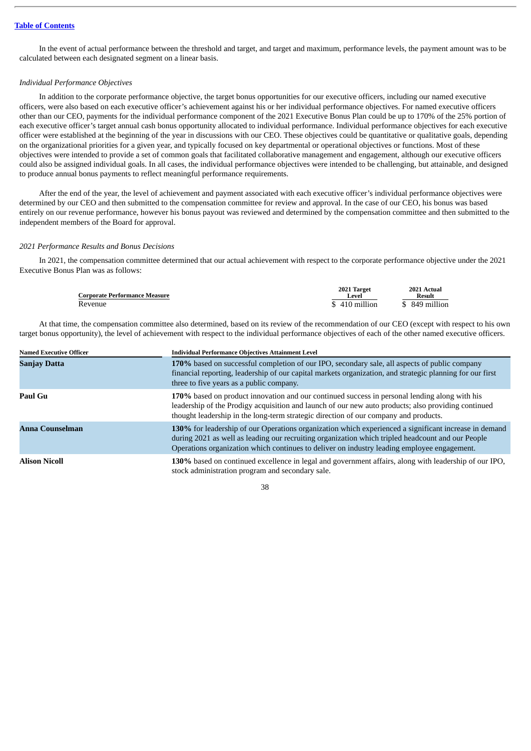In the event of actual performance between the threshold and target, and target and maximum, performance levels, the payment amount was to be calculated between each designated segment on a linear basis.

*Individual Performance Objectives*

In addition to the corporate performance objective, the target bonus opportunities for our executive officers, including our named executive officers, were also based on each executive officer's achievement against his or her individual performance objectives. For named executive officers other than our CEO, payments for the individual performance component of the 2021 Executive Bonus Plan could be up to 170% of the 25% portion of each executive officer's target annual cash bonus opportunity allocated to individual performance. Individual performance objectives for each executive officer were established at the beginning of the year in discussions with our CEO. These objectives could be quantitative or qualitative goals, depending on the organizational priorities for a given year, and typically focused on key departmental or operational objectives or functions. Most of these objectives were intended to provide a set of common goals that facilitated collaborative management and engagement, although our executive officers could also be assigned individual goals. In all cases, the individual performance objectives were intended to be challenging, but attainable, and designed to produce annual bonus payments to reflect meaningful performance requirements.

After the end of the year, the level of achievement and payment associated with each executive officer's individual performance objectives were determined by our CEO and then submitted to the compensation committee for review and approval. In the case of our CEO, his bonus was based entirely on our revenue performance, however his bonus payout was reviewed and determined by the compensation committee and then submitted to the independent members of the Board for approval.

*2021 Performance Results and Bonus Decisions*

In 2021, the compensation committee determined that our actual achievement with respect to the corporate performance objective under the 2021 Executive Bonus Plan was as follows:

| Corporate Performance Measure | 2021 Target Level | 2021 Actual Result |
|---|---|---|
| Revenue | $ 410 million | $ 849 million |

At that time, the compensation committee also determined, based on its review of the recommendation of our CEO (except with respect to his own target bonus opportunity), the level of achievement with respect to the individual performance objectives of each of the other named executive officers.

| Named Executive Officer | Individual Performance Objectives Attainment Level |
|---|---|
| **Sanjay Datta** | **170%** based on successful completion of our IPO, secondary sale, all aspects of public company financial reporting, leadership of our capital markets organization, and strategic planning for our first three to five years as a public company. |
| **Paul Gu** | **170%** based on product innovation and our continued success in personal lending along with his leadership of the Prodigy acquisition and launch of our new auto products; also providing continued thought leadership in the long-term strategic direction of our company and products. |
| **Anna Counselman** | **130%** for leadership of our Operations organization which experienced a significant increase in demand during 2021 as well as leading our recruiting organization which tripled headcount and our People Operations organization which continues to deliver on industry leading employee engagement. |
| **Alison Nicoll** | **130%** based on continued excellence in legal and government affairs, along with leadership of our IPO, stock administration program and secondary sale. |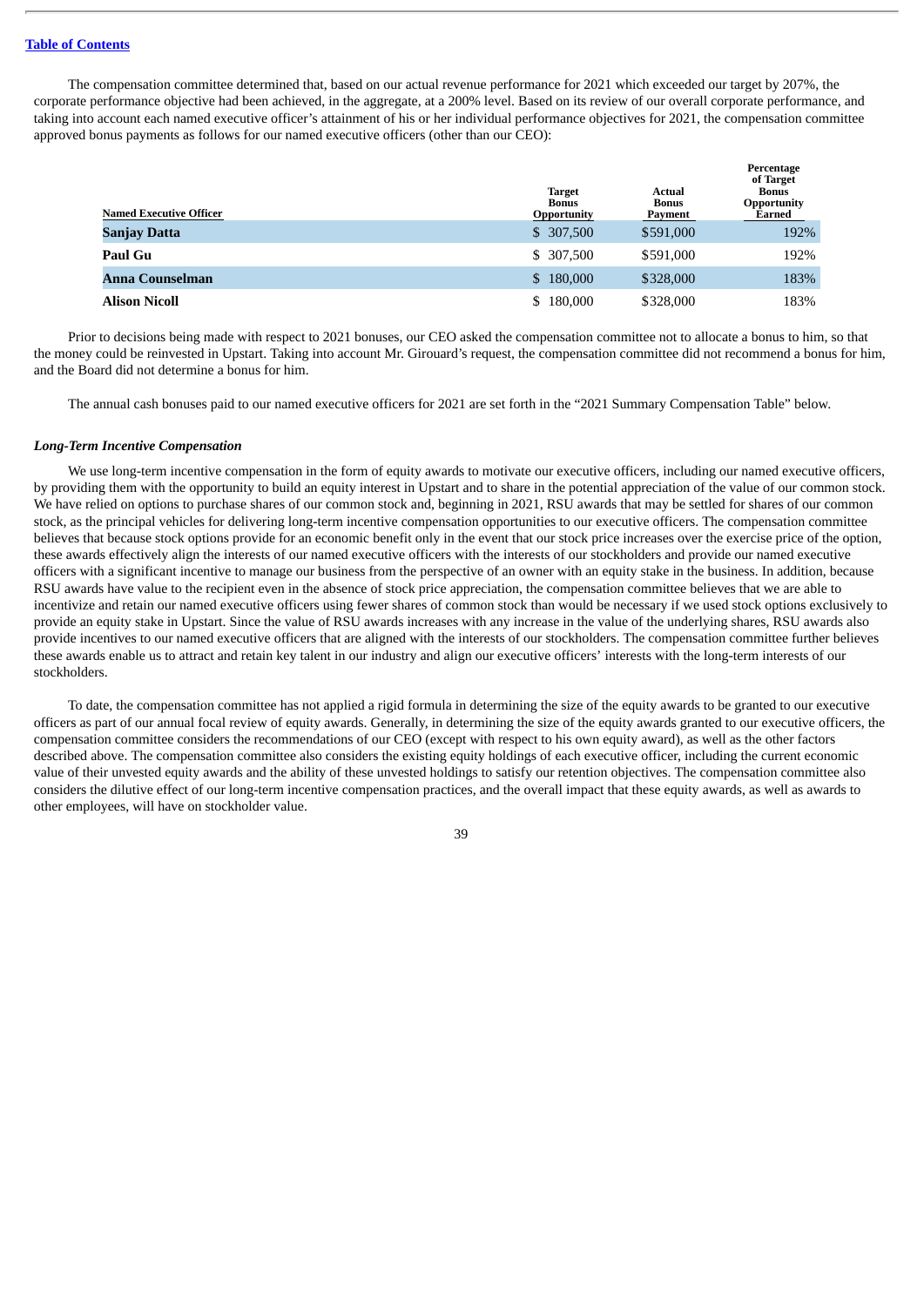The compensation committee determined that, based on our actual revenue performance for 2021 which exceeded our target by 207%, the corporate performance objective had been achieved, in the aggregate, at a 200% level. Based on its review of our overall corporate performance, and taking into account each named executive officer's attainment of his or her individual performance objectives for 2021, the compensation committee approved bonus payments as follows for our named executive officers (other than our CEO):

| Named Executive Officer | Target Bonus Opportunity | Actual Bonus Payment | Percentage of Target Bonus Opportunity Earned |
|---|---|---|---|
| **Sanjay Datta** | $ 307,500 | $591,000 | 192% |
| **Paul Gu** | $ 307,500 | $591,000 | 192% |
| **Anna Counselman** | $ 180,000 | $328,000 | 183% |
| **Alison Nicoll** | $ 180,000 | $328,000 | 183% |

Prior to decisions being made with respect to 2021 bonuses, our CEO asked the compensation committee not to allocate a bonus to him, so that the money could be reinvested in Upstart. Taking into account Mr. Girouard's request, the compensation committee did not recommend a bonus for him, and the Board did not determine a bonus for him.

The annual cash bonuses paid to our named executive officers for 2021 are set forth in the "2021 Summary Compensation Table" below.

***Long-Term Incentive Compensation***

We use long-term incentive compensation in the form of equity awards to motivate our executive officers, including our named executive officers, by providing them with the opportunity to build an equity interest in Upstart and to share in the potential appreciation of the value of our common stock. We have relied on options to purchase shares of our common stock and, beginning in 2021, RSU awards that may be settled for shares of our common stock, as the principal vehicles for delivering long-term incentive compensation opportunities to our executive officers. The compensation committee believes that because stock options provide for an economic benefit only in the event that our stock price increases over the exercise price of the option, these awards effectively align the interests of our named executive officers with the interests of our stockholders and provide our named executive officers with a significant incentive to manage our business from the perspective of an owner with an equity stake in the business. In addition, because RSU awards have value to the recipient even in the absence of stock price appreciation, the compensation committee believes that we are able to incentivize and retain our named executive officers using fewer shares of common stock than would be necessary if we used stock options exclusively to provide an equity stake in Upstart. Since the value of RSU awards increases with any increase in the value of the underlying shares, RSU awards also provide incentives to our named executive officers that are aligned with the interests of our stockholders. The compensation committee further believes these awards enable us to attract and retain key talent in our industry and align our executive officers' interests with the long-term interests of our stockholders.

To date, the compensation committee has not applied a rigid formula in determining the size of the equity awards to be granted to our executive officers as part of our annual focal review of equity awards. Generally, in determining the size of the equity awards granted to our executive officers, the compensation committee considers the recommendations of our CEO (except with respect to his own equity award), as well as the other factors described above. The compensation committee also considers the existing equity holdings of each executive officer, including the current economic value of their unvested equity awards and the ability of these unvested holdings to satisfy our retention objectives. The compensation committee also considers the dilutive effect of our long-term incentive compensation practices, and the overall impact that these equity awards, as well as awards to other employees, will have on stockholder value.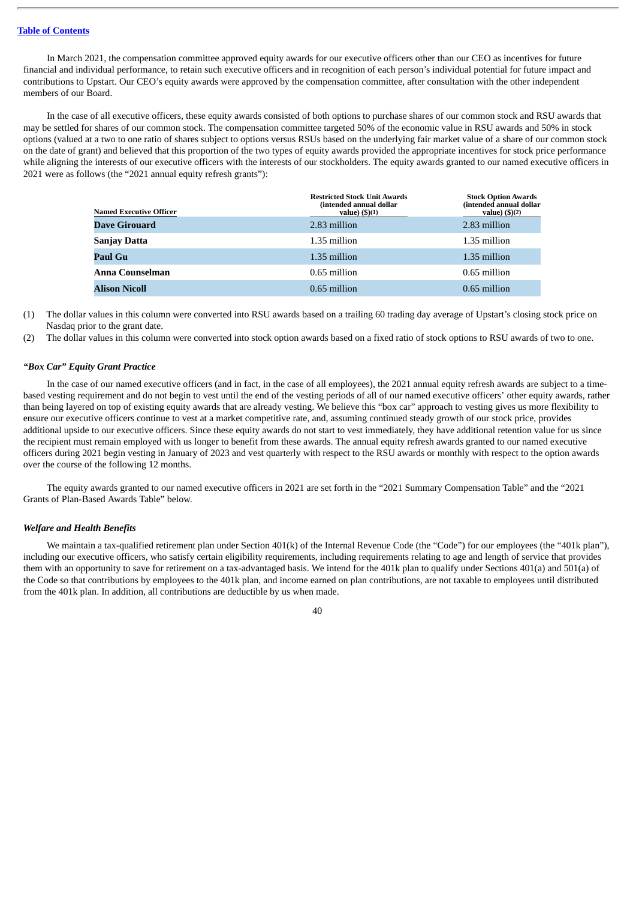[Table of Contents](#)

In March 2021, the compensation committee approved equity awards for our executive officers other than our CEO as incentives for future financial and individual performance, to retain such executive officers and in recognition of each person's individual potential for future impact and contributions to Upstart. Our CEO's equity awards were approved by the compensation committee, after consultation with the other independent members of our Board.

In the case of all executive officers, these equity awards consisted of both options to purchase shares of our common stock and RSU awards that may be settled for shares of our common stock. The compensation committee targeted 50% of the economic value in RSU awards and 50% in stock options (valued at a two to one ratio of shares subject to options versus RSUs based on the underlying fair market value of a share of our common stock on the date of grant) and believed that this proportion of the two types of equity awards provided the appropriate incentives for stock price performance while aligning the interests of our executive officers with the interests of our stockholders. The equity awards granted to our named executive officers in 2021 were as follows (the "2021 annual equity refresh grants"):

| Named Executive Officer | Restricted Stock Unit Awards (intended annual dollar value) ($)(1) | Stock Option Awards (intended annual dollar value) ($)(2) |
|---|---|---|
| **Dave Girouard** | 2.83 million | 2.83 million |
| **Sanjay Datta** | 1.35 million | 1.35 million |
| **Paul Gu** | 1.35 million | 1.35 million |
| **Anna Counselman** | 0.65 million | 0.65 million |
| **Alison Nicoll** | 0.65 million | 0.65 million |

(1) The dollar values in this column were converted into RSU awards based on a trailing 60 trading day average of Upstart's closing stock price on Nasdaq prior to the grant date.

(2) The dollar values in this column were converted into stock option awards based on a fixed ratio of stock options to RSU awards of two to one.

### *"Box Car" Equity Grant Practice*

In the case of our named executive officers (and in fact, in the case of all employees), the 2021 annual equity refresh awards are subject to a time-based vesting requirement and do not begin to vest until the end of the vesting periods of all of our named executive officers' other equity awards, rather than being layered on top of existing equity awards that are already vesting. We believe this "box car" approach to vesting gives us more flexibility to ensure our executive officers continue to vest at a market competitive rate, and, assuming continued steady growth of our stock price, provides additional upside to our executive officers. Since these equity awards do not start to vest immediately, they have additional retention value for us since the recipient must remain employed with us longer to benefit from these awards. The annual equity refresh awards granted to our named executive officers during 2021 begin vesting in January of 2023 and vest quarterly with respect to the RSU awards or monthly with respect to the option awards over the course of the following 12 months.

The equity awards granted to our named executive officers in 2021 are set forth in the "2021 Summary Compensation Table" and the "2021 Grants of Plan-Based Awards Table" below.

### *Welfare and Health Benefits*

We maintain a tax-qualified retirement plan under Section 401(k) of the Internal Revenue Code (the "Code") for our employees (the "401k plan"), including our executive officers, who satisfy certain eligibility requirements, including requirements relating to age and length of service that provides them with an opportunity to save for retirement on a tax-advantaged basis. We intend for the 401k plan to qualify under Sections 401(a) and 501(a) of the Code so that contributions by employees to the 401k plan, and income earned on plan contributions, are not taxable to employees until distributed from the 401k plan. In addition, all contributions are deductible by us when made.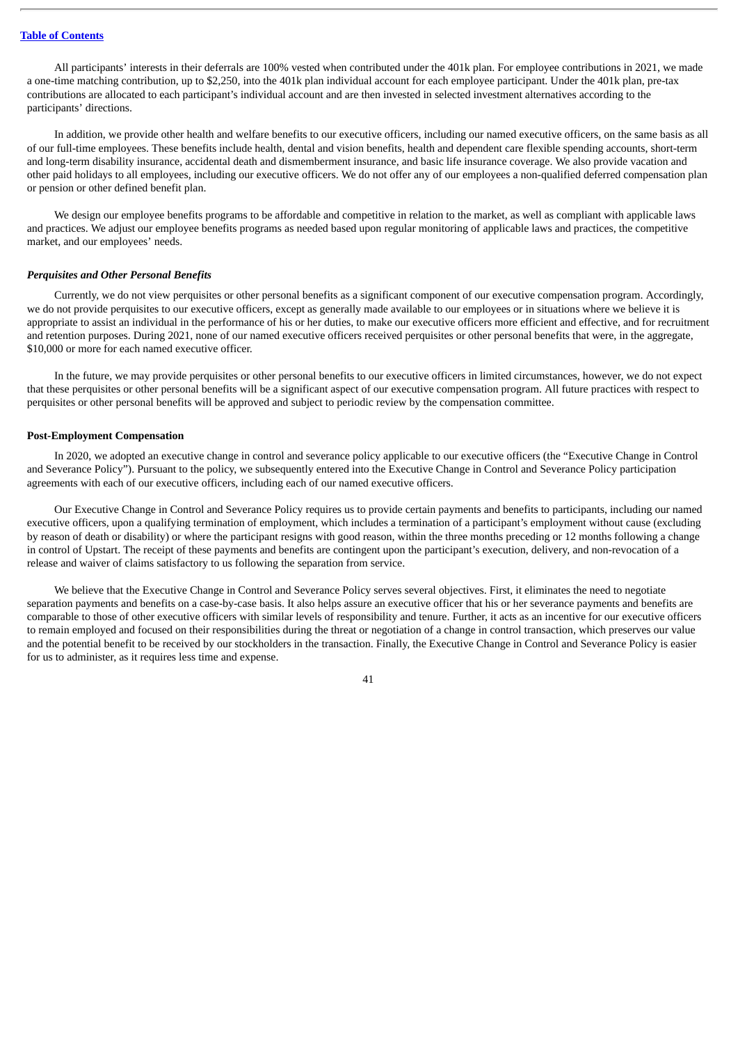All participants' interests in their deferrals are 100% vested when contributed under the 401k plan. For employee contributions in 2021, we made a one-time matching contribution, up to $2,250, into the 401k plan individual account for each employee participant. Under the 401k plan, pre-tax contributions are allocated to each participant's individual account and are then invested in selected investment alternatives according to the participants' directions.

In addition, we provide other health and welfare benefits to our executive officers, including our named executive officers, on the same basis as all of our full-time employees. These benefits include health, dental and vision benefits, health and dependent care flexible spending accounts, short-term and long-term disability insurance, accidental death and dismemberment insurance, and basic life insurance coverage. We also provide vacation and other paid holidays to all employees, including our executive officers. We do not offer any of our employees a non-qualified deferred compensation plan or pension or other defined benefit plan.

We design our employee benefits programs to be affordable and competitive in relation to the market, as well as compliant with applicable laws and practices. We adjust our employee benefits programs as needed based upon regular monitoring of applicable laws and practices, the competitive market, and our employees' needs.

***Perquisites and Other Personal Benefits***

Currently, we do not view perquisites or other personal benefits as a significant component of our executive compensation program. Accordingly, we do not provide perquisites to our executive officers, except as generally made available to our employees or in situations where we believe it is appropriate to assist an individual in the performance of his or her duties, to make our executive officers more efficient and effective, and for recruitment and retention purposes. During 2021, none of our named executive officers received perquisites or other personal benefits that were, in the aggregate, $10,000 or more for each named executive officer.

In the future, we may provide perquisites or other personal benefits to our executive officers in limited circumstances, however, we do not expect that these perquisites or other personal benefits will be a significant aspect of our executive compensation program. All future practices with respect to perquisites or other personal benefits will be approved and subject to periodic review by the compensation committee.

**Post-Employment Compensation**

In 2020, we adopted an executive change in control and severance policy applicable to our executive officers (the "Executive Change in Control and Severance Policy"). Pursuant to the policy, we subsequently entered into the Executive Change in Control and Severance Policy participation agreements with each of our executive officers, including each of our named executive officers.

Our Executive Change in Control and Severance Policy requires us to provide certain payments and benefits to participants, including our named executive officers, upon a qualifying termination of employment, which includes a termination of a participant's employment without cause (excluding by reason of death or disability) or where the participant resigns with good reason, within the three months preceding or 12 months following a change in control of Upstart. The receipt of these payments and benefits are contingent upon the participant's execution, delivery, and non-revocation of a release and waiver of claims satisfactory to us following the separation from service.

We believe that the Executive Change in Control and Severance Policy serves several objectives. First, it eliminates the need to negotiate separation payments and benefits on a case-by-case basis. It also helps assure an executive officer that his or her severance payments and benefits are comparable to those of other executive officers with similar levels of responsibility and tenure. Further, it acts as an incentive for our executive officers to remain employed and focused on their responsibilities during the threat or negotiation of a change in control transaction, which preserves our value and the potential benefit to be received by our stockholders in the transaction. Finally, the Executive Change in Control and Severance Policy is easier for us to administer, as it requires less time and expense.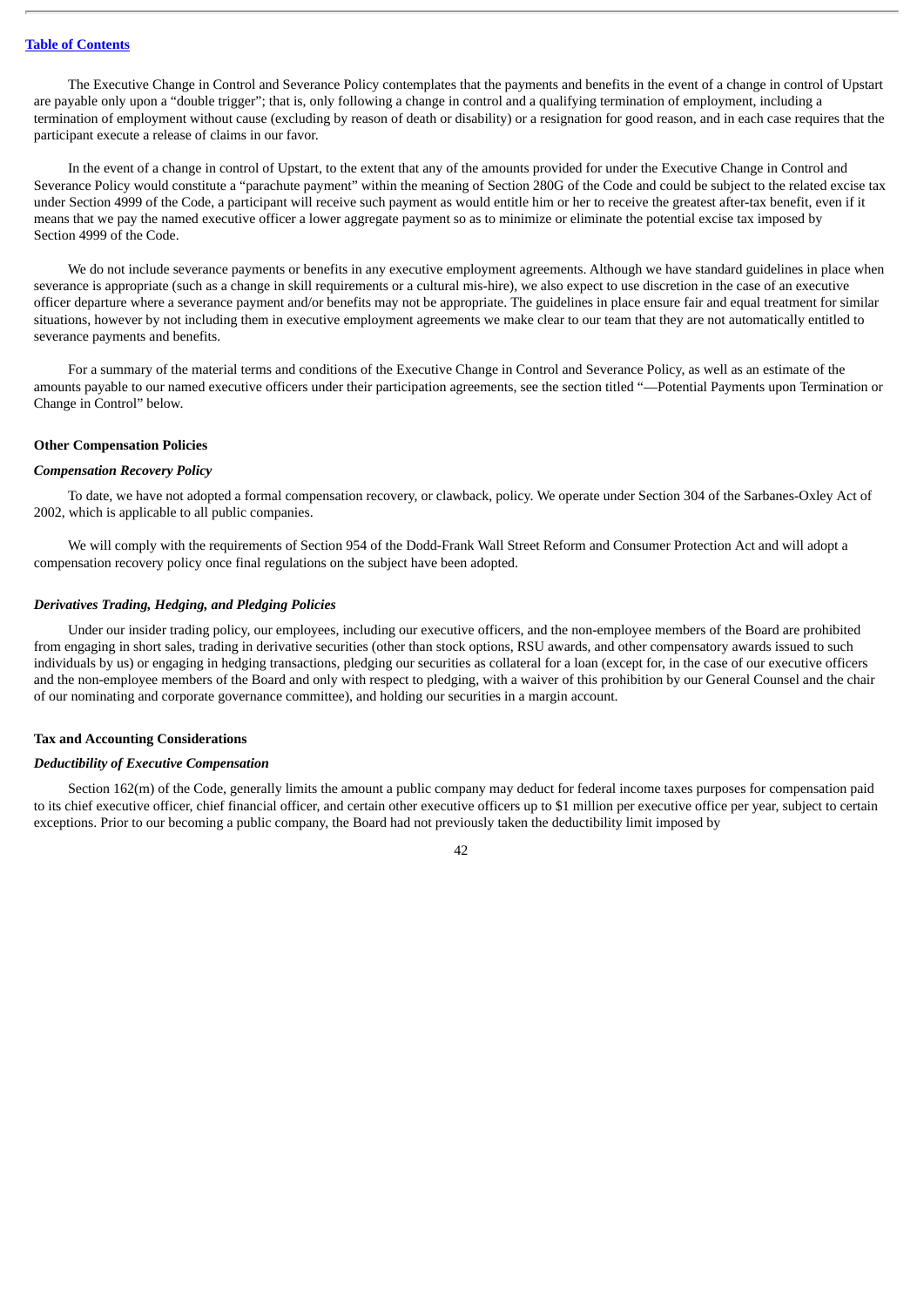The Executive Change in Control and Severance Policy contemplates that the payments and benefits in the event of a change in control of Upstart are payable only upon a "double trigger"; that is, only following a change in control and a qualifying termination of employment, including a termination of employment without cause (excluding by reason of death or disability) or a resignation for good reason, and in each case requires that the participant execute a release of claims in our favor.

In the event of a change in control of Upstart, to the extent that any of the amounts provided for under the Executive Change in Control and Severance Policy would constitute a "parachute payment" within the meaning of Section 280G of the Code and could be subject to the related excise tax under Section 4999 of the Code, a participant will receive such payment as would entitle him or her to receive the greatest after-tax benefit, even if it means that we pay the named executive officer a lower aggregate payment so as to minimize or eliminate the potential excise tax imposed by Section 4999 of the Code.

We do not include severance payments or benefits in any executive employment agreements. Although we have standard guidelines in place when severance is appropriate (such as a change in skill requirements or a cultural mis-hire), we also expect to use discretion in the case of an executive officer departure where a severance payment and/or benefits may not be appropriate. The guidelines in place ensure fair and equal treatment for similar situations, however by not including them in executive employment agreements we make clear to our team that they are not automatically entitled to severance payments and benefits.

For a summary of the material terms and conditions of the Executive Change in Control and Severance Policy, as well as an estimate of the amounts payable to our named executive officers under their participation agreements, see the section titled "—Potential Payments upon Termination or Change in Control" below.

### Other Compensation Policies

#### *Compensation Recovery Policy*

To date, we have not adopted a formal compensation recovery, or clawback, policy. We operate under Section 304 of the Sarbanes-Oxley Act of 2002, which is applicable to all public companies.

We will comply with the requirements of Section 954 of the Dodd-Frank Wall Street Reform and Consumer Protection Act and will adopt a compensation recovery policy once final regulations on the subject have been adopted.

#### *Derivatives Trading, Hedging, and Pledging Policies*

Under our insider trading policy, our employees, including our executive officers, and the non-employee members of the Board are prohibited from engaging in short sales, trading in derivative securities (other than stock options, RSU awards, and other compensatory awards issued to such individuals by us) or engaging in hedging transactions, pledging our securities as collateral for a loan (except for, in the case of our executive officers and the non-employee members of the Board and only with respect to pledging, with a waiver of this prohibition by our General Counsel and the chair of our nominating and corporate governance committee), and holding our securities in a margin account.

### Tax and Accounting Considerations

#### *Deductibility of Executive Compensation*

Section 162(m) of the Code, generally limits the amount a public company may deduct for federal income taxes purposes for compensation paid to its chief executive officer, chief financial officer, and certain other executive officers up to $1 million per executive office per year, subject to certain exceptions. Prior to our becoming a public company, the Board had not previously taken the deductibility limit imposed by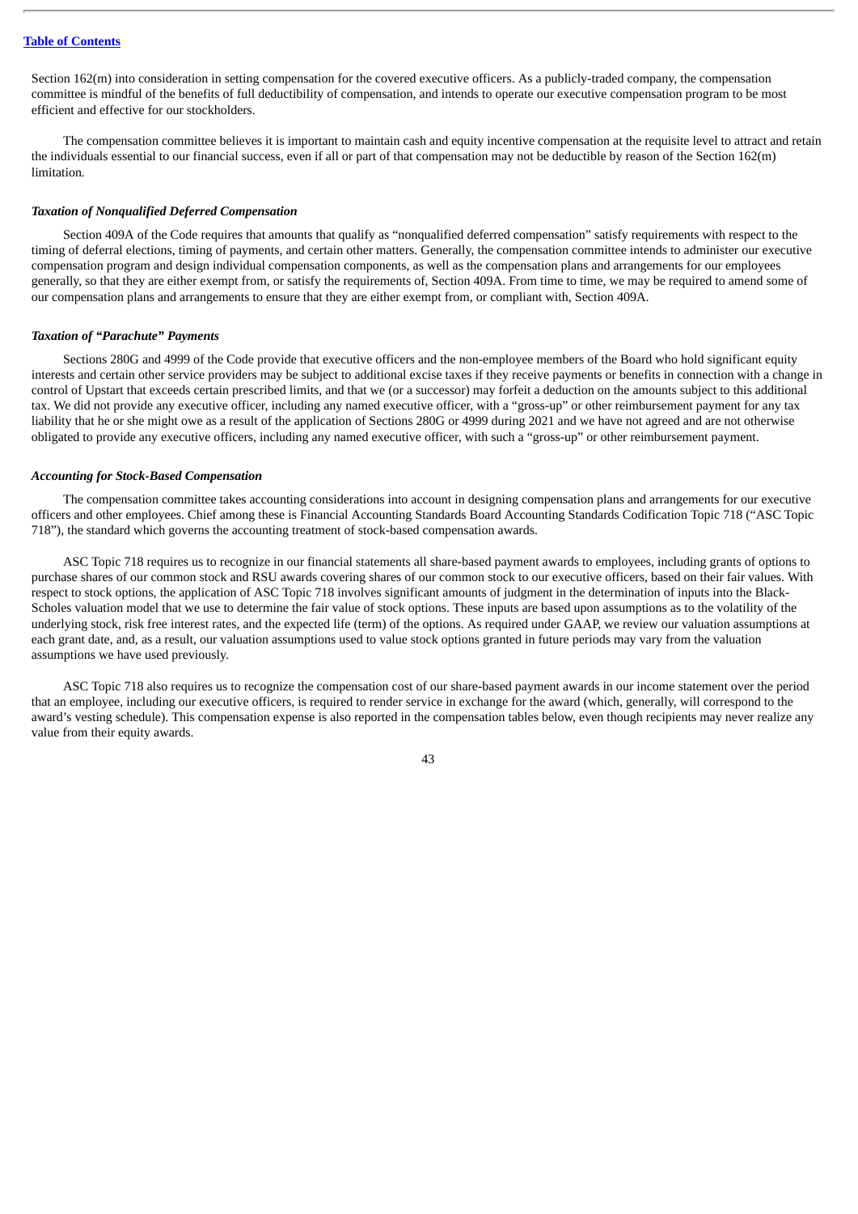Section 162(m) into consideration in setting compensation for the covered executive officers. As a publicly-traded company, the compensation committee is mindful of the benefits of full deductibility of compensation, and intends to operate our executive compensation program to be most efficient and effective for our stockholders.

The compensation committee believes it is important to maintain cash and equity incentive compensation at the requisite level to attract and retain the individuals essential to our financial success, even if all or part of that compensation may not be deductible by reason of the Section 162(m) limitation.

***Taxation of Nonqualified Deferred Compensation***

Section 409A of the Code requires that amounts that qualify as "nonqualified deferred compensation" satisfy requirements with respect to the timing of deferral elections, timing of payments, and certain other matters. Generally, the compensation committee intends to administer our executive compensation program and design individual compensation components, as well as the compensation plans and arrangements for our employees generally, so that they are either exempt from, or satisfy the requirements of, Section 409A. From time to time, we may be required to amend some of our compensation plans and arrangements to ensure that they are either exempt from, or compliant with, Section 409A.

***Taxation of "Parachute" Payments***

Sections 280G and 4999 of the Code provide that executive officers and the non-employee members of the Board who hold significant equity interests and certain other service providers may be subject to additional excise taxes if they receive payments or benefits in connection with a change in control of Upstart that exceeds certain prescribed limits, and that we (or a successor) may forfeit a deduction on the amounts subject to this additional tax. We did not provide any executive officer, including any named executive officer, with a "gross-up" or other reimbursement payment for any tax liability that he or she might owe as a result of the application of Sections 280G or 4999 during 2021 and we have not agreed and are not otherwise obligated to provide any executive officers, including any named executive officer, with such a "gross-up" or other reimbursement payment.

***Accounting for Stock-Based Compensation***

The compensation committee takes accounting considerations into account in designing compensation plans and arrangements for our executive officers and other employees. Chief among these is Financial Accounting Standards Board Accounting Standards Codification Topic 718 ("ASC Topic 718"), the standard which governs the accounting treatment of stock-based compensation awards.

ASC Topic 718 requires us to recognize in our financial statements all share-based payment awards to employees, including grants of options to purchase shares of our common stock and RSU awards covering shares of our common stock to our executive officers, based on their fair values. With respect to stock options, the application of ASC Topic 718 involves significant amounts of judgment in the determination of inputs into the Black-Scholes valuation model that we use to determine the fair value of stock options. These inputs are based upon assumptions as to the volatility of the underlying stock, risk free interest rates, and the expected life (term) of the options. As required under GAAP, we review our valuation assumptions at each grant date, and, as a result, our valuation assumptions used to value stock options granted in future periods may vary from the valuation assumptions we have used previously.

ASC Topic 718 also requires us to recognize the compensation cost of our share-based payment awards in our income statement over the period that an employee, including our executive officers, is required to render service in exchange for the award (which, generally, will correspond to the award's vesting schedule). This compensation expense is also reported in the compensation tables below, even though recipients may never realize any value from their equity awards.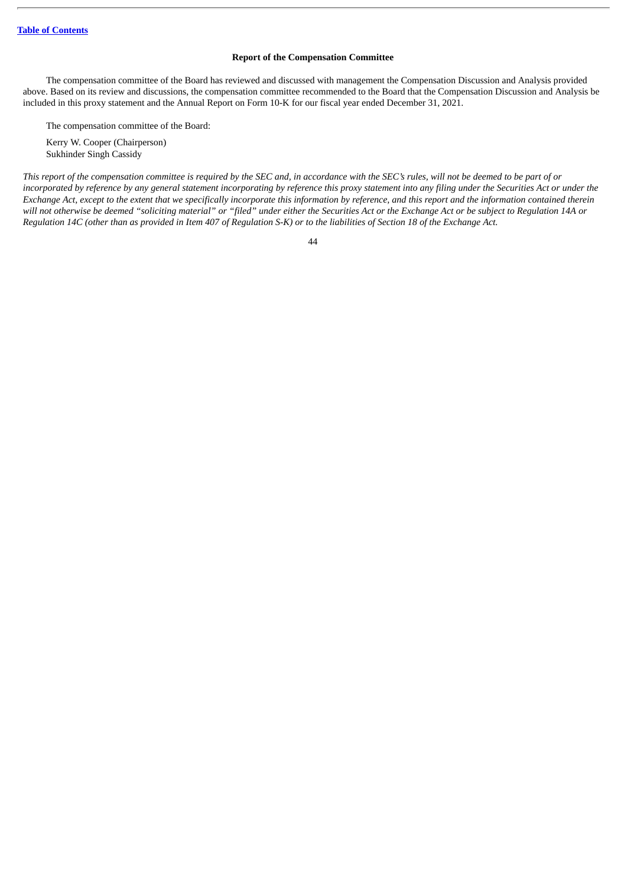## Report of the Compensation Committee

The compensation committee of the Board has reviewed and discussed with management the Compensation Discussion and Analysis provided above. Based on its review and discussions, the compensation committee recommended to the Board that the Compensation Discussion and Analysis be included in this proxy statement and the Annual Report on Form 10-K for our fiscal year ended December 31, 2021.

The compensation committee of the Board:

Kerry W. Cooper (Chairperson)
Sukhinder Singh Cassidy

*This report of the compensation committee is required by the SEC and, in accordance with the SEC's rules, will not be deemed to be part of or incorporated by reference by any general statement incorporating by reference this proxy statement into any filing under the Securities Act or under the Exchange Act, except to the extent that we specifically incorporate this information by reference, and this report and the information contained therein will not otherwise be deemed "soliciting material" or "filed" under either the Securities Act or the Exchange Act or be subject to Regulation 14A or Regulation 14C (other than as provided in Item 407 of Regulation S-K) or to the liabilities of Section 18 of the Exchange Act.*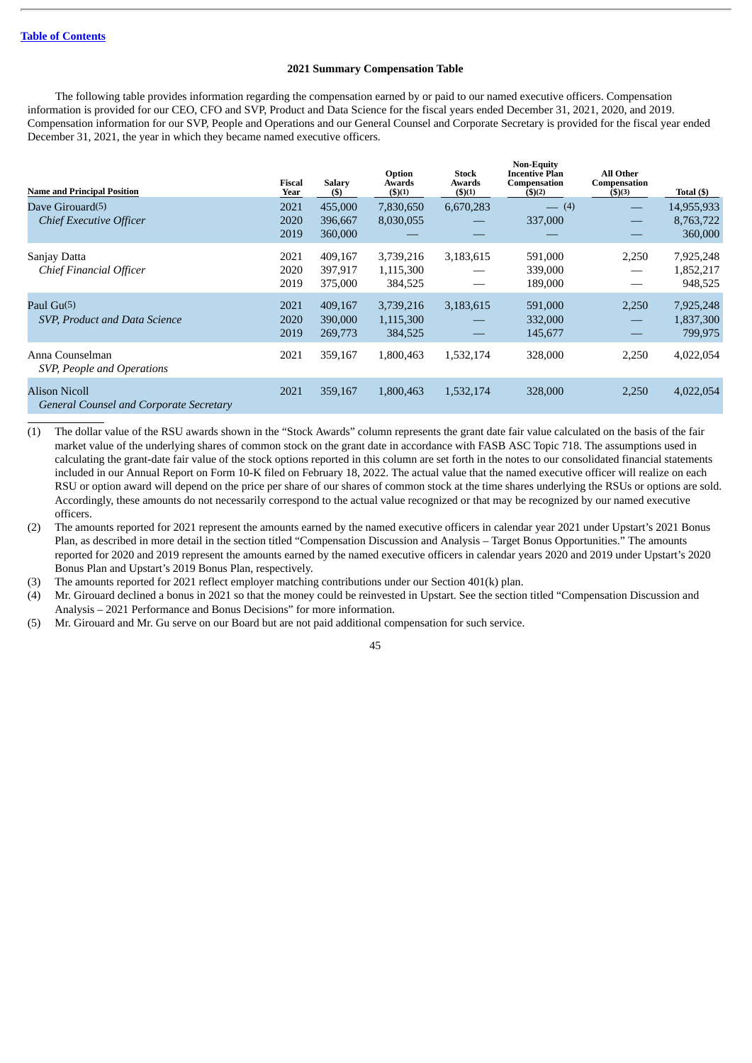[Table of Contents](#)

## 2021 Summary Compensation Table

The following table provides information regarding the compensation earned by or paid to our named executive officers. Compensation information is provided for our CEO, CFO and SVP, Product and Data Science for the fiscal years ended December 31, 2021, 2020, and 2019. Compensation information for our SVP, People and Operations and our General Counsel and Corporate Secretary is provided for the fiscal year ended December 31, 2021, the year in which they became named executive officers.

| Name and Principal Position | Fiscal Year | Salary ($) | Option Awards ($)(1) | Stock Awards ($)(1) | Non-Equity Incentive Plan Compensation ($)(2) | All Other Compensation ($)(3) | Total ($) |
|---|---|---|---|---|---|---|---|
| Dave Girouard(5) | 2021 | 455,000 | 7,830,650 | 6,670,283 | — (4) | — | 14,955,933 |
| *Chief Executive Officer* | 2020 | 396,667 | 8,030,055 | — | 337,000 | — | 8,763,722 |
| | 2019 | 360,000 | — | — | — | — | 360,000 |
| Sanjay Datta | 2021 | 409,167 | 3,739,216 | 3,183,615 | 591,000 | 2,250 | 7,925,248 |
| *Chief Financial Officer* | 2020 | 397,917 | 1,115,300 | — | 339,000 | — | 1,852,217 |
| | 2019 | 375,000 | 384,525 | — | 189,000 | — | 948,525 |
| Paul Gu(5) | 2021 | 409,167 | 3,739,216 | 3,183,615 | 591,000 | 2,250 | 7,925,248 |
| *SVP, Product and Data Science* | 2020 | 390,000 | 1,115,300 | — | 332,000 | — | 1,837,300 |
| | 2019 | 269,773 | 384,525 | — | 145,677 | — | 799,975 |
| Anna Counselman *SVP, People and Operations* | 2021 | 359,167 | 1,800,463 | 1,532,174 | 328,000 | 2,250 | 4,022,054 |
| Alison Nicoll *General Counsel and Corporate Secretary* | 2021 | 359,167 | 1,800,463 | 1,532,174 | 328,000 | 2,250 | 4,022,054 |

(1) The dollar value of the RSU awards shown in the "Stock Awards" column represents the grant date fair value calculated on the basis of the fair market value of the underlying shares of common stock on the grant date in accordance with FASB ASC Topic 718. The assumptions used in calculating the grant-date fair value of the stock options reported in this column are set forth in the notes to our consolidated financial statements included in our Annual Report on Form 10-K filed on February 18, 2022. The actual value that the named executive officer will realize on each RSU or option award will depend on the price per share of our shares of common stock at the time shares underlying the RSUs or options are sold. Accordingly, these amounts do not necessarily correspond to the actual value recognized or that may be recognized by our named executive officers.

(2) The amounts reported for 2021 represent the amounts earned by the named executive officers in calendar year 2021 under Upstart's 2021 Bonus Plan, as described in more detail in the section titled "Compensation Discussion and Analysis – Target Bonus Opportunities." The amounts reported for 2020 and 2019 represent the amounts earned by the named executive officers in calendar years 2020 and 2019 under Upstart's 2020 Bonus Plan and Upstart's 2019 Bonus Plan, respectively.

(3) The amounts reported for 2021 reflect employer matching contributions under our Section 401(k) plan.

(4) Mr. Girouard declined a bonus in 2021 so that the money could be reinvested in Upstart. See the section titled "Compensation Discussion and Analysis – 2021 Performance and Bonus Decisions" for more information.

(5) Mr. Girouard and Mr. Gu serve on our Board but are not paid additional compensation for such service.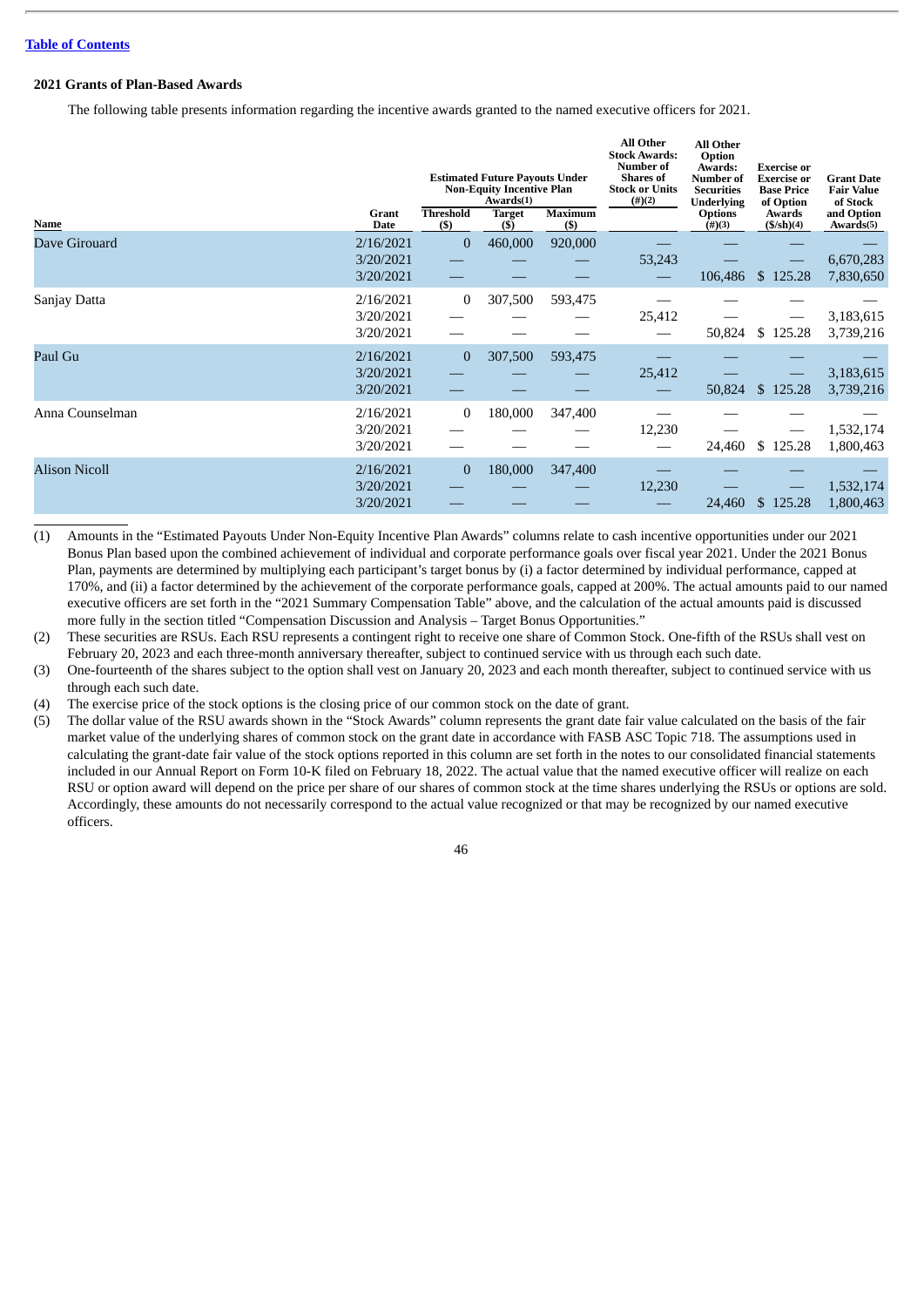[Table of Contents](#)

**2021 Grants of Plan-Based Awards**

The following table presents information regarding the incentive awards granted to the named executive officers for 2021.

| Name | Grant Date | Estimated Future Payouts Under Non-Equity Incentive Plan Awards(1) | | | All Other Stock Awards: Number of Shares of Stock or Units (#)(2) | All Other Option Awards: Number of Securities Underlying Options (#)(3) | Exercise or Base Price of Option Awards ($/sh)(4) | Grant Date Fair Value of Stock and Option Awards(5) |
|---|---|---|---|---|---|---|---|---|
| | | Threshold ($) | Target ($) | Maximum ($) | | | | |
| Dave Girouard | 2/16/2021 | 0 | 460,000 | 920,000 | — | — | — | — |
| | 3/20/2021 | — | — | — | 53,243 | — | — | 6,670,283 |
| | 3/20/2021 | — | — | — | — | 106,486 | $ 125.28 | 7,830,650 |
| Sanjay Datta | 2/16/2021 | 0 | 307,500 | 593,475 | — | — | — | — |
| | 3/20/2021 | — | — | — | 25,412 | — | — | 3,183,615 |
| | 3/20/2021 | — | — | — | — | 50,824 | $ 125.28 | 3,739,216 |
| Paul Gu | 2/16/2021 | 0 | 307,500 | 593,475 | — | — | — | — |
| | 3/20/2021 | — | — | — | 25,412 | — | — | 3,183,615 |
| | 3/20/2021 | — | — | — | — | 50,824 | $ 125.28 | 3,739,216 |
| Anna Counselman | 2/16/2021 | 0 | 180,000 | 347,400 | — | — | — | — |
| | 3/20/2021 | — | — | — | 12,230 | — | — | 1,532,174 |
| | 3/20/2021 | — | — | — | — | 24,460 | $ 125.28 | 1,800,463 |
| Alison Nicoll | 2/16/2021 | 0 | 180,000 | 347,400 | — | — | — | — |
| | 3/20/2021 | — | — | — | 12,230 | — | — | 1,532,174 |
| | 3/20/2021 | — | — | — | — | 24,460 | $ 125.28 | 1,800,463 |

(1) Amounts in the "Estimated Payouts Under Non-Equity Incentive Plan Awards" columns relate to cash incentive opportunities under our 2021 Bonus Plan based upon the combined achievement of individual and corporate performance goals over fiscal year 2021. Under the 2021 Bonus Plan, payments are determined by multiplying each participant's target bonus by (i) a factor determined by individual performance, capped at 170%, and (ii) a factor determined by the achievement of the corporate performance goals, capped at 200%. The actual amounts paid to our named executive officers are set forth in the "2021 Summary Compensation Table" above, and the calculation of the actual amounts paid is discussed more fully in the section titled "Compensation Discussion and Analysis – Target Bonus Opportunities."

(2) These securities are RSUs. Each RSU represents a contingent right to receive one share of Common Stock. One-fifth of the RSUs shall vest on February 20, 2023 and each three-month anniversary thereafter, subject to continued service with us through each such date.

(3) One-fourteenth of the shares subject to the option shall vest on January 20, 2023 and each month thereafter, subject to continued service with us through each such date.

(4) The exercise price of the stock options is the closing price of our common stock on the date of grant.

(5) The dollar value of the RSU awards shown in the "Stock Awards" column represents the grant date fair value calculated on the basis of the fair market value of the underlying shares of common stock on the grant date in accordance with FASB ASC Topic 718. The assumptions used in calculating the grant-date fair value of the stock options reported in this column are set forth in the notes to our consolidated financial statements included in our Annual Report on Form 10-K filed on February 18, 2022. The actual value that the named executive officer will realize on each RSU or option award will depend on the price per share of our shares of common stock at the time shares underlying the RSUs or options are sold. Accordingly, these amounts do not necessarily correspond to the actual value recognized or that may be recognized by our named executive officers.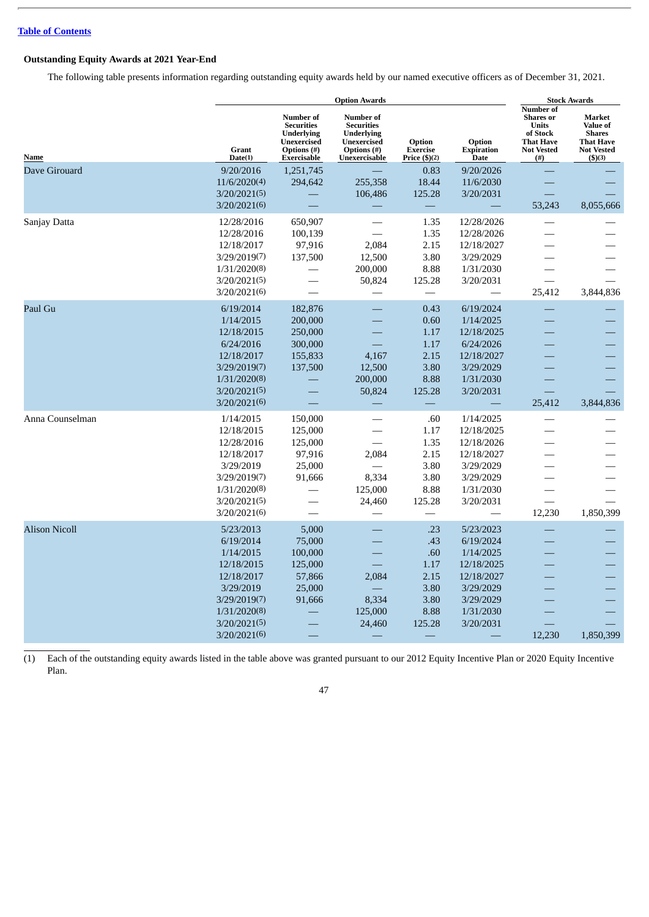[Table of Contents](#)

**Outstanding Equity Awards at 2021 Year-End**

The following table presents information regarding outstanding equity awards held by our named executive officers as of December 31, 2021.

| | Option Awards | | | | | Stock Awards | |
|---|---|---|---|---|---|---|---|
| Name | Grant Date(1) | Number of Securities Underlying Unexercised Options (#) Exercisable | Number of Securities Underlying Unexercised Options (#) Unexercisable | Option Exercise Price ($)(2) | Option Expiration Date | Number of Shares or Units of Stock That Have Not Vested (#) | Market Value of Shares That Have Not Vested ($)(3) |
| Dave Girouard | 9/20/2016 | 1,251,745 | — | 0.83 | 9/20/2026 | — | — |
| | 11/6/2020(4) | 294,642 | 255,358 | 18.44 | 11/6/2030 | — | — |
| | 3/20/2021(5) | — | 106,486 | 125.28 | 3/20/2031 | — | — |
| | 3/20/2021(6) | — | — | — | — | 53,243 | 8,055,666 |
| Sanjay Datta | 12/28/2016 | 650,907 | — | 1.35 | 12/28/2026 | — | — |
| | 12/28/2016 | 100,139 | — | 1.35 | 12/28/2026 | — | — |
| | 12/18/2017 | 97,916 | 2,084 | 2.15 | 12/18/2027 | — | — |
| | 3/29/2019(7) | 137,500 | 12,500 | 3.80 | 3/29/2029 | — | — |
| | 1/31/2020(8) | — | 200,000 | 8.88 | 1/31/2030 | — | — |
| | 3/20/2021(5) | — | 50,824 | 125.28 | 3/20/2031 | — | — |
| | 3/20/2021(6) | — | — | — | — | 25,412 | 3,844,836 |
| Paul Gu | 6/19/2014 | 182,876 | — | 0.43 | 6/19/2024 | — | — |
| | 1/14/2015 | 200,000 | — | 0.60 | 1/14/2025 | — | — |
| | 12/18/2015 | 250,000 | — | 1.17 | 12/18/2025 | — | — |
| | 6/24/2016 | 300,000 | — | 1.17 | 6/24/2026 | — | — |
| | 12/18/2017 | 155,833 | 4,167 | 2.15 | 12/18/2027 | — | — |
| | 3/29/2019(7) | 137,500 | 12,500 | 3.80 | 3/29/2029 | — | — |
| | 1/31/2020(8) | — | 200,000 | 8.88 | 1/31/2030 | — | — |
| | 3/20/2021(5) | — | 50,824 | 125.28 | 3/20/2031 | — | — |
| | 3/20/2021(6) | — | — | — | — | 25,412 | 3,844,836 |
| Anna Counselman | 1/14/2015 | 150,000 | — | .60 | 1/14/2025 | — | — |
| | 12/18/2015 | 125,000 | — | 1.17 | 12/18/2025 | — | — |
| | 12/28/2016 | 125,000 | — | 1.35 | 12/18/2026 | — | — |
| | 12/18/2017 | 97,916 | 2,084 | 2.15 | 12/18/2027 | — | — |
| | 3/29/2019 | 25,000 | — | 3.80 | 3/29/2029 | — | — |
| | 3/29/2019(7) | 91,666 | 8,334 | 3.80 | 3/29/2029 | — | — |
| | 1/31/2020(8) | — | 125,000 | 8.88 | 1/31/2030 | — | — |
| | 3/20/2021(5) | — | 24,460 | 125.28 | 3/20/2031 | — | — |
| | 3/20/2021(6) | — | — | — | — | 12,230 | 1,850,399 |
| Alison Nicoll | 5/23/2013 | 5,000 | — | .23 | 5/23/2023 | — | — |
| | 6/19/2014 | 75,000 | — | .43 | 6/19/2024 | — | — |
| | 1/14/2015 | 100,000 | — | .60 | 1/14/2025 | — | — |
| | 12/18/2015 | 125,000 | — | 1.17 | 12/18/2025 | — | — |
| | 12/18/2017 | 57,866 | 2,084 | 2.15 | 12/18/2027 | — | — |
| | 3/29/2019 | 25,000 | — | 3.80 | 3/29/2029 | — | — |
| | 3/29/2019(7) | 91,666 | 8,334 | 3.80 | 3/29/2029 | — | — |
| | 1/31/2020(8) | — | 125,000 | 8.88 | 1/31/2030 | — | — |
| | 3/20/2021(5) | — | 24,460 | 125.28 | 3/20/2031 | — | — |
| | 3/20/2021(6) | — | — | — | — | 12,230 | 1,850,399 |

(1) Each of the outstanding equity awards listed in the table above was granted pursuant to our 2012 Equity Incentive Plan or 2020 Equity Incentive Plan.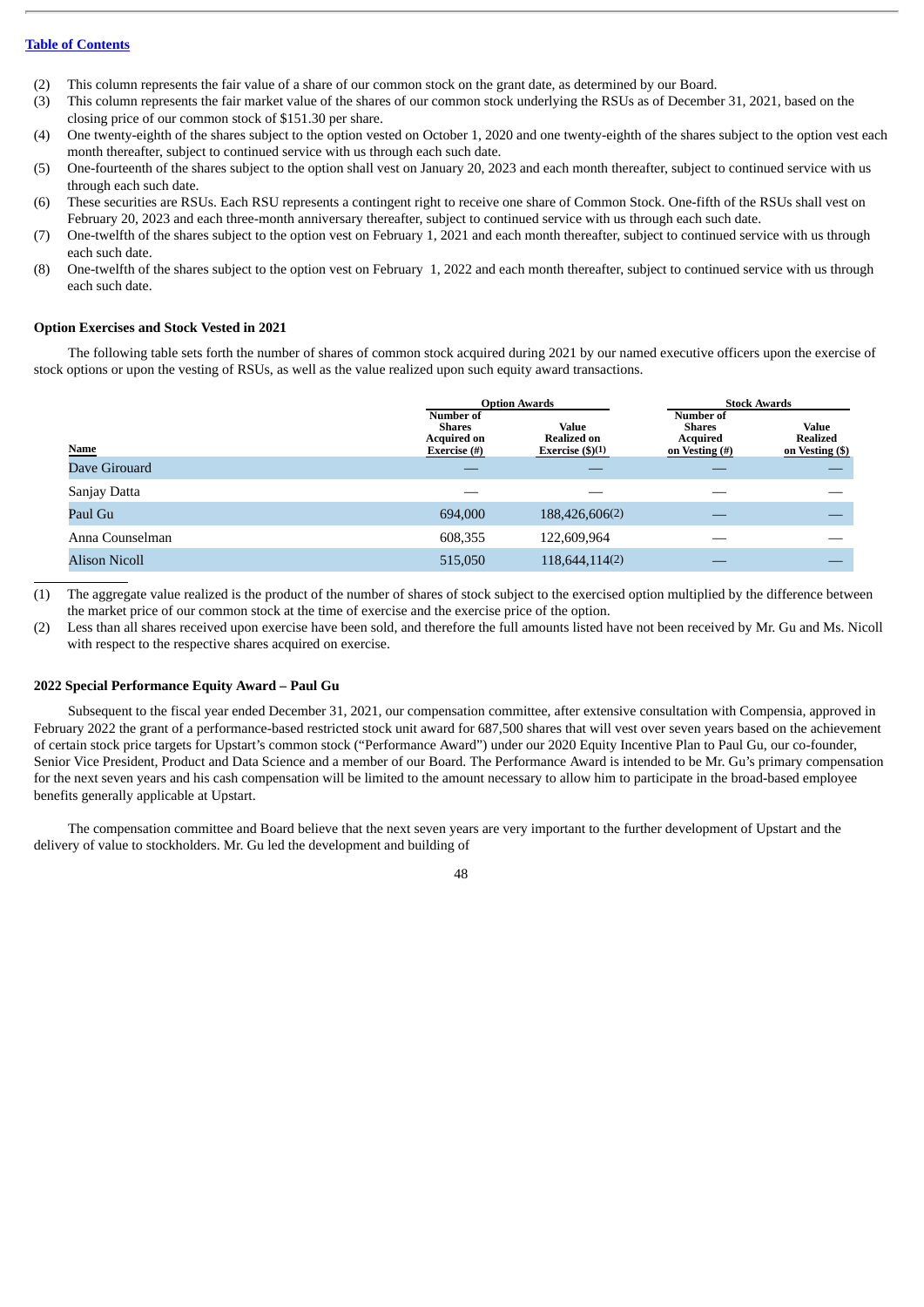[Table of Contents](#)

(2) This column represents the fair value of a share of our common stock on the grant date, as determined by our Board.
(3) This column represents the fair market value of the shares of our common stock underlying the RSUs as of December 31, 2021, based on the closing price of our common stock of $151.30 per share.
(4) One twenty-eighth of the shares subject to the option vested on October 1, 2020 and one twenty-eighth of the shares subject to the option vest each month thereafter, subject to continued service with us through each such date.
(5) One-fourteenth of the shares subject to the option shall vest on January 20, 2023 and each month thereafter, subject to continued service with us through each such date.
(6) These securities are RSUs. Each RSU represents a contingent right to receive one share of Common Stock. One-fifth of the RSUs shall vest on February 20, 2023 and each three-month anniversary thereafter, subject to continued service with us through each such date.
(7) One-twelfth of the shares subject to the option vest on February 1, 2021 and each month thereafter, subject to continued service with us through each such date.
(8) One-twelfth of the shares subject to the option vest on February 1, 2022 and each month thereafter, subject to continued service with us through each such date.

**Option Exercises and Stock Vested in 2021**

The following table sets forth the number of shares of common stock acquired during 2021 by our named executive officers upon the exercise of stock options or upon the vesting of RSUs, as well as the value realized upon such equity award transactions.

| | Option Awards | | Stock Awards | |
|---|---|---|---|---|
| Name | Number of Shares Acquired on Exercise (#) | Value Realized on Exercise ($)(1) | Number of Shares Acquired on Vesting (#) | Value Realized on Vesting ($) |
| Dave Girouard | — | — | — | — |
| Sanjay Datta | — | — | — | — |
| Paul Gu | 694,000 | 188,426,606(2) | — | — |
| Anna Counselman | 608,355 | 122,609,964 | — | — |
| Alison Nicoll | 515,050 | 118,644,114(2) | — | — |

(1) The aggregate value realized is the product of the number of shares of stock subject to the exercised option multiplied by the difference between the market price of our common stock at the time of exercise and the exercise price of the option.
(2) Less than all shares received upon exercise have been sold, and therefore the full amounts listed have not been received by Mr. Gu and Ms. Nicoll with respect to the respective shares acquired on exercise.

**2022 Special Performance Equity Award – Paul Gu**

Subsequent to the fiscal year ended December 31, 2021, our compensation committee, after extensive consultation with Compensia, approved in February 2022 the grant of a performance-based restricted stock unit award for 687,500 shares that will vest over seven years based on the achievement of certain stock price targets for Upstart's common stock ("Performance Award") under our 2020 Equity Incentive Plan to Paul Gu, our co-founder, Senior Vice President, Product and Data Science and a member of our Board. The Performance Award is intended to be Mr. Gu's primary compensation for the next seven years and his cash compensation will be limited to the amount necessary to allow him to participate in the broad-based employee benefits generally applicable at Upstart.

The compensation committee and Board believe that the next seven years are very important to the further development of Upstart and the delivery of value to stockholders. Mr. Gu led the development and building of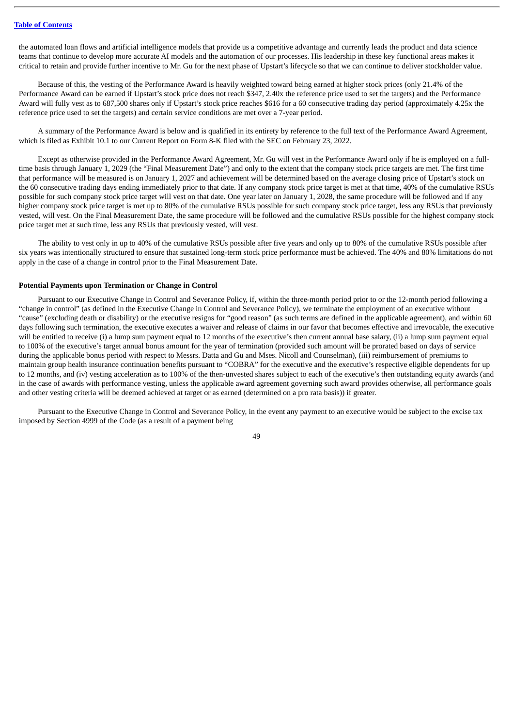the automated loan flows and artificial intelligence models that provide us a competitive advantage and currently leads the product and data science teams that continue to develop more accurate AI models and the automation of our processes. His leadership in these key functional areas makes it critical to retain and provide further incentive to Mr. Gu for the next phase of Upstart's lifecycle so that we can continue to deliver stockholder value.

Because of this, the vesting of the Performance Award is heavily weighted toward being earned at higher stock prices (only 21.4% of the Performance Award can be earned if Upstart's stock price does not reach $347, 2.40x the reference price used to set the targets) and the Performance Award will fully vest as to 687,500 shares only if Upstart's stock price reaches $616 for a 60 consecutive trading day period (approximately 4.25x the reference price used to set the targets) and certain service conditions are met over a 7-year period.

A summary of the Performance Award is below and is qualified in its entirety by reference to the full text of the Performance Award Agreement, which is filed as Exhibit 10.1 to our Current Report on Form 8-K filed with the SEC on February 23, 2022.

Except as otherwise provided in the Performance Award Agreement, Mr. Gu will vest in the Performance Award only if he is employed on a full-time basis through January 1, 2029 (the "Final Measurement Date") and only to the extent that the company stock price targets are met. The first time that performance will be measured is on January 1, 2027 and achievement will be determined based on the average closing price of Upstart's stock on the 60 consecutive trading days ending immediately prior to that date. If any company stock price target is met at that time, 40% of the cumulative RSUs possible for such company stock price target will vest on that date. One year later on January 1, 2028, the same procedure will be followed and if any higher company stock price target is met up to 80% of the cumulative RSUs possible for such company stock price target, less any RSUs that previously vested, will vest. On the Final Measurement Date, the same procedure will be followed and the cumulative RSUs possible for the highest company stock price target met at such time, less any RSUs that previously vested, will vest.

The ability to vest only in up to 40% of the cumulative RSUs possible after five years and only up to 80% of the cumulative RSUs possible after six years was intentionally structured to ensure that sustained long-term stock price performance must be achieved. The 40% and 80% limitations do not apply in the case of a change in control prior to the Final Measurement Date.

**Potential Payments upon Termination or Change in Control**

Pursuant to our Executive Change in Control and Severance Policy, if, within the three-month period prior to or the 12-month period following a "change in control" (as defined in the Executive Change in Control and Severance Policy), we terminate the employment of an executive without "cause" (excluding death or disability) or the executive resigns for "good reason" (as such terms are defined in the applicable agreement), and within 60 days following such termination, the executive executes a waiver and release of claims in our favor that becomes effective and irrevocable, the executive will be entitled to receive (i) a lump sum payment equal to 12 months of the executive's then current annual base salary, (ii) a lump sum payment equal to 100% of the executive's target annual bonus amount for the year of termination (provided such amount will be prorated based on days of service during the applicable bonus period with respect to Messrs. Datta and Gu and Mses. Nicoll and Counselman), (iii) reimbursement of premiums to maintain group health insurance continuation benefits pursuant to "COBRA" for the executive and the executive's respective eligible dependents for up to 12 months, and (iv) vesting acceleration as to 100% of the then-unvested shares subject to each of the executive's then outstanding equity awards (and in the case of awards with performance vesting, unless the applicable award agreement governing such award provides otherwise, all performance goals and other vesting criteria will be deemed achieved at target or as earned (determined on a pro rata basis)) if greater.

Pursuant to the Executive Change in Control and Severance Policy, in the event any payment to an executive would be subject to the excise tax imposed by Section 4999 of the Code (as a result of a payment being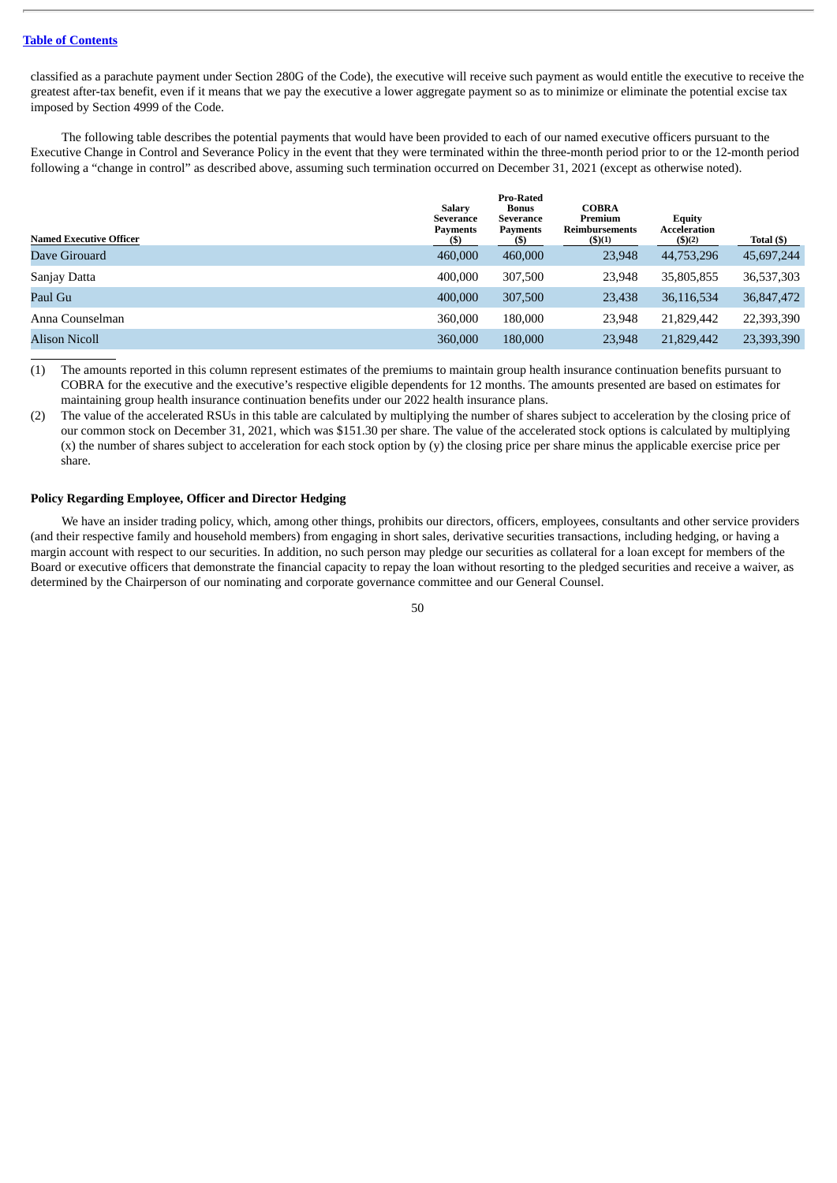classified as a parachute payment under Section 280G of the Code), the executive will receive such payment as would entitle the executive to receive the greatest after-tax benefit, even if it means that we pay the executive a lower aggregate payment so as to minimize or eliminate the potential excise tax imposed by Section 4999 of the Code.

The following table describes the potential payments that would have been provided to each of our named executive officers pursuant to the Executive Change in Control and Severance Policy in the event that they were terminated within the three-month period prior to or the 12-month period following a "change in control" as described above, assuming such termination occurred on December 31, 2021 (except as otherwise noted).

| Named Executive Officer | Salary Severance Payments ($) | Pro-Rated Bonus Severance Payments ($) | COBRA Premium Reimbursements ($)(1) | Equity Acceleration ($)(2) | Total ($) |
|---|---|---|---|---|---|
| Dave Girouard | 460,000 | 460,000 | 23,948 | 44,753,296 | 45,697,244 |
| Sanjay Datta | 400,000 | 307,500 | 23,948 | 35,805,855 | 36,537,303 |
| Paul Gu | 400,000 | 307,500 | 23,438 | 36,116,534 | 36,847,472 |
| Anna Counselman | 360,000 | 180,000 | 23,948 | 21,829,442 | 22,393,390 |
| Alison Nicoll | 360,000 | 180,000 | 23,948 | 21,829,442 | 23,393,390 |

(1) The amounts reported in this column represent estimates of the premiums to maintain group health insurance continuation benefits pursuant to COBRA for the executive and the executive's respective eligible dependents for 12 months. The amounts presented are based on estimates for maintaining group health insurance continuation benefits under our 2022 health insurance plans.

(2) The value of the accelerated RSUs in this table are calculated by multiplying the number of shares subject to acceleration by the closing price of our common stock on December 31, 2021, which was $151.30 per share. The value of the accelerated stock options is calculated by multiplying (x) the number of shares subject to acceleration for each stock option by (y) the closing price per share minus the applicable exercise price per share.

### Policy Regarding Employee, Officer and Director Hedging

We have an insider trading policy, which, among other things, prohibits our directors, officers, employees, consultants and other service providers (and their respective family and household members) from engaging in short sales, derivative securities transactions, including hedging, or having a margin account with respect to our securities. In addition, no such person may pledge our securities as collateral for a loan except for members of the Board or executive officers that demonstrate the financial capacity to repay the loan without resorting to the pledged securities and receive a waiver, as determined by the Chairperson of our nominating and corporate governance committee and our General Counsel.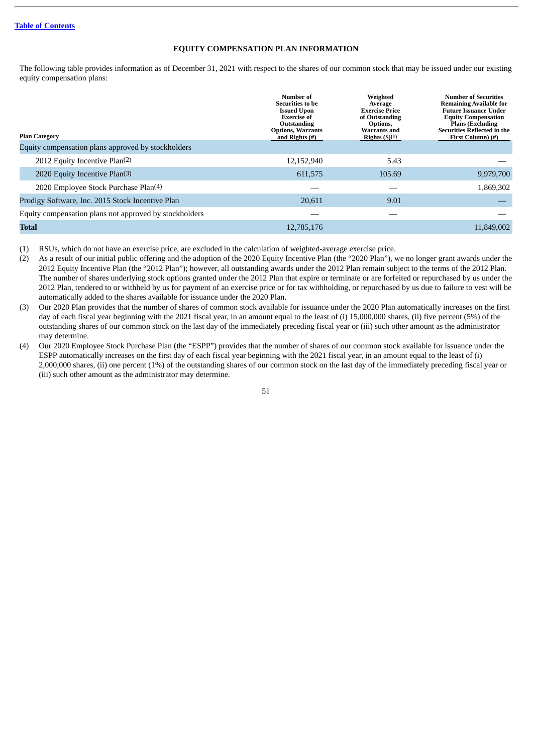[Table of Contents](#)

## EQUITY COMPENSATION PLAN INFORMATION

The following table provides information as of December 31, 2021 with respect to the shares of our common stock that may be issued under our existing equity compensation plans:

| Plan Category | Number of Securities to be Issued Upon Exercise of Outstanding Options, Warrants and Rights (#) | Weighted Average Exercise Price of Outstanding Options, Warrants and Rights ($)(1) | Number of Securities Remaining Available for Future Issuance Under Equity Compensation Plans (Excluding Securities Reflected in the First Column) (#) |
|---|---|---|---|
| Equity compensation plans approved by stockholders | | | |
| 2012 Equity Incentive Plan(2) | 12,152,940 | 5.43 | — |
| 2020 Equity Incentive Plan(3) | 611,575 | 105.69 | 9,979,700 |
| 2020 Employee Stock Purchase Plan(4) | — | — | 1,869,302 |
| Prodigy Software, Inc. 2015 Stock Incentive Plan | 20,611 | 9.01 | — |
| Equity compensation plans not approved by stockholders | — | — | — |
| **Total** | 12,785,176 | | 11,849,002 |

(1) RSUs, which do not have an exercise price, are excluded in the calculation of weighted-average exercise price.

(2) As a result of our initial public offering and the adoption of the 2020 Equity Incentive Plan (the "2020 Plan"), we no longer grant awards under the 2012 Equity Incentive Plan (the "2012 Plan"); however, all outstanding awards under the 2012 Plan remain subject to the terms of the 2012 Plan. The number of shares underlying stock options granted under the 2012 Plan that expire or terminate or are forfeited or repurchased by us under the 2012 Plan, tendered to or withheld by us for payment of an exercise price or for tax withholding, or repurchased by us due to failure to vest will be automatically added to the shares available for issuance under the 2020 Plan.

(3) Our 2020 Plan provides that the number of shares of common stock available for issuance under the 2020 Plan automatically increases on the first day of each fiscal year beginning with the 2021 fiscal year, in an amount equal to the least of (i) 15,000,000 shares, (ii) five percent (5%) of the outstanding shares of our common stock on the last day of the immediately preceding fiscal year or (iii) such other amount as the administrator may determine.

(4) Our 2020 Employee Stock Purchase Plan (the "ESPP") provides that the number of shares of our common stock available for issuance under the ESPP automatically increases on the first day of each fiscal year beginning with the 2021 fiscal year, in an amount equal to the least of (i) 2,000,000 shares, (ii) one percent (1%) of the outstanding shares of our common stock on the last day of the immediately preceding fiscal year or (iii) such other amount as the administrator may determine.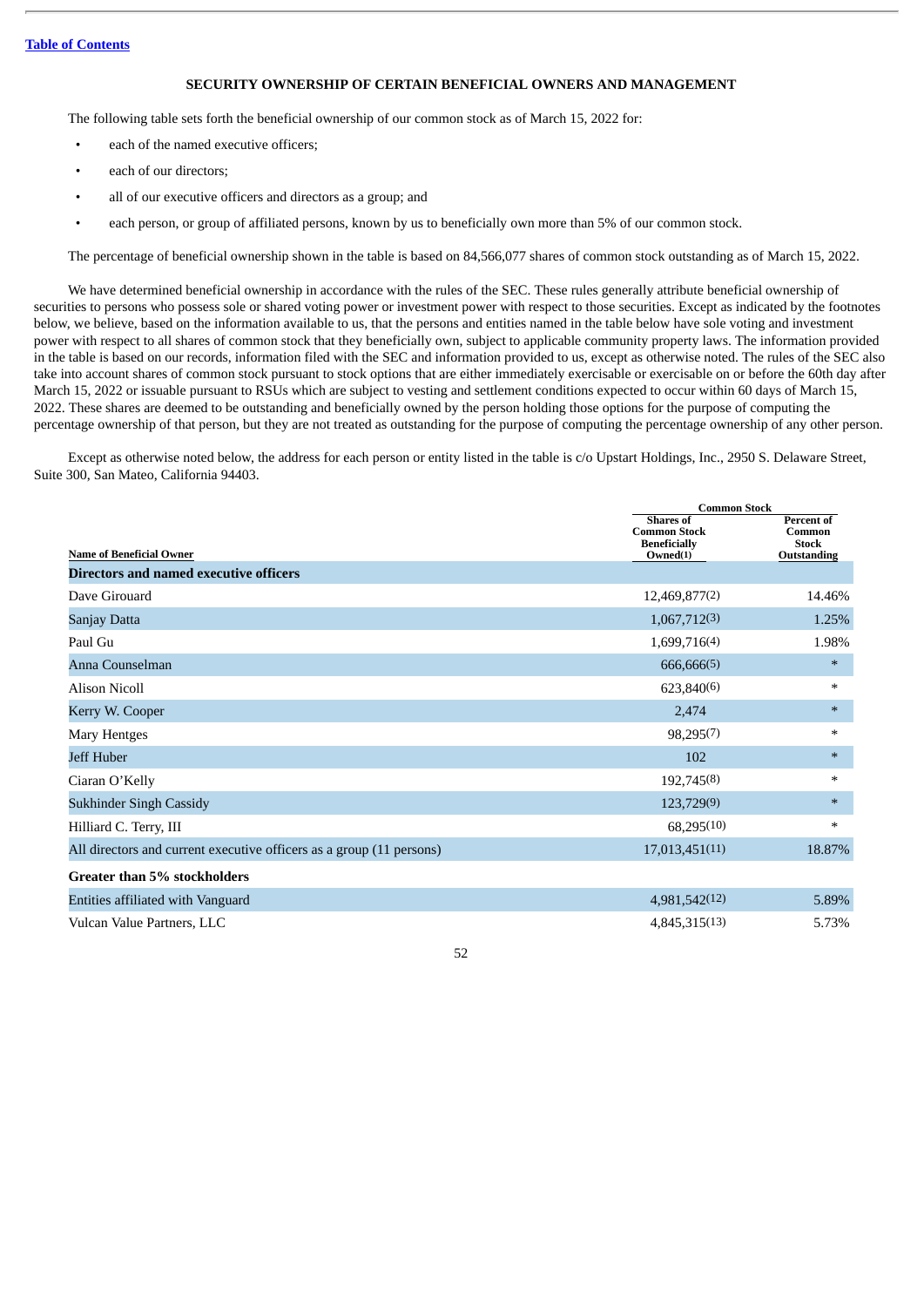[Table of Contents](#)

## SECURITY OWNERSHIP OF CERTAIN BENEFICIAL OWNERS AND MANAGEMENT

The following table sets forth the beneficial ownership of our common stock as of March 15, 2022 for:

- each of the named executive officers;
- each of our directors;
- all of our executive officers and directors as a group; and
- each person, or group of affiliated persons, known by us to beneficially own more than 5% of our common stock.

The percentage of beneficial ownership shown in the table is based on 84,566,077 shares of common stock outstanding as of March 15, 2022.

We have determined beneficial ownership in accordance with the rules of the SEC. These rules generally attribute beneficial ownership of securities to persons who possess sole or shared voting power or investment power with respect to those securities. Except as indicated by the footnotes below, we believe, based on the information available to us, that the persons and entities named in the table below have sole voting and investment power with respect to all shares of common stock that they beneficially own, subject to applicable community property laws. The information provided in the table is based on our records, information filed with the SEC and information provided to us, except as otherwise noted. The rules of the SEC also take into account shares of common stock pursuant to stock options that are either immediately exercisable or exercisable on or before the 60th day after March 15, 2022 or issuable pursuant to RSUs which are subject to vesting and settlement conditions expected to occur within 60 days of March 15, 2022. These shares are deemed to be outstanding and beneficially owned by the person holding those options for the purpose of computing the percentage ownership of that person, but they are not treated as outstanding for the purpose of computing the percentage ownership of any other person.

Except as otherwise noted below, the address for each person or entity listed in the table is c/o Upstart Holdings, Inc., 2950 S. Delaware Street, Suite 300, San Mateo, California 94403.

| | Common Stock | |
|---|---|---|
| **Name of Beneficial Owner** | **Shares of Common Stock Beneficially Owned(1)** | **Percent of Common Stock Outstanding** |
| **Directors and named executive officers** | | |
| Dave Girouard | 12,469,877(2) | 14.46% |
| Sanjay Datta | 1,067,712(3) | 1.25% |
| Paul Gu | 1,699,716(4) | 1.98% |
| Anna Counselman | 666,666(5) | * |
| Alison Nicoll | 623,840(6) | * |
| Kerry W. Cooper | 2,474 | * |
| Mary Hentges | 98,295(7) | * |
| Jeff Huber | 102 | * |
| Ciaran O'Kelly | 192,745(8) | * |
| Sukhinder Singh Cassidy | 123,729(9) | * |
| Hilliard C. Terry, III | 68,295(10) | * |
| All directors and current executive officers as a group (11 persons) | 17,013,451(11) | 18.87% |
| **Greater than 5% stockholders** | | |
| Entities affiliated with Vanguard | 4,981,542(12) | 5.89% |
| Vulcan Value Partners, LLC | 4,845,315(13) | 5.73% |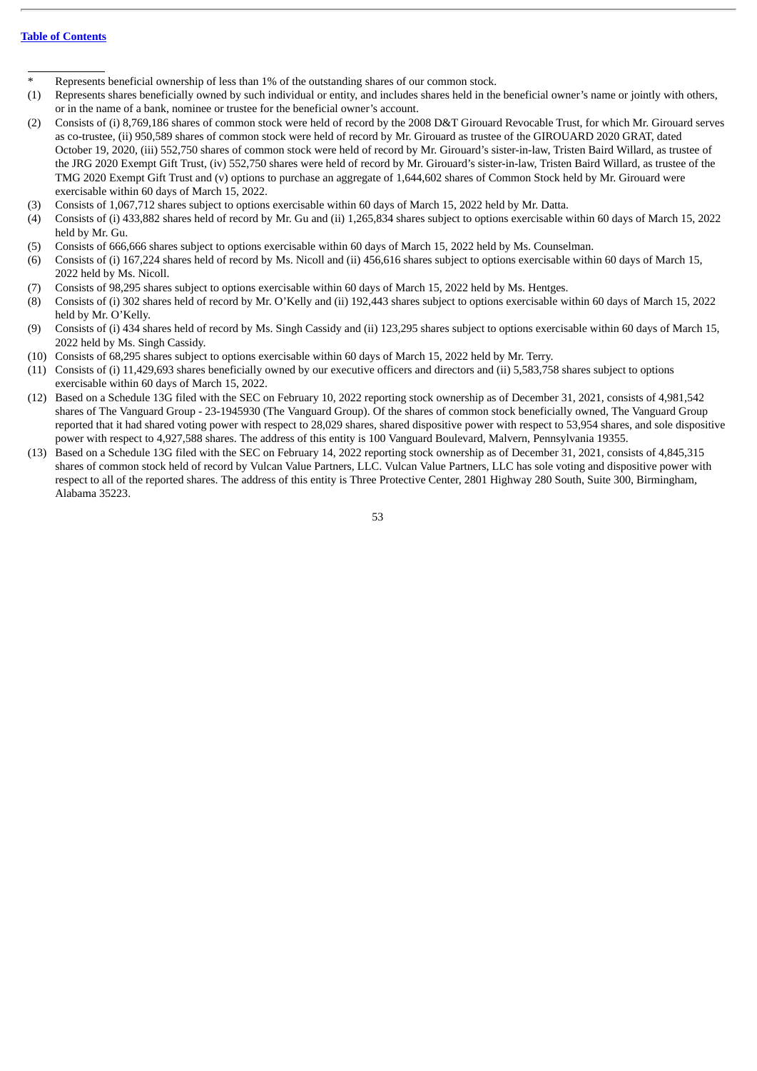\* Represents beneficial ownership of less than 1% of the outstanding shares of our common stock.

(1) Represents shares beneficially owned by such individual or entity, and includes shares held in the beneficial owner's name or jointly with others, or in the name of a bank, nominee or trustee for the beneficial owner's account.

(2) Consists of (i) 8,769,186 shares of common stock were held of record by the 2008 D&T Girouard Revocable Trust, for which Mr. Girouard serves as co-trustee, (ii) 950,589 shares of common stock were held of record by Mr. Girouard as trustee of the GIROUARD 2020 GRAT, dated October 19, 2020, (iii) 552,750 shares of common stock were held of record by Mr. Girouard's sister-in-law, Tristen Baird Willard, as trustee of the JRG 2020 Exempt Gift Trust, (iv) 552,750 shares were held of record by Mr. Girouard's sister-in-law, Tristen Baird Willard, as trustee of the TMG 2020 Exempt Gift Trust and (v) options to purchase an aggregate of 1,644,602 shares of Common Stock held by Mr. Girouard were exercisable within 60 days of March 15, 2022.

(3) Consists of 1,067,712 shares subject to options exercisable within 60 days of March 15, 2022 held by Mr. Datta.

(4) Consists of (i) 433,882 shares held of record by Mr. Gu and (ii) 1,265,834 shares subject to options exercisable within 60 days of March 15, 2022 held by Mr. Gu.

(5) Consists of 666,666 shares subject to options exercisable within 60 days of March 15, 2022 held by Ms. Counselman.

(6) Consists of (i) 167,224 shares held of record by Ms. Nicoll and (ii) 456,616 shares subject to options exercisable within 60 days of March 15, 2022 held by Ms. Nicoll.

(7) Consists of 98,295 shares subject to options exercisable within 60 days of March 15, 2022 held by Ms. Hentges.

(8) Consists of (i) 302 shares held of record by Mr. O'Kelly and (ii) 192,443 shares subject to options exercisable within 60 days of March 15, 2022 held by Mr. O'Kelly.

(9) Consists of (i) 434 shares held of record by Ms. Singh Cassidy and (ii) 123,295 shares subject to options exercisable within 60 days of March 15, 2022 held by Ms. Singh Cassidy.

(10) Consists of 68,295 shares subject to options exercisable within 60 days of March 15, 2022 held by Mr. Terry.

(11) Consists of (i) 11,429,693 shares beneficially owned by our executive officers and directors and (ii) 5,583,758 shares subject to options exercisable within 60 days of March 15, 2022.

(12) Based on a Schedule 13G filed with the SEC on February 10, 2022 reporting stock ownership as of December 31, 2021, consists of 4,981,542 shares of The Vanguard Group - 23-1945930 (The Vanguard Group). Of the shares of common stock beneficially owned, The Vanguard Group reported that it had shared voting power with respect to 28,029 shares, shared dispositive power with respect to 53,954 shares, and sole dispositive power with respect to 4,927,588 shares. The address of this entity is 100 Vanguard Boulevard, Malvern, Pennsylvania 19355.

(13) Based on a Schedule 13G filed with the SEC on February 14, 2022 reporting stock ownership as of December 31, 2021, consists of 4,845,315 shares of common stock held of record by Vulcan Value Partners, LLC. Vulcan Value Partners, LLC has sole voting and dispositive power with respect to all of the reported shares. The address of this entity is Three Protective Center, 2801 Highway 280 South, Suite 300, Birmingham, Alabama 35223.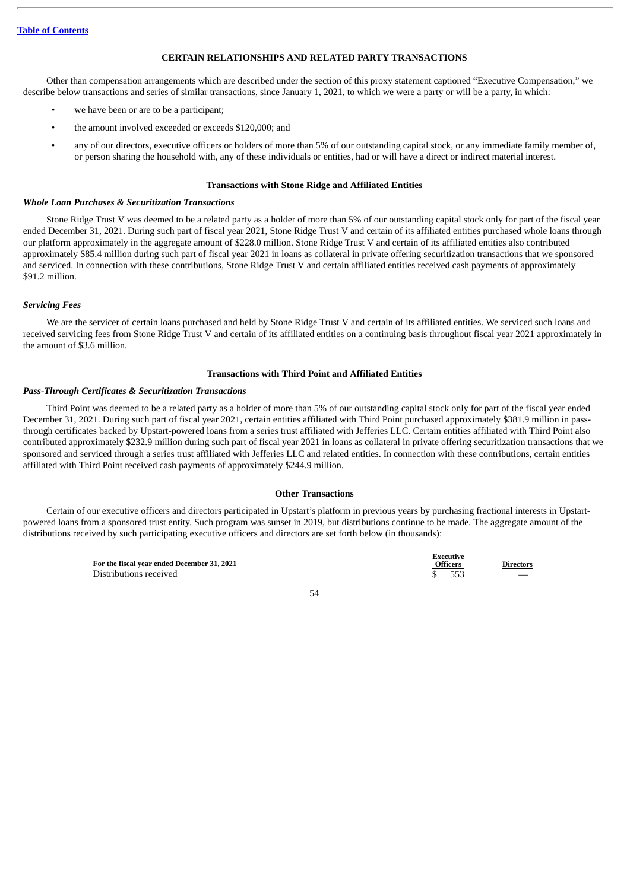[Table of Contents](#)

## CERTAIN RELATIONSHIPS AND RELATED PARTY TRANSACTIONS

Other than compensation arrangements which are described under the section of this proxy statement captioned "Executive Compensation," we describe below transactions and series of similar transactions, since January 1, 2021, to which we were a party or will be a party, in which:

- we have been or are to be a participant;
- the amount involved exceeded or exceeds $120,000; and
- any of our directors, executive officers or holders of more than 5% of our outstanding capital stock, or any immediate family member of, or person sharing the household with, any of these individuals or entities, had or will have a direct or indirect material interest.

### Transactions with Stone Ridge and Affiliated Entities

***Whole Loan Purchases & Securitization Transactions***

Stone Ridge Trust V was deemed to be a related party as a holder of more than 5% of our outstanding capital stock only for part of the fiscal year ended December 31, 2021. During such part of fiscal year 2021, Stone Ridge Trust V and certain of its affiliated entities purchased whole loans through our platform approximately in the aggregate amount of $228.0 million. Stone Ridge Trust V and certain of its affiliated entities also contributed approximately $85.4 million during such part of fiscal year 2021 in loans as collateral in private offering securitization transactions that we sponsored and serviced. In connection with these contributions, Stone Ridge Trust V and certain affiliated entities received cash payments of approximately $91.2 million.

***Servicing Fees***

We are the servicer of certain loans purchased and held by Stone Ridge Trust V and certain of its affiliated entities. We serviced such loans and received servicing fees from Stone Ridge Trust V and certain of its affiliated entities on a continuing basis throughout fiscal year 2021 approximately in the amount of $3.6 million.

### Transactions with Third Point and Affiliated Entities

***Pass-Through Certificates & Securitization Transactions***

Third Point was deemed to be a related party as a holder of more than 5% of our outstanding capital stock only for part of the fiscal year ended December 31, 2021. During such part of fiscal year 2021, certain entities affiliated with Third Point purchased approximately $381.9 million in pass-through certificates backed by Upstart-powered loans from a series trust affiliated with Jefferies LLC. Certain entities affiliated with Third Point also contributed approximately $232.9 million during such part of fiscal year 2021 in loans as collateral in private offering securitization transactions that we sponsored and serviced through a series trust affiliated with Jefferies LLC and related entities. In connection with these contributions, certain entities affiliated with Third Point received cash payments of approximately $244.9 million.

### Other Transactions

Certain of our executive officers and directors participated in Upstart's platform in previous years by purchasing fractional interests in Upstart-powered loans from a sponsored trust entity. Such program was sunset in 2019, but distributions continue to be made. The aggregate amount of the distributions received by such participating executive officers and directors are set forth below (in thousands):

| For the fiscal year ended December 31, 2021 | Executive Officers | Directors |
|---|---|---|
| Distributions received | $ 553 | — |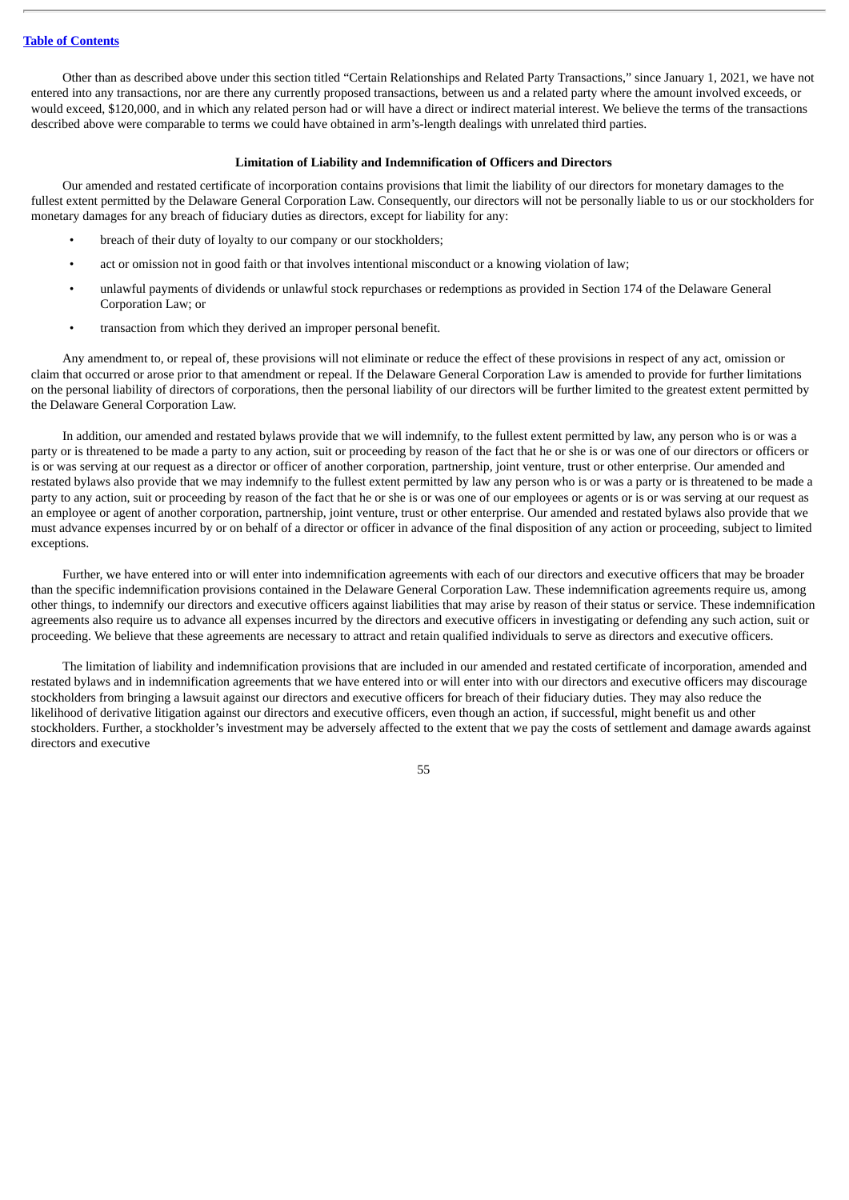Other than as described above under this section titled "Certain Relationships and Related Party Transactions," since January 1, 2021, we have not entered into any transactions, nor are there any currently proposed transactions, between us and a related party where the amount involved exceeds, or would exceed, $120,000, and in which any related person had or will have a direct or indirect material interest. We believe the terms of the transactions described above were comparable to terms we could have obtained in arm's-length dealings with unrelated third parties.

### Limitation of Liability and Indemnification of Officers and Directors

Our amended and restated certificate of incorporation contains provisions that limit the liability of our directors for monetary damages to the fullest extent permitted by the Delaware General Corporation Law. Consequently, our directors will not be personally liable to us or our stockholders for monetary damages for any breach of fiduciary duties as directors, except for liability for any:

- breach of their duty of loyalty to our company or our stockholders;
- act or omission not in good faith or that involves intentional misconduct or a knowing violation of law;
- unlawful payments of dividends or unlawful stock repurchases or redemptions as provided in Section 174 of the Delaware General Corporation Law; or
- transaction from which they derived an improper personal benefit.

Any amendment to, or repeal of, these provisions will not eliminate or reduce the effect of these provisions in respect of any act, omission or claim that occurred or arose prior to that amendment or repeal. If the Delaware General Corporation Law is amended to provide for further limitations on the personal liability of directors of corporations, then the personal liability of our directors will be further limited to the greatest extent permitted by the Delaware General Corporation Law.

In addition, our amended and restated bylaws provide that we will indemnify, to the fullest extent permitted by law, any person who is or was a party or is threatened to be made a party to any action, suit or proceeding by reason of the fact that he or she is or was one of our directors or officers or is or was serving at our request as a director or officer of another corporation, partnership, joint venture, trust or other enterprise. Our amended and restated bylaws also provide that we may indemnify to the fullest extent permitted by law any person who is or was a party or is threatened to be made a party to any action, suit or proceeding by reason of the fact that he or she is or was one of our employees or agents or is or was serving at our request as an employee or agent of another corporation, partnership, joint venture, trust or other enterprise. Our amended and restated bylaws also provide that we must advance expenses incurred by or on behalf of a director or officer in advance of the final disposition of any action or proceeding, subject to limited exceptions.

Further, we have entered into or will enter into indemnification agreements with each of our directors and executive officers that may be broader than the specific indemnification provisions contained in the Delaware General Corporation Law. These indemnification agreements require us, among other things, to indemnify our directors and executive officers against liabilities that may arise by reason of their status or service. These indemnification agreements also require us to advance all expenses incurred by the directors and executive officers in investigating or defending any such action, suit or proceeding. We believe that these agreements are necessary to attract and retain qualified individuals to serve as directors and executive officers.

The limitation of liability and indemnification provisions that are included in our amended and restated certificate of incorporation, amended and restated bylaws and in indemnification agreements that we have entered into or will enter into with our directors and executive officers may discourage stockholders from bringing a lawsuit against our directors and executive officers for breach of their fiduciary duties. They may also reduce the likelihood of derivative litigation against our directors and executive officers, even though an action, if successful, might benefit us and other stockholders. Further, a stockholder's investment may be adversely affected to the extent that we pay the costs of settlement and damage awards against directors and executive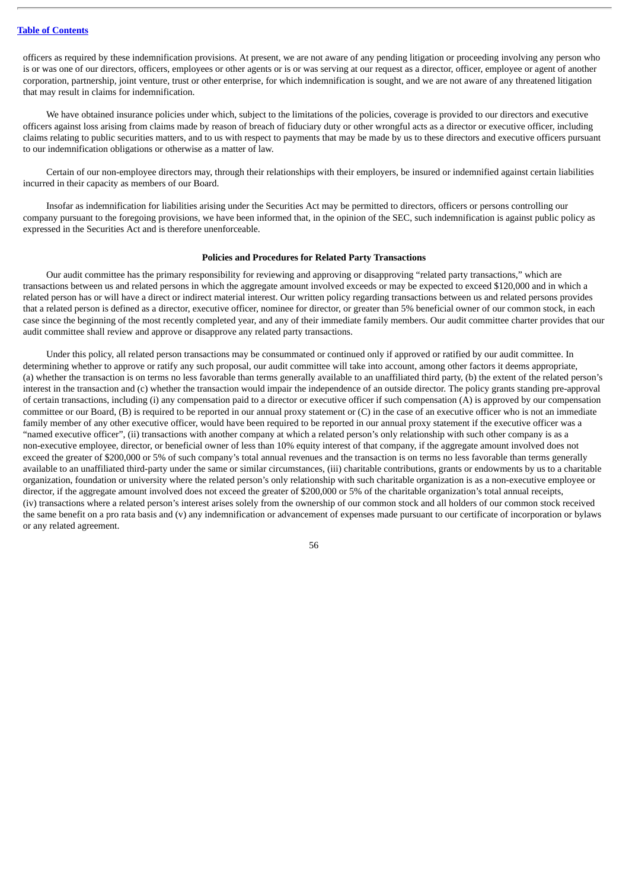officers as required by these indemnification provisions. At present, we are not aware of any pending litigation or proceeding involving any person who is or was one of our directors, officers, employees or other agents or is or was serving at our request as a director, officer, employee or agent of another corporation, partnership, joint venture, trust or other enterprise, for which indemnification is sought, and we are not aware of any threatened litigation that may result in claims for indemnification.

We have obtained insurance policies under which, subject to the limitations of the policies, coverage is provided to our directors and executive officers against loss arising from claims made by reason of breach of fiduciary duty or other wrongful acts as a director or executive officer, including claims relating to public securities matters, and to us with respect to payments that may be made by us to these directors and executive officers pursuant to our indemnification obligations or otherwise as a matter of law.

Certain of our non-employee directors may, through their relationships with their employers, be insured or indemnified against certain liabilities incurred in their capacity as members of our Board.

Insofar as indemnification for liabilities arising under the Securities Act may be permitted to directors, officers or persons controlling our company pursuant to the foregoing provisions, we have been informed that, in the opinion of the SEC, such indemnification is against public policy as expressed in the Securities Act and is therefore unenforceable.

**Policies and Procedures for Related Party Transactions**

Our audit committee has the primary responsibility for reviewing and approving or disapproving "related party transactions," which are transactions between us and related persons in which the aggregate amount involved exceeds or may be expected to exceed $120,000 and in which a related person has or will have a direct or indirect material interest. Our written policy regarding transactions between us and related persons provides that a related person is defined as a director, executive officer, nominee for director, or greater than 5% beneficial owner of our common stock, in each case since the beginning of the most recently completed year, and any of their immediate family members. Our audit committee charter provides that our audit committee shall review and approve or disapprove any related party transactions.

Under this policy, all related person transactions may be consummated or continued only if approved or ratified by our audit committee. In determining whether to approve or ratify any such proposal, our audit committee will take into account, among other factors it deems appropriate, (a) whether the transaction is on terms no less favorable than terms generally available to an unaffiliated third party, (b) the extent of the related person's interest in the transaction and (c) whether the transaction would impair the independence of an outside director. The policy grants standing pre-approval of certain transactions, including (i) any compensation paid to a director or executive officer if such compensation (A) is approved by our compensation committee or our Board, (B) is required to be reported in our annual proxy statement or (C) in the case of an executive officer who is not an immediate family member of any other executive officer, would have been required to be reported in our annual proxy statement if the executive officer was a "named executive officer", (ii) transactions with another company at which a related person's only relationship with such other company is as a non-executive employee, director, or beneficial owner of less than 10% equity interest of that company, if the aggregate amount involved does not exceed the greater of $200,000 or 5% of such company's total annual revenues and the transaction is on terms no less favorable than terms generally available to an unaffiliated third-party under the same or similar circumstances, (iii) charitable contributions, grants or endowments by us to a charitable organization, foundation or university where the related person's only relationship with such charitable organization is as a non-executive employee or director, if the aggregate amount involved does not exceed the greater of $200,000 or 5% of the charitable organization's total annual receipts, (iv) transactions where a related person's interest arises solely from the ownership of our common stock and all holders of our common stock received the same benefit on a pro rata basis and (v) any indemnification or advancement of expenses made pursuant to our certificate of incorporation or bylaws or any related agreement.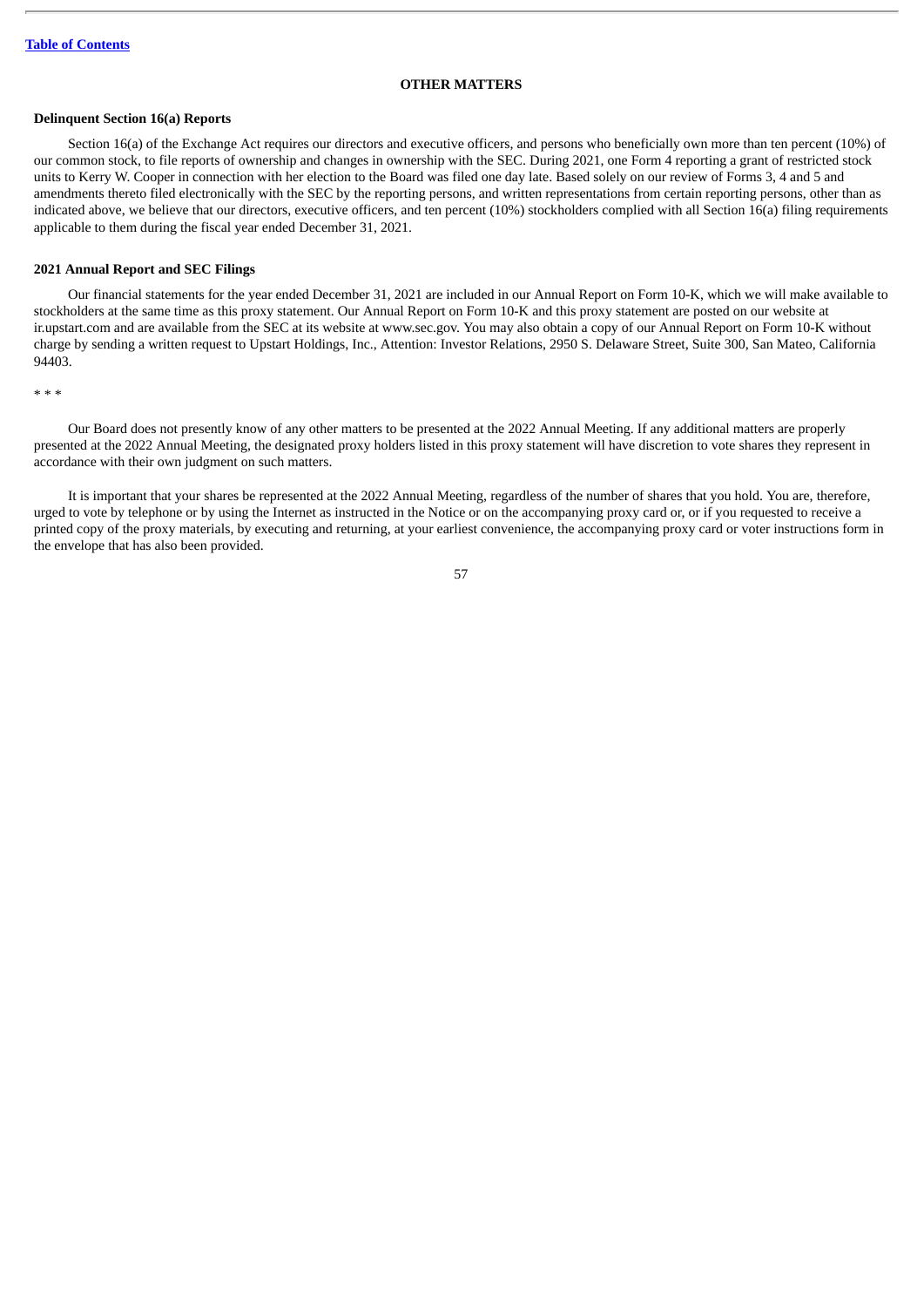## OTHER MATTERS

**Delinquent Section 16(a) Reports**

Section 16(a) of the Exchange Act requires our directors and executive officers, and persons who beneficially own more than ten percent (10%) of our common stock, to file reports of ownership and changes in ownership with the SEC. During 2021, one Form 4 reporting a grant of restricted stock units to Kerry W. Cooper in connection with her election to the Board was filed one day late. Based solely on our review of Forms 3, 4 and 5 and amendments thereto filed electronically with the SEC by the reporting persons, and written representations from certain reporting persons, other than as indicated above, we believe that our directors, executive officers, and ten percent (10%) stockholders complied with all Section 16(a) filing requirements applicable to them during the fiscal year ended December 31, 2021.

**2021 Annual Report and SEC Filings**

Our financial statements for the year ended December 31, 2021 are included in our Annual Report on Form 10-K, which we will make available to stockholders at the same time as this proxy statement. Our Annual Report on Form 10-K and this proxy statement are posted on our website at ir.upstart.com and are available from the SEC at its website at www.sec.gov. You may also obtain a copy of our Annual Report on Form 10-K without charge by sending a written request to Upstart Holdings, Inc., Attention: Investor Relations, 2950 S. Delaware Street, Suite 300, San Mateo, California 94403.

* * *

Our Board does not presently know of any other matters to be presented at the 2022 Annual Meeting. If any additional matters are properly presented at the 2022 Annual Meeting, the designated proxy holders listed in this proxy statement will have discretion to vote shares they represent in accordance with their own judgment on such matters.

It is important that your shares be represented at the 2022 Annual Meeting, regardless of the number of shares that you hold. You are, therefore, urged to vote by telephone or by using the Internet as instructed in the Notice or on the accompanying proxy card or, or if you requested to receive a printed copy of the proxy materials, by executing and returning, at your earliest convenience, the accompanying proxy card or voter instructions form in the envelope that has also been provided.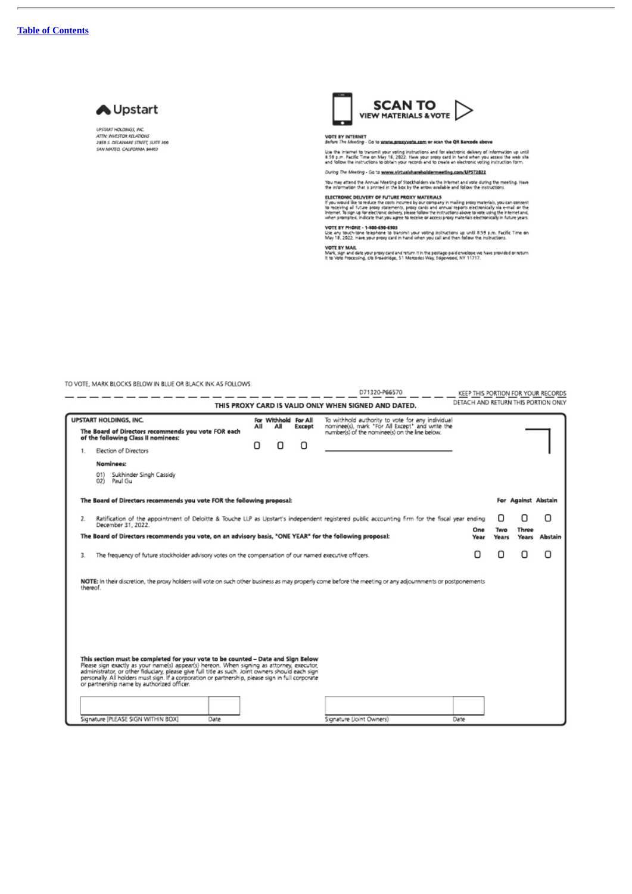[Table of Contents](#)

**Upstart**

UPSTART HOLDINGS, INC.
ATTN: INVESTOR RELATIONS
2950 S. DELAWARE STREET, SUITE 300
SAN MATEO, CALIFORNIA 94403

**SCAN TO VIEW MATERIALS & VOTE**

**VOTE BY INTERNET**
*Before The Meeting* - Go to **www.proxyvote.com** or scan the QR Barcode above

Use the Internet to transmit your voting instructions and for electronic delivery of information up until 8:59 p.m. Pacific Time on May 16, 2022. Have your proxy card in hand when you access the web site and follow the instructions to obtain your records and to create an electronic voting instruction form.

*During The Meeting* - Go to **www.virtualshareholdermeeting.com/UPST2022**

You may attend the Annual Meeting of Stockholders via the Internet and vote during the meeting. Have the information that is printed in the box marked by the arrow available and follow the instructions.

**ELECTRONIC DELIVERY OF FUTURE PROXY MATERIALS**
If you would like to reduce the costs incurred by our company in mailing proxy materials, you can consent to receiving all future proxy statements, proxy cards and annual reports electronically via e-mail or the Internet. To sign up for electronic delivery, please follow the instructions above to vote using the Internet and, when prompted, indicate that you agree to receive or access proxy materials electronically in future years.

**VOTE BY PHONE - 1-800-690-6903**
Use any touch-tone telephone to transmit your voting instructions up until 8:59 p.m. Pacific Time on May 16, 2022. Have your proxy card in hand when you call and then follow the instructions.

**VOTE BY MAIL**
Mark, sign and date your proxy card and return it in the postage-paid envelope we have provided or return it to Vote Processing, c/o Broadridge, 51 Mercedes Way, Edgewood, NY 11717.

TO VOTE, MARK BLOCKS BELOW IN BLUE OR BLACK INK AS FOLLOWS:

D71320-P66570 — KEEP THIS PORTION FOR YOUR RECORDS

DETACH AND RETURN THIS PORTION ONLY

**THIS PROXY CARD IS VALID ONLY WHEN SIGNED AND DATED.**

**UPSTART HOLDINGS, INC.**

**The Board of Directors recommends you vote FOR each of the following Class II nominees:**

| | For All | Withhold All | For All Except |
|---|---|---|---|
| 1. Election of Directors | ☐ | ☐ | ☐ |

To withhold authority to vote for any individual nominee(s), mark "For All Except" and write the number(s) of the nominee(s) on the line below.

______________________________

**Nominees:**

01) Sukhinder Singh Cassidy
02) Paul Gu

**The Board of Directors recommends you vote FOR the following proposal:**

| | For | Against | Abstain |
|---|---|---|---|
| 2. Ratification of the appointment of Deloitte & Touche LLP as Upstart's independent registered public accounting firm for the fiscal year ending December 31, 2022. | ☐ | ☐ | ☐ |

**The Board of Directors recommends you vote, on an advisory basis, "ONE YEAR" for the following proposal:**

| | One Year | Two Years | Three Years | Abstain |
|---|---|---|---|---|
| 3. The frequency of future stockholder advisory votes on the compensation of our named executive officers. | ☐ | ☐ | ☐ | ☐ |

**NOTE:** In their discretion, the proxy holders will vote on such other business as may properly come before the meeting or any adjournments or postponements thereof.

**This section must be completed for your vote to be counted – Date and Sign Below**
Please sign exactly as your name(s) appear(s) hereon. When signing as attorney, executor, administrator, or other fiduciary, please give full title as such. Joint owners should each sign personally. All holders must sign. If a corporation or partnership, please sign in full corporate or partnership name by authorized officer.

| Signature [PLEASE SIGN WITHIN BOX] | Date | Signature (Joint Owners) | Date |
|---|---|---|---|
| | | | |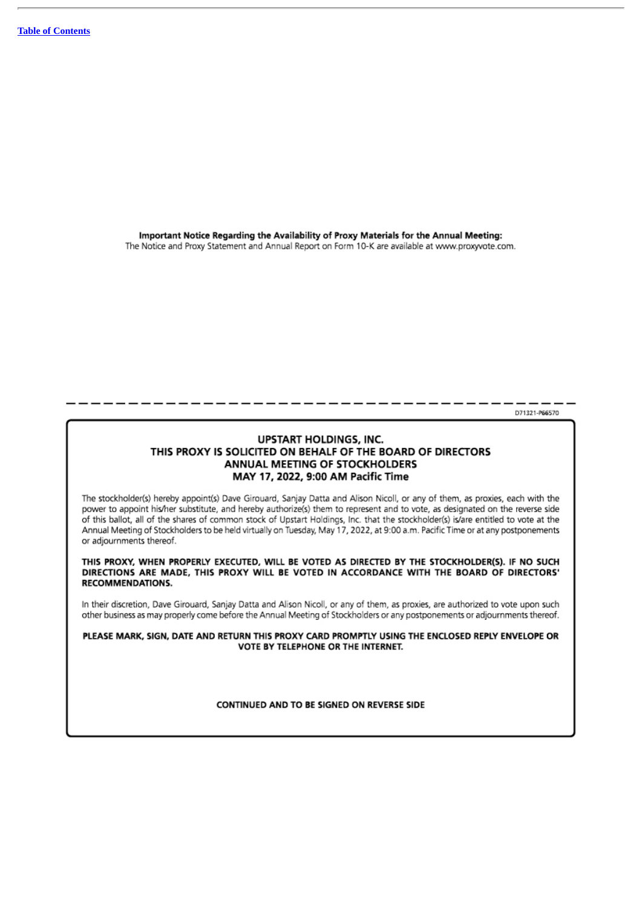[Table of Contents](#)

**Important Notice Regarding the Availability of Proxy Materials for the Annual Meeting:**
The Notice and Proxy Statement and Annual Report on Form 10-K are available at www.proxyvote.com.

D71321-P66570

**UPSTART HOLDINGS, INC.**
**THIS PROXY IS SOLICITED ON BEHALF OF THE BOARD OF DIRECTORS**
**ANNUAL MEETING OF STOCKHOLDERS**
**MAY 17, 2022, 9:00 AM Pacific Time**

The stockholder(s) hereby appoint(s) Dave Girouard, Sanjay Datta and Alison Nicoll, or any of them, as proxies, each with the power to appoint his/her substitute, and hereby authorize(s) them to represent and to vote, as designated on the reverse side of this ballot, all of the shares of common stock of Upstart Holdings, Inc. that the stockholder(s) is/are entitled to vote at the Annual Meeting of Stockholders to be held virtually on Tuesday, May 17, 2022, at 9:00 a.m. Pacific Time or at any postponements or adjournments thereof.

**THIS PROXY, WHEN PROPERLY EXECUTED, WILL BE VOTED AS DIRECTED BY THE STOCKHOLDER(S). IF NO SUCH DIRECTIONS ARE MADE, THIS PROXY WILL BE VOTED IN ACCORDANCE WITH THE BOARD OF DIRECTORS' RECOMMENDATIONS.**

In their discretion, Dave Girouard, Sanjay Datta and Alison Nicoll, or any of them, as proxies, are authorized to vote upon such other business as may properly come before the Annual Meeting of Stockholders or any postponements or adjournments thereof.

**PLEASE MARK, SIGN, DATE AND RETURN THIS PROXY CARD PROMPTLY USING THE ENCLOSED REPLY ENVELOPE OR VOTE BY TELEPHONE OR THE INTERNET.**

**CONTINUED AND TO BE SIGNED ON REVERSE SIDE**